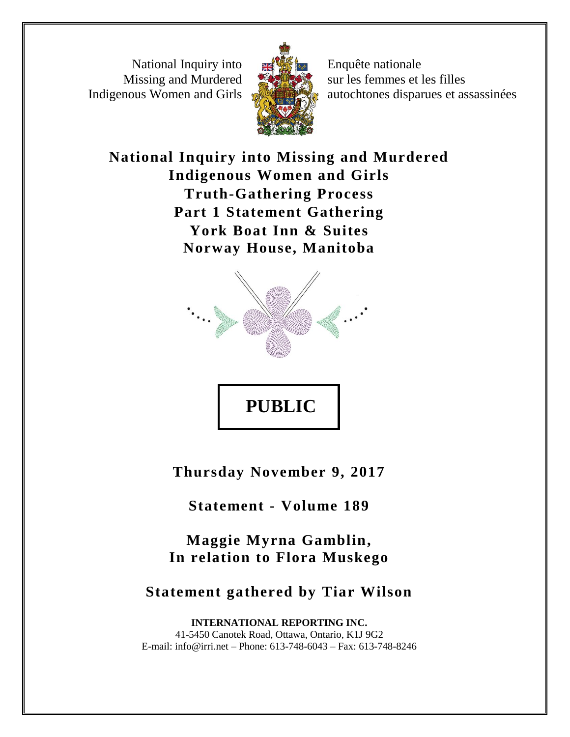National Inquiry into Missing and Murdered Indigenous Women and Girls

Enquête nationale sur les femmes et les filles autochtones disparues et assassinées

# National Inquiry into Missing and Murdered Indigenous Women and Girls
# Truth-Gathering Process
# Part 1 Statement Gathering
# York Boat Inn & Suites
# Norway House, Manitoba

**PUBLIC**

**Thursday November 9, 2017**

**Statement - Volume 189**

**Maggie Myrna Gamblin,**
**In relation to Flora Muskego**

**Statement gathered by Tiar Wilson**

**INTERNATIONAL REPORTING INC.**
41-5450 Canotek Road, Ottawa, Ontario, K1J 9G2
E-mail: info@irri.net – Phone: 613-748-6043 – Fax: 613-748-8246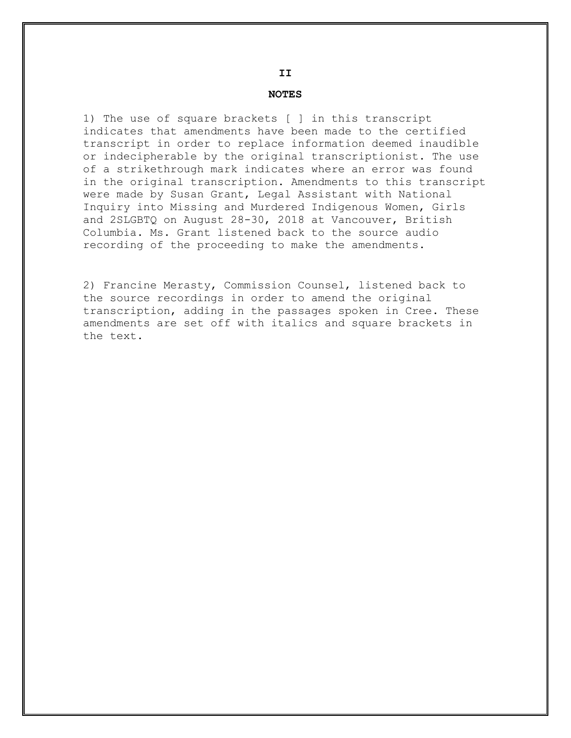II

## NOTES

1) The use of square brackets [ ] in this transcript indicates that amendments have been made to the certified transcript in order to replace information deemed inaudible or indecipherable by the original transcriptionist. The use of a strikethrough mark indicates where an error was found in the original transcription. Amendments to this transcript were made by Susan Grant, Legal Assistant with National Inquiry into Missing and Murdered Indigenous Women, Girls and 2SLGBTQ on August 28-30, 2018 at Vancouver, British Columbia. Ms. Grant listened back to the source audio recording of the proceeding to make the amendments.

2) Francine Merasty, Commission Counsel, listened back to the source recordings in order to amend the original transcription, adding in the passages spoken in Cree. These amendments are set off with italics and square brackets in the text.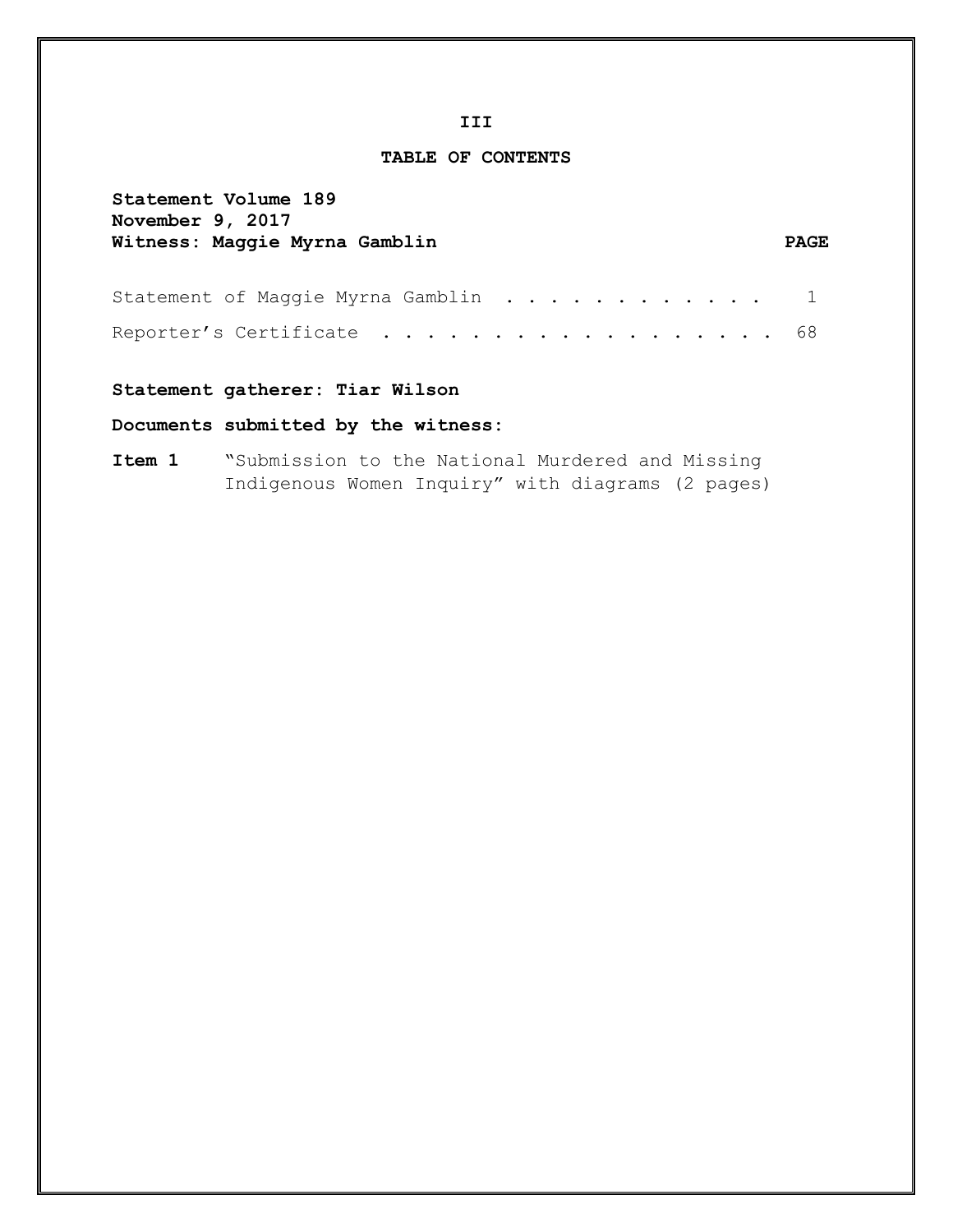**TABLE OF CONTENTS**

**Statement Volume 189**
**November 9, 2017**
**Witness: Maggie Myrna Gamblin**

| | PAGE |
|---|---|
| Statement of Maggie Myrna Gamblin . . . . . . . . . . . . | 1 |
| Reporter's Certificate . . . . . . . . . . . . . . . . . . | 68 |

**Statement gatherer: Tiar Wilson**

**Documents submitted by the witness:**

**Item 1** "Submission to the National Murdered and Missing Indigenous Women Inquiry" with diagrams (2 pages)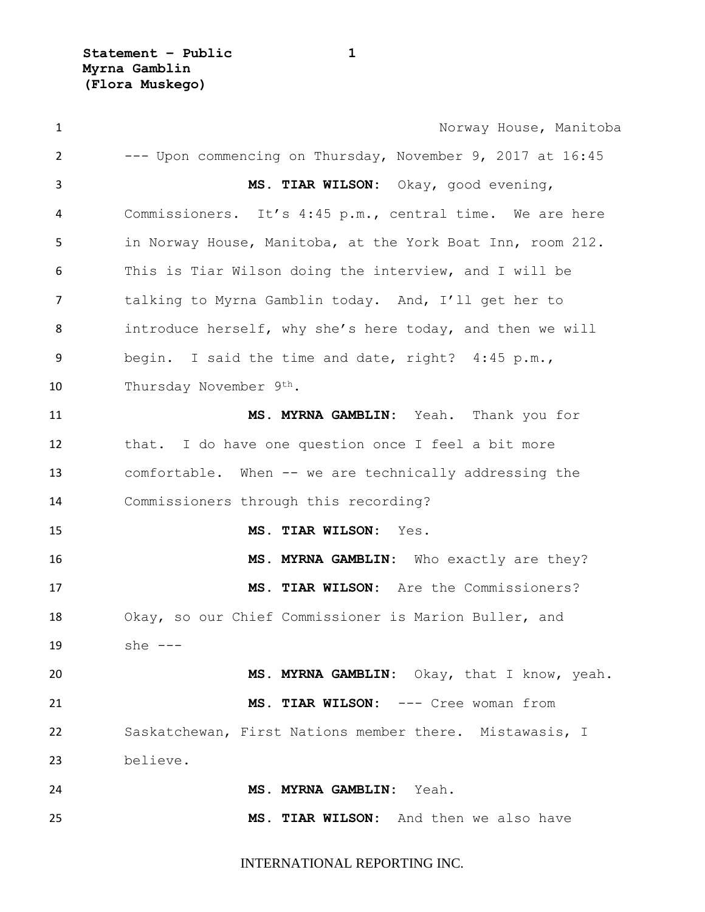Norway House, Manitoba

--- Upon commencing on Thursday, November 9, 2017 at 16:45

**MS. TIAR WILSON:** Okay, good evening, Commissioners. It's 4:45 p.m., central time. We are here in Norway House, Manitoba, at the York Boat Inn, room 212. This is Tiar Wilson doing the interview, and I will be talking to Myrna Gamblin today. And, I'll get her to introduce herself, why she's here today, and then we will begin. I said the time and date, right? 4:45 p.m., Thursday November 9th.

**MS. MYRNA GAMBLIN:** Yeah. Thank you for that. I do have one question once I feel a bit more comfortable. When -- we are technically addressing the Commissioners through this recording?

**MS. TIAR WILSON:** Yes.

**MS. MYRNA GAMBLIN:** Who exactly are they?

**MS. TIAR WILSON:** Are the Commissioners? Okay, so our Chief Commissioner is Marion Buller, and she ---

**MS. MYRNA GAMBLIN:** Okay, that I know, yeah.

**MS. TIAR WILSON:** --- Cree woman from Saskatchewan, First Nations member there. Mistawasis, I believe.

**MS. MYRNA GAMBLIN:** Yeah.

**MS. TIAR WILSON:** And then we also have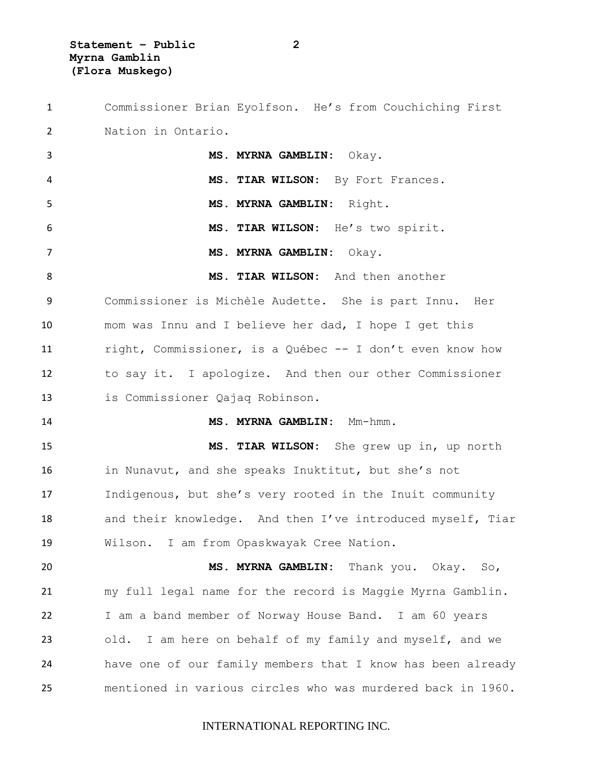Commissioner Brian Eyolfson. He's from Couchiching First Nation in Ontario.

**MS. MYRNA GAMBLIN:** Okay.

**MS. TIAR WILSON:** By Fort Frances.

**MS. MYRNA GAMBLIN:** Right.

**MS. TIAR WILSON:** He's two spirit.

**MS. MYRNA GAMBLIN:** Okay.

**MS. TIAR WILSON:** And then another Commissioner is Michèle Audette. She is part Innu. Her mom was Innu and I believe her dad, I hope I get this right, Commissioner, is a Québec -- I don't even know how to say it. I apologize. And then our other Commissioner is Commissioner Qajaq Robinson.

**MS. MYRNA GAMBLIN:** Mm-hmm.

**MS. TIAR WILSON:** She grew up in, up north in Nunavut, and she speaks Inuktitut, but she's not Indigenous, but she's very rooted in the Inuit community and their knowledge. And then I've introduced myself, Tiar Wilson. I am from Opaskwayak Cree Nation.

**MS. MYRNA GAMBLIN:** Thank you. Okay. So, my full legal name for the record is Maggie Myrna Gamblin. I am a band member of Norway House Band. I am 60 years old. I am here on behalf of my family and myself, and we have one of our family members that I know has been already mentioned in various circles who was murdered back in 1960.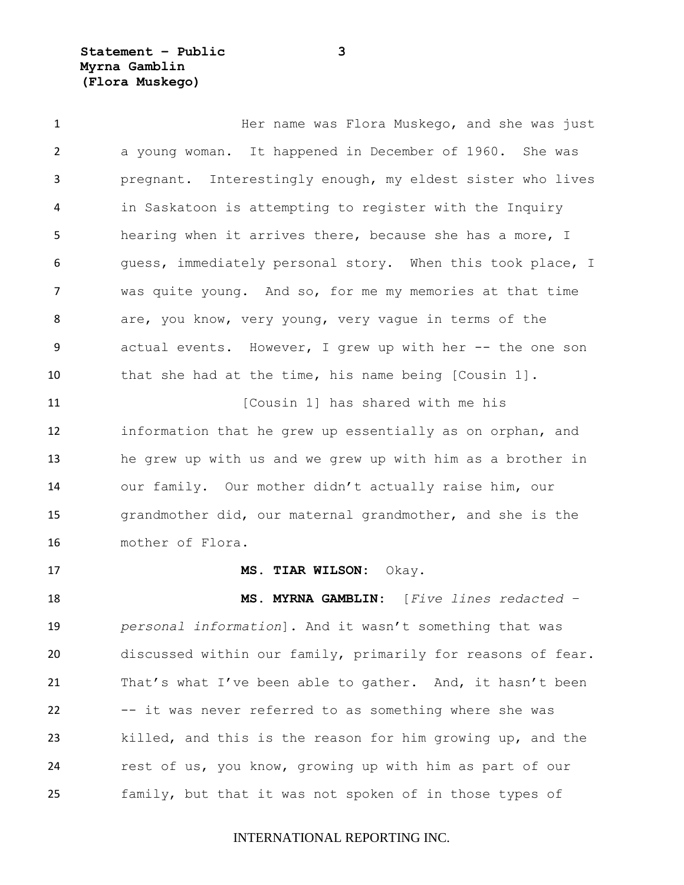Her name was Flora Muskego, and she was just a young woman. It happened in December of 1960. She was pregnant. Interestingly enough, my eldest sister who lives in Saskatoon is attempting to register with the Inquiry hearing when it arrives there, because she has a more, I guess, immediately personal story. When this took place, I was quite young. And so, for me my memories at that time are, you know, very young, very vague in terms of the actual events. However, I grew up with her -- the one son that she had at the time, his name being [Cousin 1].

[Cousin 1] has shared with me his information that he grew up essentially as on orphan, and he grew up with us and we grew up with him as a brother in our family. Our mother didn't actually raise him, our grandmother did, our maternal grandmother, and she is the mother of Flora.

**MS. TIAR WILSON:** Okay.

**MS. MYRNA GAMBLIN:** [*Five lines redacted – personal information*]. And it wasn't something that was discussed within our family, primarily for reasons of fear. That's what I've been able to gather. And, it hasn't been -- it was never referred to as something where she was killed, and this is the reason for him growing up, and the rest of us, you know, growing up with him as part of our family, but that it was not spoken of in those types of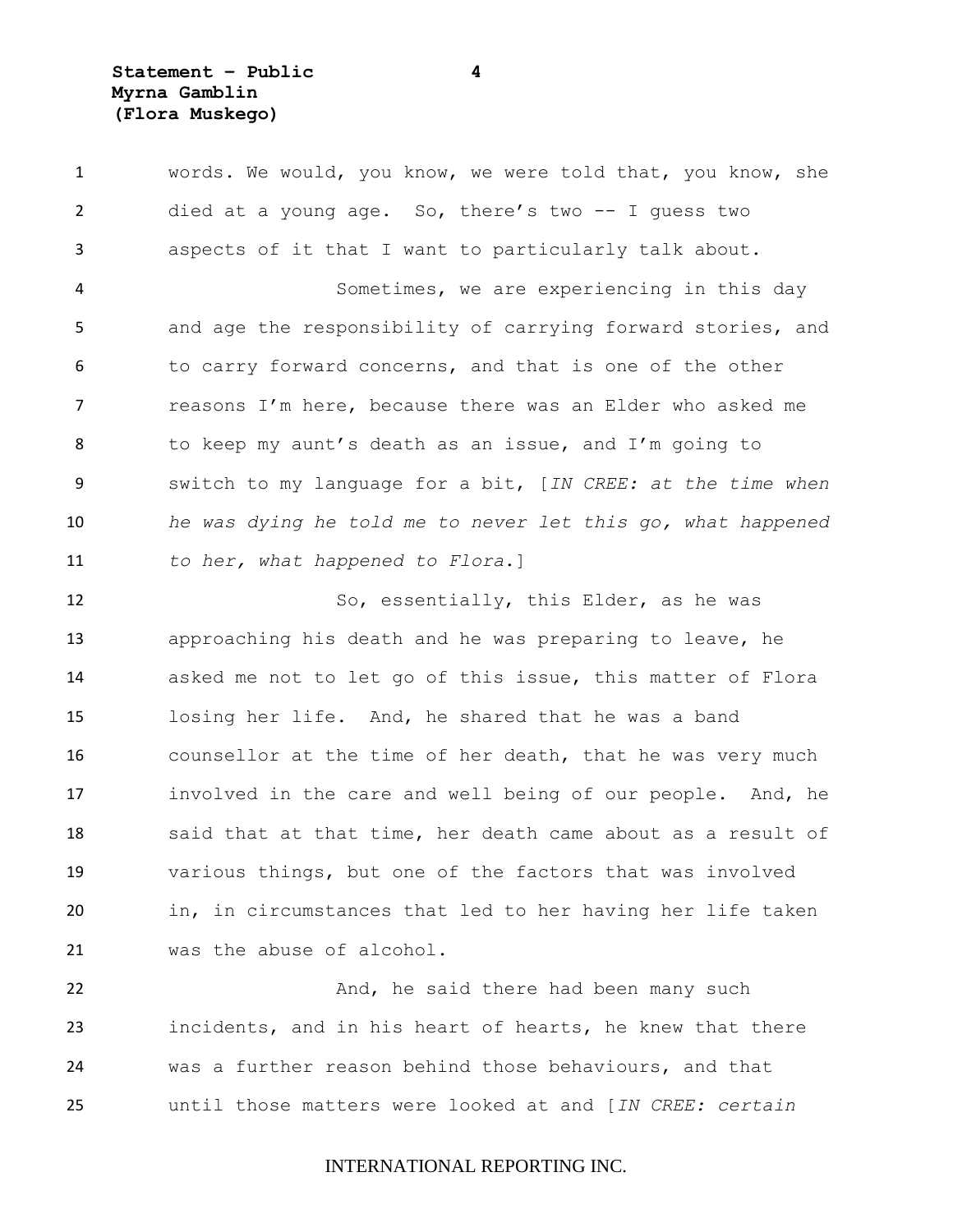words. We would, you know, we were told that, you know, she died at a young age. So, there's two -- I guess two aspects of it that I want to particularly talk about.

Sometimes, we are experiencing in this day and age the responsibility of carrying forward stories, and to carry forward concerns, and that is one of the other reasons I'm here, because there was an Elder who asked me to keep my aunt's death as an issue, and I'm going to switch to my language for a bit, [*IN CREE: at the time when he was dying he told me to never let this go, what happened to her, what happened to Flora*.]

So, essentially, this Elder, as he was approaching his death and he was preparing to leave, he asked me not to let go of this issue, this matter of Flora losing her life. And, he shared that he was a band counsellor at the time of her death, that he was very much involved in the care and well being of our people. And, he said that at that time, her death came about as a result of various things, but one of the factors that was involved in, in circumstances that led to her having her life taken was the abuse of alcohol.

And, he said there had been many such incidents, and in his heart of hearts, he knew that there was a further reason behind those behaviours, and that until those matters were looked at and [*IN CREE: certain*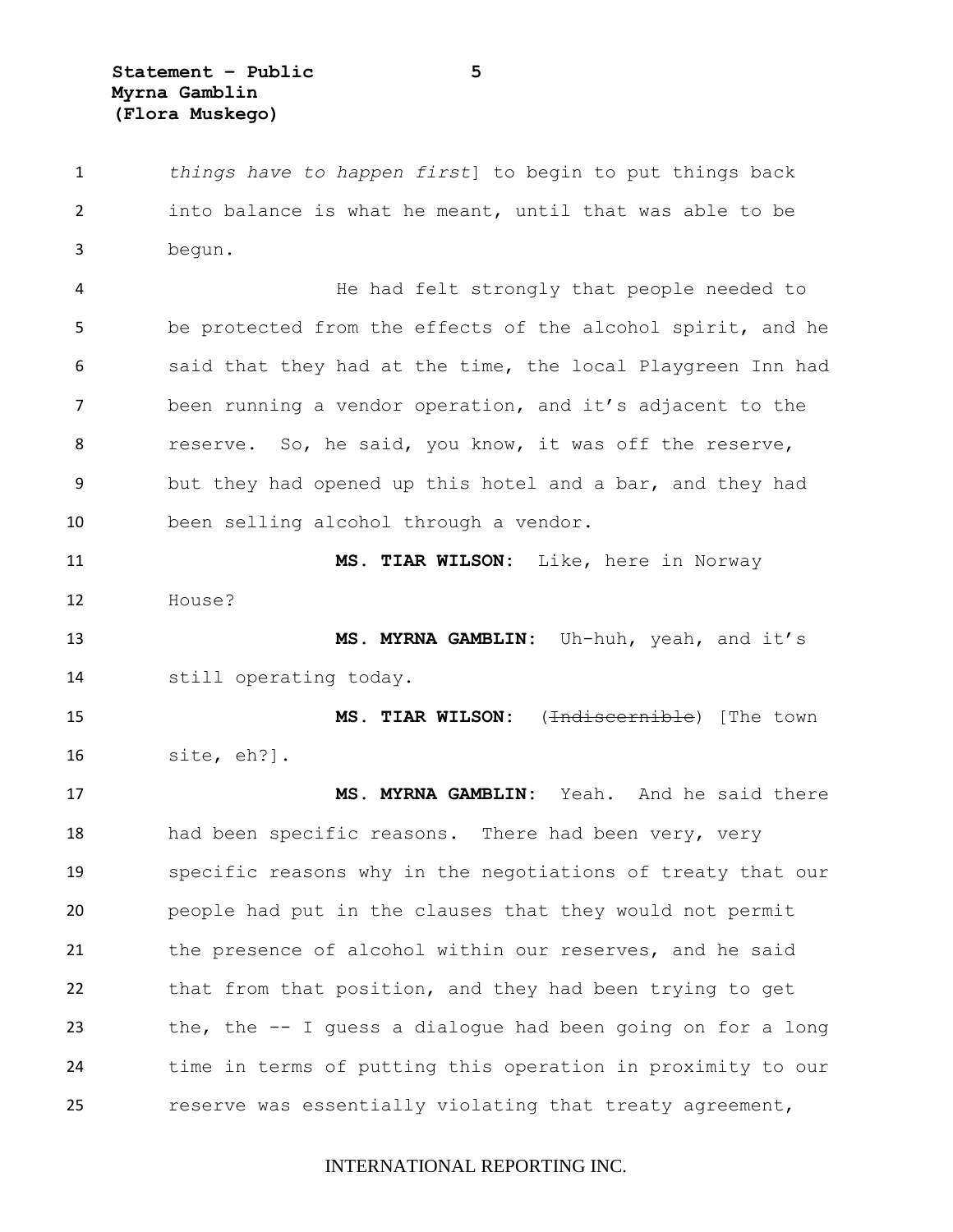*things have to happen first*] to begin to put things back into balance is what he meant, until that was able to be begun.

He had felt strongly that people needed to be protected from the effects of the alcohol spirit, and he said that they had at the time, the local Playgreen Inn had been running a vendor operation, and it's adjacent to the reserve. So, he said, you know, it was off the reserve, but they had opened up this hotel and a bar, and they had been selling alcohol through a vendor.

**MS. TIAR WILSON:** Like, here in Norway House?

**MS. MYRNA GAMBLIN:** Uh-huh, yeah, and it's still operating today.

**MS. TIAR WILSON:** (~~Indiscernible~~) [The town site, eh?].

**MS. MYRNA GAMBLIN:** Yeah. And he said there had been specific reasons. There had been very, very specific reasons why in the negotiations of treaty that our people had put in the clauses that they would not permit the presence of alcohol within our reserves, and he said that from that position, and they had been trying to get the, the -- I guess a dialogue had been going on for a long time in terms of putting this operation in proximity to our reserve was essentially violating that treaty agreement,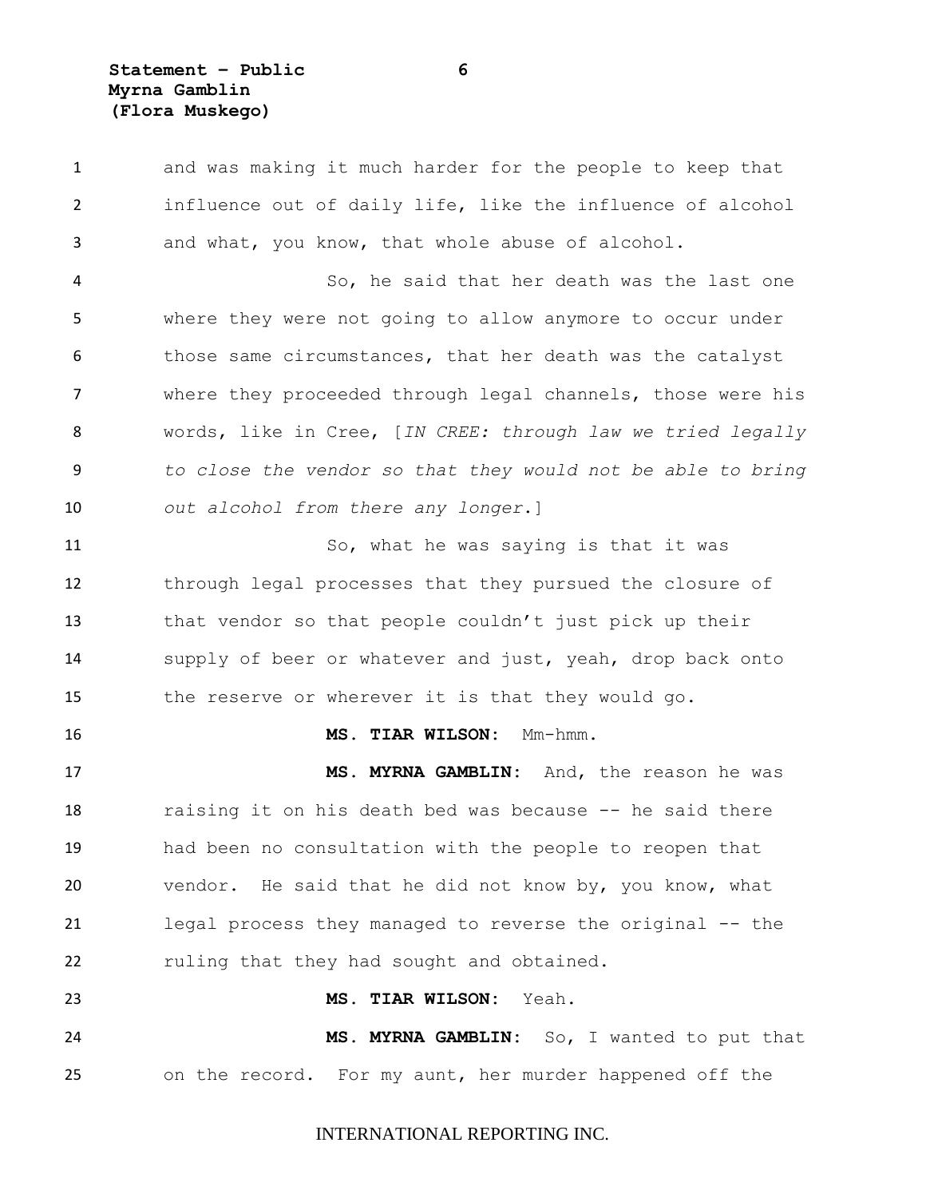and was making it much harder for the people to keep that influence out of daily life, like the influence of alcohol and what, you know, that whole abuse of alcohol.

So, he said that her death was the last one where they were not going to allow anymore to occur under those same circumstances, that her death was the catalyst where they proceeded through legal channels, those were his words, like in Cree, [*IN CREE: through law we tried legally to close the vendor so that they would not be able to bring out alcohol from there any longer*.]

So, what he was saying is that it was through legal processes that they pursued the closure of that vendor so that people couldn't just pick up their supply of beer or whatever and just, yeah, drop back onto the reserve or wherever it is that they would go.

**MS. TIAR WILSON:** Mm-hmm.

**MS. MYRNA GAMBLIN:** And, the reason he was raising it on his death bed was because -- he said there had been no consultation with the people to reopen that vendor. He said that he did not know by, you know, what legal process they managed to reverse the original -- the ruling that they had sought and obtained.

**MS. TIAR WILSON:** Yeah.

**MS. MYRNA GAMBLIN:** So, I wanted to put that on the record. For my aunt, her murder happened off the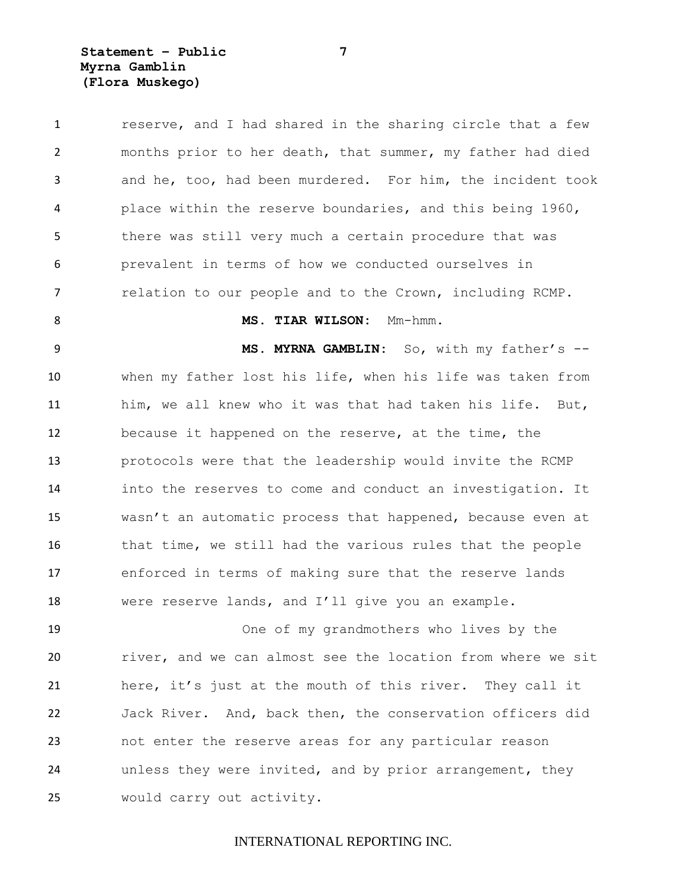reserve, and I had shared in the sharing circle that a few months prior to her death, that summer, my father had died and he, too, had been murdered. For him, the incident took place within the reserve boundaries, and this being 1960, there was still very much a certain procedure that was prevalent in terms of how we conducted ourselves in relation to our people and to the Crown, including RCMP.

**MS. TIAR WILSON:** Mm-hmm.

**MS. MYRNA GAMBLIN:** So, with my father's -- when my father lost his life, when his life was taken from him, we all knew who it was that had taken his life. But, because it happened on the reserve, at the time, the protocols were that the leadership would invite the RCMP into the reserves to come and conduct an investigation. It wasn't an automatic process that happened, because even at that time, we still had the various rules that the people enforced in terms of making sure that the reserve lands were reserve lands, and I'll give you an example.

One of my grandmothers who lives by the river, and we can almost see the location from where we sit here, it's just at the mouth of this river. They call it Jack River. And, back then, the conservation officers did not enter the reserve areas for any particular reason unless they were invited, and by prior arrangement, they would carry out activity.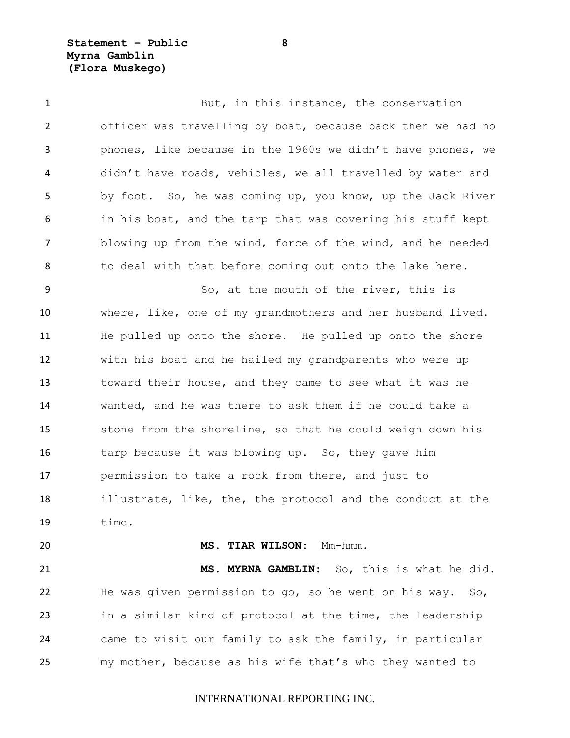But, in this instance, the conservation officer was travelling by boat, because back then we had no phones, like because in the 1960s we didn't have phones, we didn't have roads, vehicles, we all travelled by water and by foot. So, he was coming up, you know, up the Jack River in his boat, and the tarp that was covering his stuff kept blowing up from the wind, force of the wind, and he needed to deal with that before coming out onto the lake here.

So, at the mouth of the river, this is where, like, one of my grandmothers and her husband lived. He pulled up onto the shore. He pulled up onto the shore with his boat and he hailed my grandparents who were up toward their house, and they came to see what it was he wanted, and he was there to ask them if he could take a stone from the shoreline, so that he could weigh down his tarp because it was blowing up. So, they gave him permission to take a rock from there, and just to illustrate, like, the, the protocol and the conduct at the time.

**MS. TIAR WILSON:** Mm-hmm.

**MS. MYRNA GAMBLIN:** So, this is what he did. He was given permission to go, so he went on his way. So, in a similar kind of protocol at the time, the leadership came to visit our family to ask the family, in particular my mother, because as his wife that's who they wanted to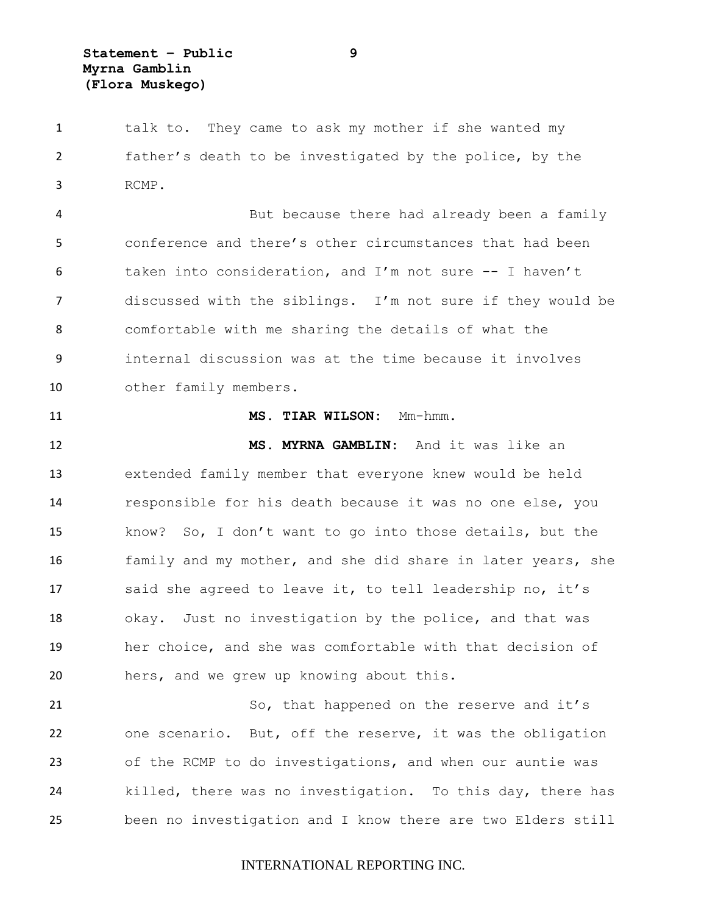talk to. They came to ask my mother if she wanted my father's death to be investigated by the police, by the RCMP.

But because there had already been a family conference and there's other circumstances that had been taken into consideration, and I'm not sure -- I haven't discussed with the siblings. I'm not sure if they would be comfortable with me sharing the details of what the internal discussion was at the time because it involves other family members.

**MS. TIAR WILSON:** Mm-hmm.

**MS. MYRNA GAMBLIN:** And it was like an extended family member that everyone knew would be held responsible for his death because it was no one else, you know? So, I don't want to go into those details, but the family and my mother, and she did share in later years, she said she agreed to leave it, to tell leadership no, it's okay. Just no investigation by the police, and that was her choice, and she was comfortable with that decision of hers, and we grew up knowing about this.

So, that happened on the reserve and it's one scenario. But, off the reserve, it was the obligation of the RCMP to do investigations, and when our auntie was killed, there was no investigation. To this day, there has been no investigation and I know there are two Elders still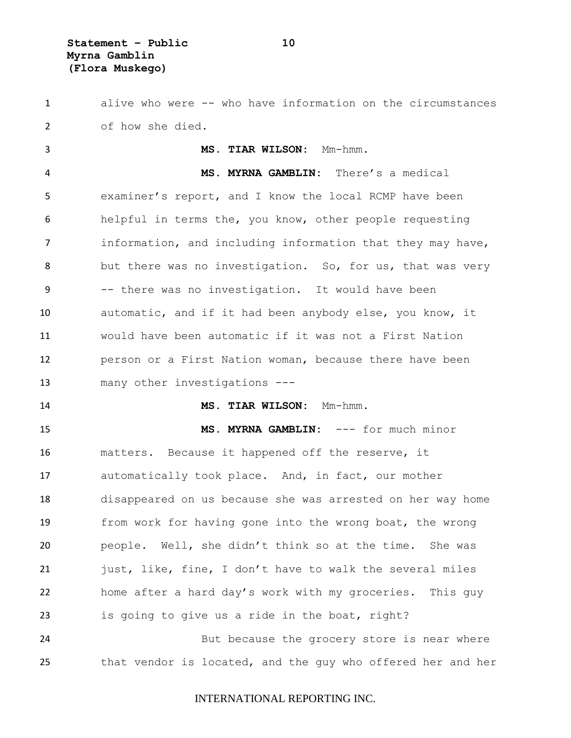alive who were -- who have information on the circumstances of how she died.

**MS. TIAR WILSON:** Mm-hmm.

**MS. MYRNA GAMBLIN:** There's a medical examiner's report, and I know the local RCMP have been helpful in terms the, you know, other people requesting information, and including information that they may have, but there was no investigation. So, for us, that was very -- there was no investigation. It would have been automatic, and if it had been anybody else, you know, it would have been automatic if it was not a First Nation person or a First Nation woman, because there have been many other investigations ---

**MS. TIAR WILSON:** Mm-hmm.

**MS. MYRNA GAMBLIN:** --- for much minor matters. Because it happened off the reserve, it automatically took place. And, in fact, our mother disappeared on us because she was arrested on her way home from work for having gone into the wrong boat, the wrong people. Well, she didn't think so at the time. She was just, like, fine, I don't have to walk the several miles home after a hard day's work with my groceries. This guy is going to give us a ride in the boat, right?

But because the grocery store is near where that vendor is located, and the guy who offered her and her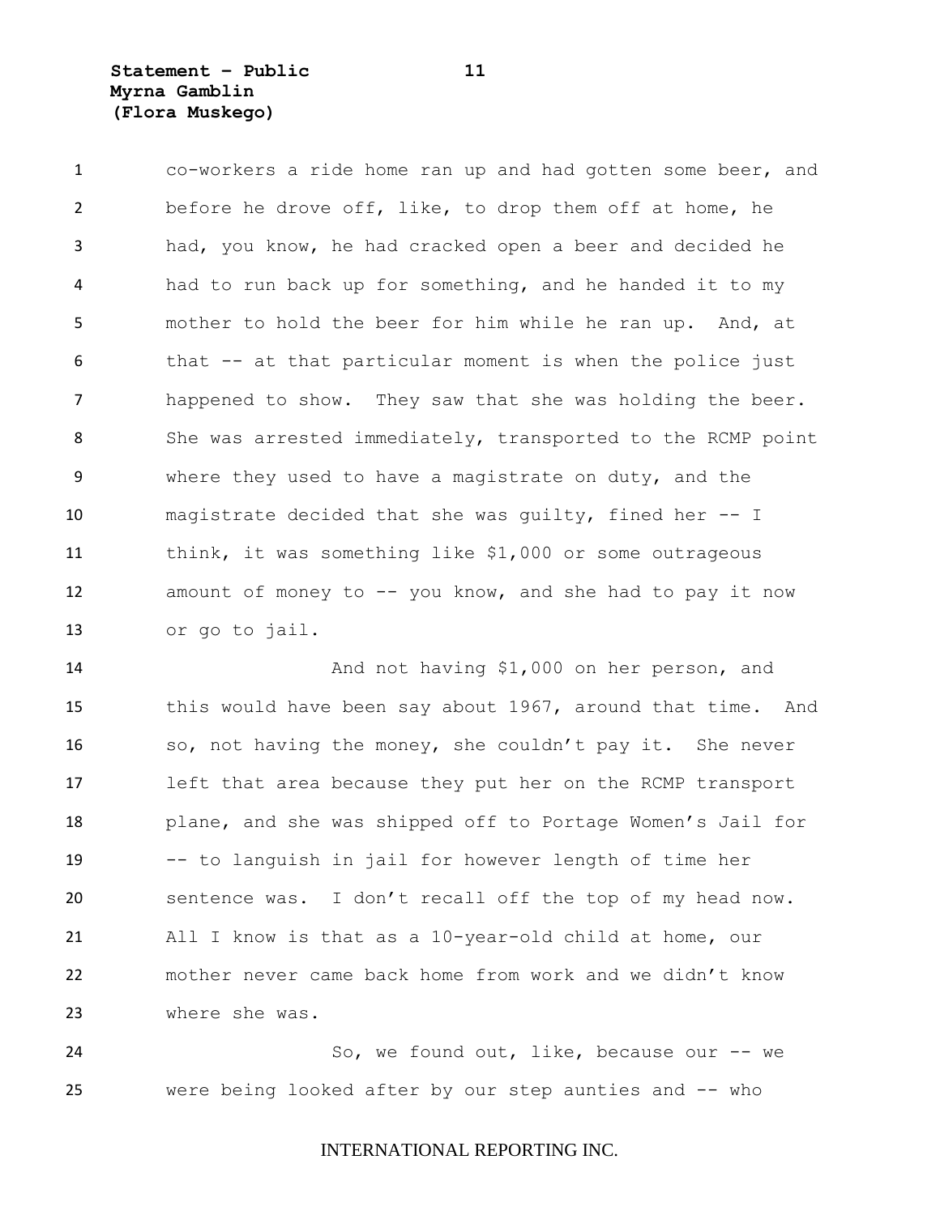co-workers a ride home ran up and had gotten some beer, and before he drove off, like, to drop them off at home, he had, you know, he had cracked open a beer and decided he had to run back up for something, and he handed it to my mother to hold the beer for him while he ran up. And, at that -- at that particular moment is when the police just happened to show. They saw that she was holding the beer. She was arrested immediately, transported to the RCMP point where they used to have a magistrate on duty, and the magistrate decided that she was guilty, fined her -- I think, it was something like $1,000 or some outrageous amount of money to -- you know, and she had to pay it now or go to jail.

And not having $1,000 on her person, and this would have been say about 1967, around that time. And so, not having the money, she couldn't pay it. She never left that area because they put her on the RCMP transport plane, and she was shipped off to Portage Women's Jail for -- to languish in jail for however length of time her sentence was. I don't recall off the top of my head now. All I know is that as a 10-year-old child at home, our mother never came back home from work and we didn't know where she was.

So, we found out, like, because our -- we were being looked after by our step aunties and -- who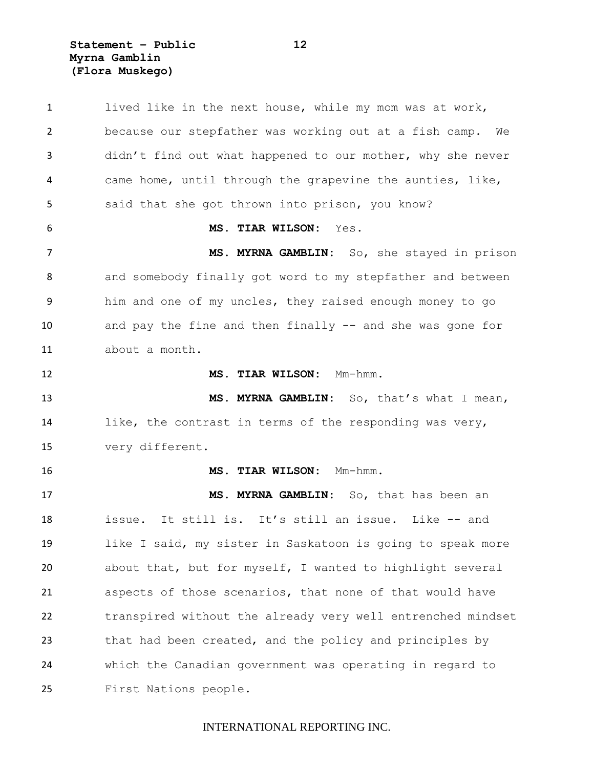lived like in the next house, while my mom was at work, because our stepfather was working out at a fish camp. We didn't find out what happened to our mother, why she never came home, until through the grapevine the aunties, like, said that she got thrown into prison, you know?

**MS. TIAR WILSON:** Yes.

**MS. MYRNA GAMBLIN:** So, she stayed in prison and somebody finally got word to my stepfather and between him and one of my uncles, they raised enough money to go and pay the fine and then finally -- and she was gone for about a month.

**MS. TIAR WILSON:** Mm-hmm.

**MS. MYRNA GAMBLIN:** So, that's what I mean, like, the contrast in terms of the responding was very, very different.

**MS. TIAR WILSON:** Mm-hmm.

**MS. MYRNA GAMBLIN:** So, that has been an issue. It still is. It's still an issue. Like -- and like I said, my sister in Saskatoon is going to speak more about that, but for myself, I wanted to highlight several aspects of those scenarios, that none of that would have transpired without the already very well entrenched mindset that had been created, and the policy and principles by which the Canadian government was operating in regard to First Nations people.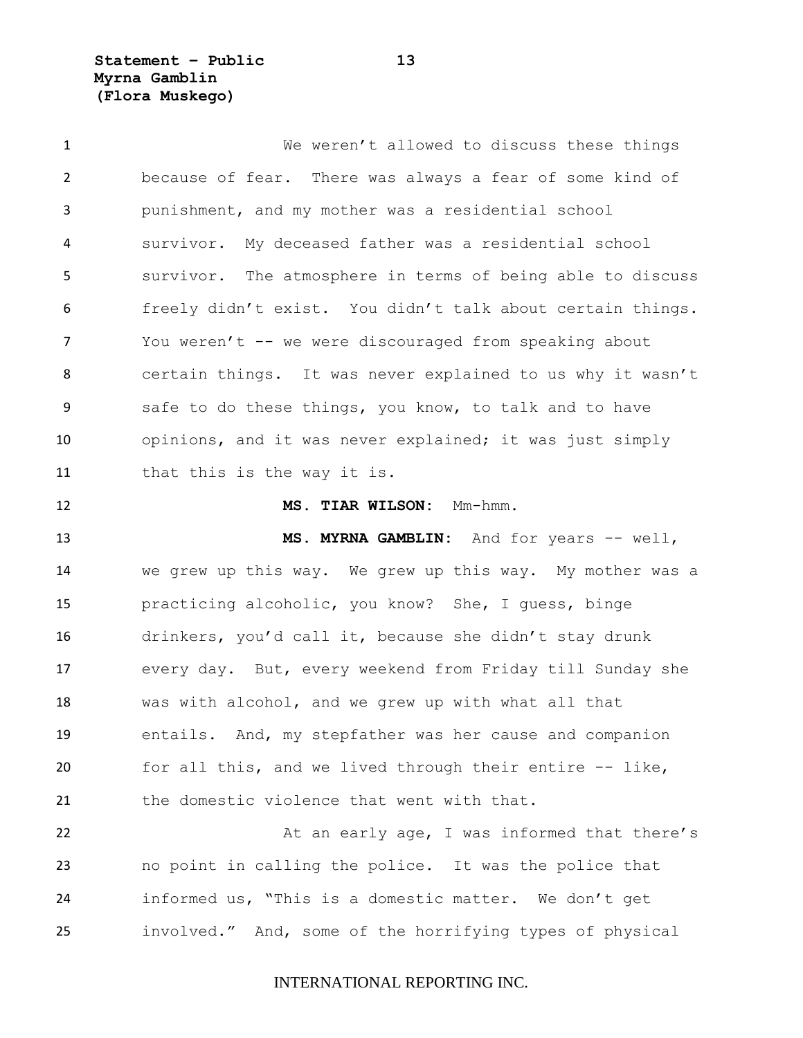We weren't allowed to discuss these things because of fear. There was always a fear of some kind of punishment, and my mother was a residential school survivor. My deceased father was a residential school survivor. The atmosphere in terms of being able to discuss freely didn't exist. You didn't talk about certain things. You weren't -- we were discouraged from speaking about certain things. It was never explained to us why it wasn't safe to do these things, you know, to talk and to have opinions, and it was never explained; it was just simply that this is the way it is.

**MS. TIAR WILSON:** Mm-hmm.

**MS. MYRNA GAMBLIN:** And for years -- well, we grew up this way. We grew up this way. My mother was a practicing alcoholic, you know? She, I guess, binge drinkers, you'd call it, because she didn't stay drunk every day. But, every weekend from Friday till Sunday she was with alcohol, and we grew up with what all that entails. And, my stepfather was her cause and companion for all this, and we lived through their entire -- like, the domestic violence that went with that.

At an early age, I was informed that there's no point in calling the police. It was the police that informed us, "This is a domestic matter. We don't get involved." And, some of the horrifying types of physical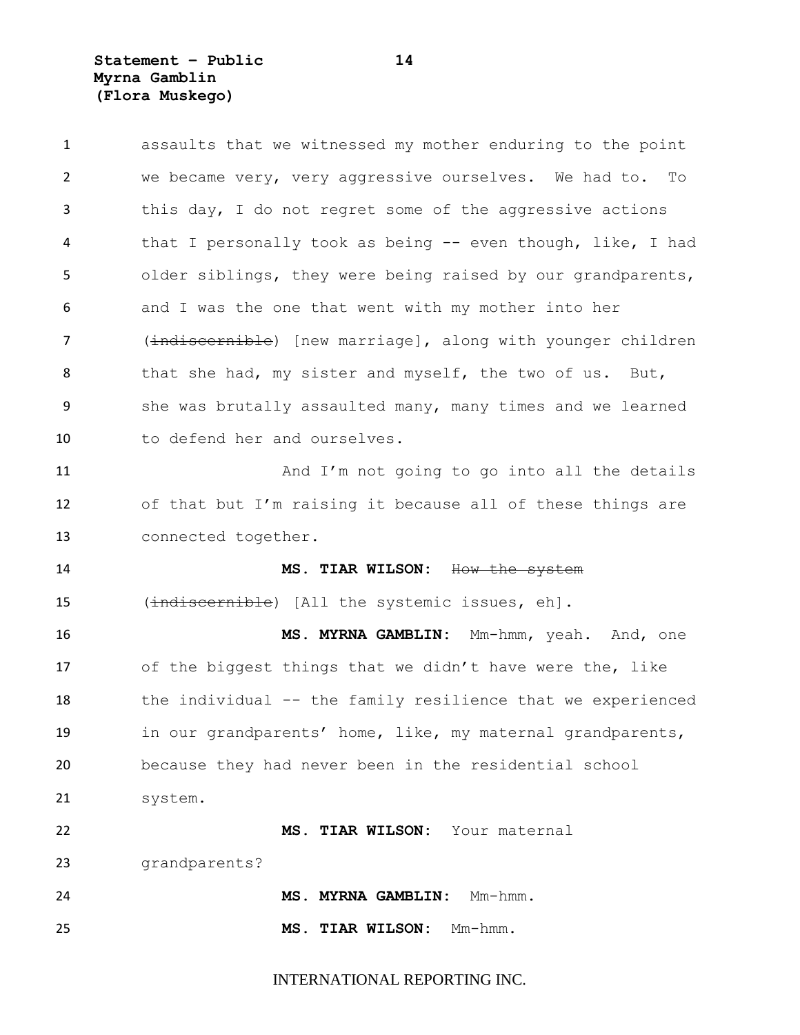assaults that we witnessed my mother enduring to the point we became very, very aggressive ourselves. We had to. To this day, I do not regret some of the aggressive actions that I personally took as being -- even though, like, I had older siblings, they were being raised by our grandparents, and I was the one that went with my mother into her (~~indiscernible~~) [new marriage], along with younger children that she had, my sister and myself, the two of us. But, she was brutally assaulted many, many times and we learned to defend her and ourselves.

And I'm not going to go into all the details of that but I'm raising it because all of these things are connected together.

**MS. TIAR WILSON:** ~~How the system~~ (~~indiscernible~~) [All the systemic issues, eh].

**MS. MYRNA GAMBLIN:** Mm-hmm, yeah. And, one of the biggest things that we didn't have were the, like the individual -- the family resilience that we experienced in our grandparents' home, like, my maternal grandparents, because they had never been in the residential school system.

**MS. TIAR WILSON:** Your maternal grandparents?

**MS. MYRNA GAMBLIN:** Mm-hmm.

**MS. TIAR WILSON:** Mm-hmm.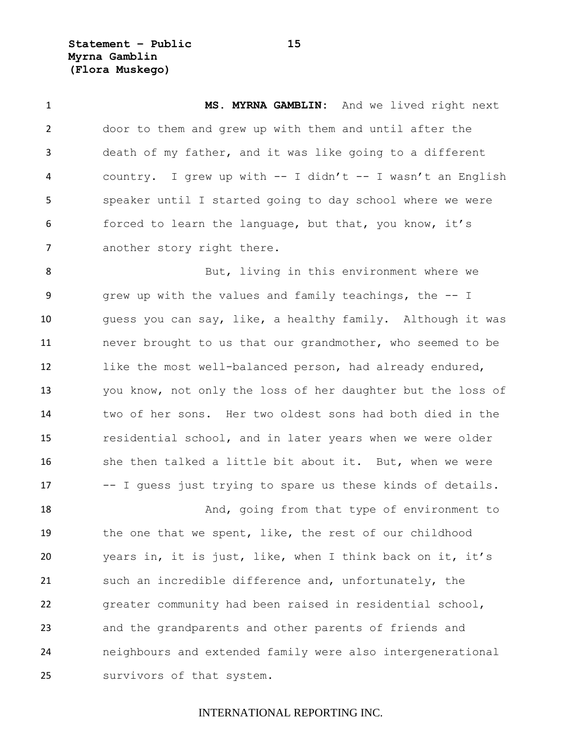**MS. MYRNA GAMBLIN:** And we lived right next door to them and grew up with them and until after the death of my father, and it was like going to a different country. I grew up with -- I didn't -- I wasn't an English speaker until I started going to day school where we were forced to learn the language, but that, you know, it's another story right there.

But, living in this environment where we grew up with the values and family teachings, the -- I guess you can say, like, a healthy family. Although it was never brought to us that our grandmother, who seemed to be like the most well-balanced person, had already endured, you know, not only the loss of her daughter but the loss of two of her sons. Her two oldest sons had both died in the residential school, and in later years when we were older she then talked a little bit about it. But, when we were -- I guess just trying to spare us these kinds of details.

And, going from that type of environment to the one that we spent, like, the rest of our childhood years in, it is just, like, when I think back on it, it's such an incredible difference and, unfortunately, the greater community had been raised in residential school, and the grandparents and other parents of friends and neighbours and extended family were also intergenerational survivors of that system.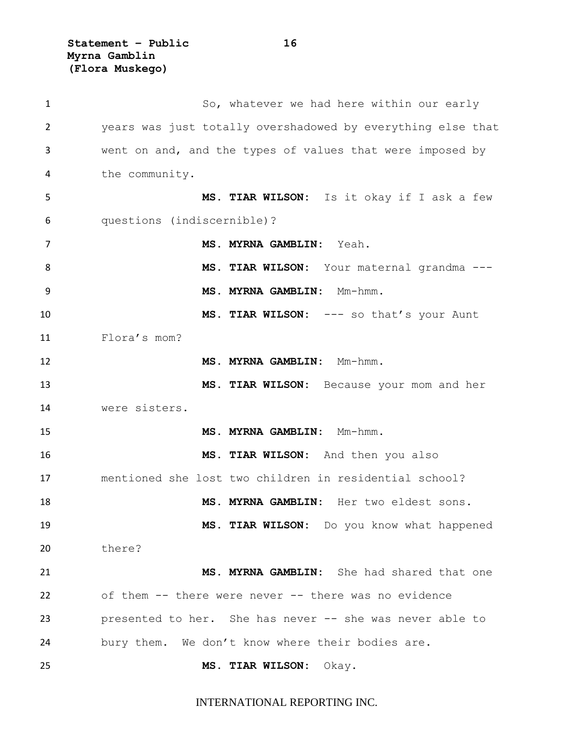So, whatever we had here within our early years was just totally overshadowed by everything else that went on and, and the types of values that were imposed by the community.

**MS. TIAR WILSON:** Is it okay if I ask a few questions (indiscernible)?

**MS. MYRNA GAMBLIN:** Yeah.

**MS. TIAR WILSON:** Your maternal grandma ---

**MS. MYRNA GAMBLIN:** Mm-hmm.

**MS. TIAR WILSON:** --- so that's your Aunt Flora's mom?

**MS. MYRNA GAMBLIN:** Mm-hmm.

**MS. TIAR WILSON:** Because your mom and her were sisters.

**MS. MYRNA GAMBLIN:** Mm-hmm.

**MS. TIAR WILSON:** And then you also mentioned she lost two children in residential school?

**MS. MYRNA GAMBLIN:** Her two eldest sons.

**MS. TIAR WILSON:** Do you know what happened there?

**MS. MYRNA GAMBLIN:** She had shared that one of them -- there were never -- there was no evidence presented to her. She has never -- she was never able to bury them. We don't know where their bodies are.

**MS. TIAR WILSON:** Okay.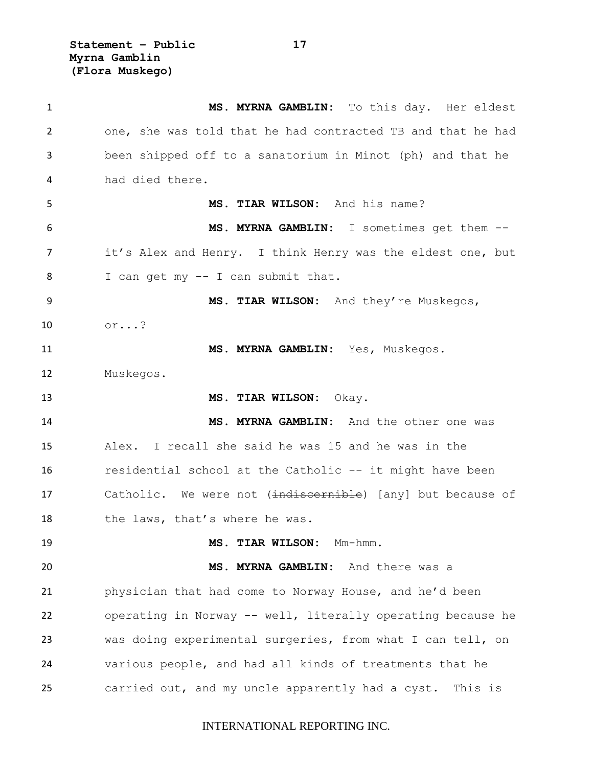**MS. MYRNA GAMBLIN:** To this day. Her eldest one, she was told that he had contracted TB and that he had been shipped off to a sanatorium in Minot (ph) and that he had died there.

**MS. TIAR WILSON:** And his name?

**MS. MYRNA GAMBLIN:** I sometimes get them -- it's Alex and Henry. I think Henry was the eldest one, but I can get my -- I can submit that.

**MS. TIAR WILSON:** And they're Muskegos, or...?

**MS. MYRNA GAMBLIN:** Yes, Muskegos. Muskegos.

**MS. TIAR WILSON:** Okay.

**MS. MYRNA GAMBLIN:** And the other one was Alex. I recall she said he was 15 and he was in the residential school at the Catholic -- it might have been Catholic. We were not (~~indiscernible~~) [any] but because of the laws, that's where he was.

**MS. TIAR WILSON:** Mm-hmm.

**MS. MYRNA GAMBLIN:** And there was a physician that had come to Norway House, and he'd been operating in Norway -- well, literally operating because he was doing experimental surgeries, from what I can tell, on various people, and had all kinds of treatments that he carried out, and my uncle apparently had a cyst. This is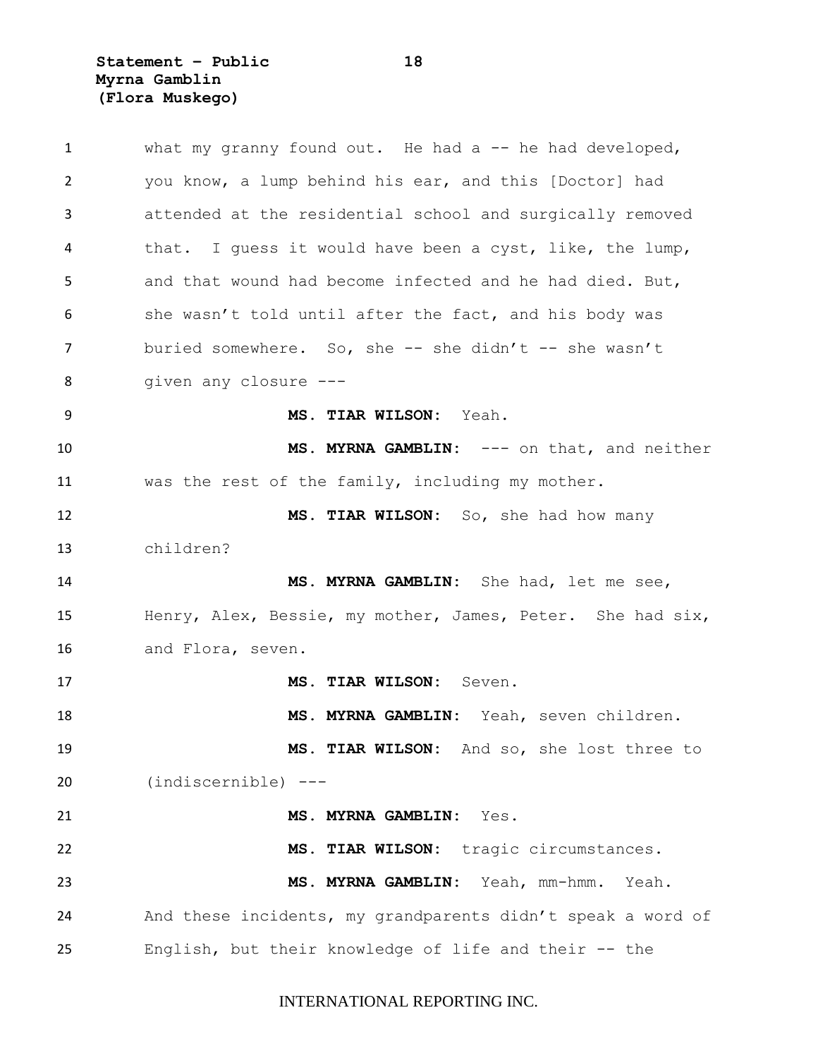what my granny found out. He had a -- he had developed, you know, a lump behind his ear, and this [Doctor] had attended at the residential school and surgically removed that. I guess it would have been a cyst, like, the lump, and that wound had become infected and he had died. But, she wasn't told until after the fact, and his body was buried somewhere. So, she -- she didn't -- she wasn't given any closure ---

**MS. TIAR WILSON:** Yeah.

**MS. MYRNA GAMBLIN:** --- on that, and neither was the rest of the family, including my mother.

**MS. TIAR WILSON:** So, she had how many children?

**MS. MYRNA GAMBLIN:** She had, let me see, Henry, Alex, Bessie, my mother, James, Peter. She had six, and Flora, seven.

**MS. TIAR WILSON:** Seven.

**MS. MYRNA GAMBLIN:** Yeah, seven children.

**MS. TIAR WILSON:** And so, she lost three to (indiscernible) ---

**MS. MYRNA GAMBLIN:** Yes.

**MS. TIAR WILSON:** tragic circumstances.

**MS. MYRNA GAMBLIN:** Yeah, mm-hmm. Yeah. And these incidents, my grandparents didn't speak a word of English, but their knowledge of life and their -- the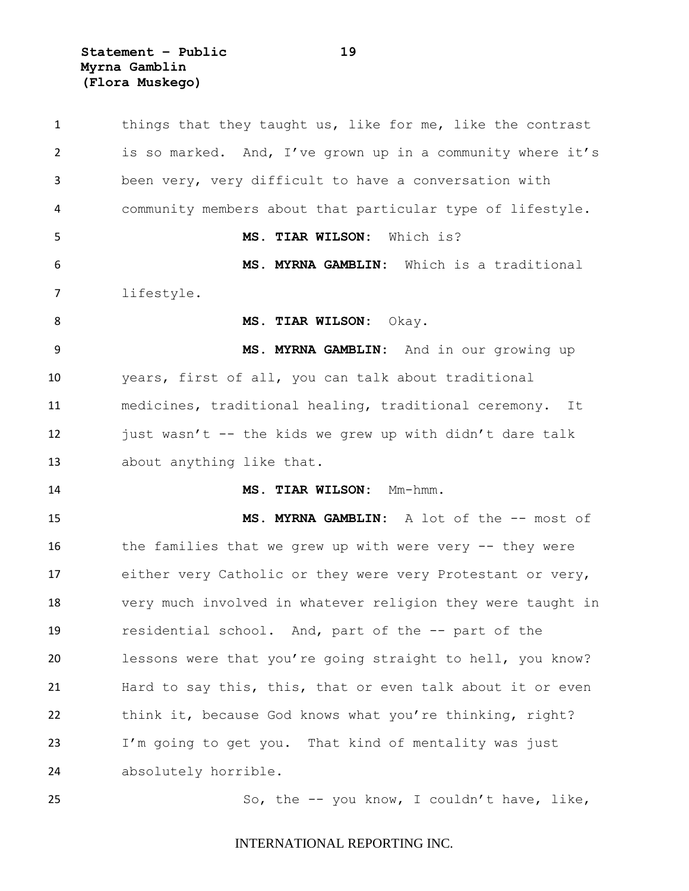things that they taught us, like for me, like the contrast is so marked. And, I've grown up in a community where it's been very, very difficult to have a conversation with community members about that particular type of lifestyle.

**MS. TIAR WILSON:** Which is?

**MS. MYRNA GAMBLIN:** Which is a traditional lifestyle.

**MS. TIAR WILSON:** Okay.

**MS. MYRNA GAMBLIN:** And in our growing up years, first of all, you can talk about traditional medicines, traditional healing, traditional ceremony. It just wasn't -- the kids we grew up with didn't dare talk about anything like that.

**MS. TIAR WILSON:** Mm-hmm.

**MS. MYRNA GAMBLIN:** A lot of the -- most of the families that we grew up with were very -- they were either very Catholic or they were very Protestant or very, very much involved in whatever religion they were taught in residential school. And, part of the -- part of the lessons were that you're going straight to hell, you know? Hard to say this, this, that or even talk about it or even think it, because God knows what you're thinking, right? I'm going to get you. That kind of mentality was just absolutely horrible.

So, the -- you know, I couldn't have, like,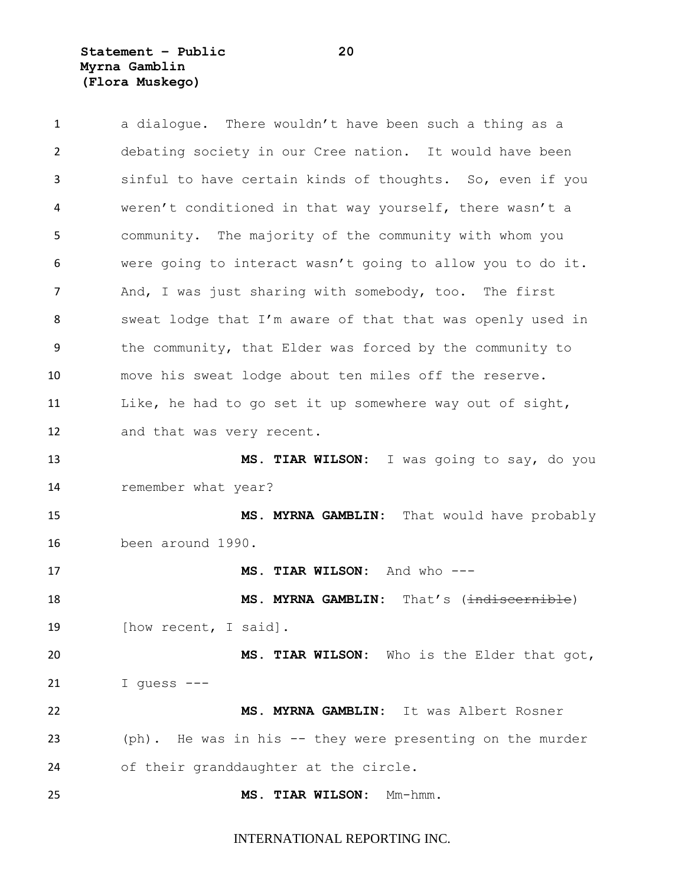a dialogue. There wouldn't have been such a thing as a debating society in our Cree nation. It would have been sinful to have certain kinds of thoughts. So, even if you weren't conditioned in that way yourself, there wasn't a community. The majority of the community with whom you were going to interact wasn't going to allow you to do it. And, I was just sharing with somebody, too. The first sweat lodge that I'm aware of that that was openly used in the community, that Elder was forced by the community to move his sweat lodge about ten miles off the reserve. Like, he had to go set it up somewhere way out of sight, and that was very recent.

**MS. TIAR WILSON:** I was going to say, do you remember what year?

**MS. MYRNA GAMBLIN:** That would have probably been around 1990.

**MS. TIAR WILSON:** And who ---

**MS. MYRNA GAMBLIN:** That's (~~indiscernible~~) [how recent, I said].

**MS. TIAR WILSON:** Who is the Elder that got, I guess ---

**MS. MYRNA GAMBLIN:** It was Albert Rosner (ph). He was in his -- they were presenting on the murder of their granddaughter at the circle.

**MS. TIAR WILSON:** Mm-hmm.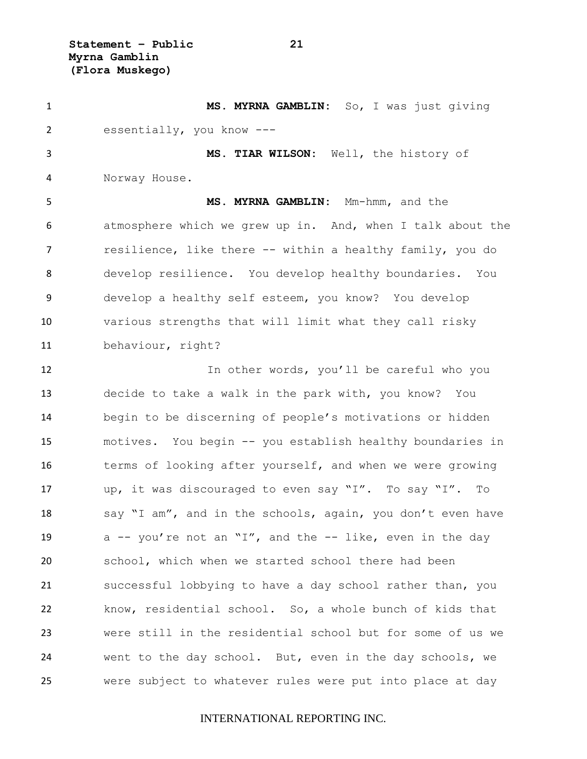**MS. MYRNA GAMBLIN:** So, I was just giving essentially, you know ---

**MS. TIAR WILSON:** Well, the history of Norway House.

**MS. MYRNA GAMBLIN:** Mm-hmm, and the atmosphere which we grew up in. And, when I talk about the resilience, like there -- within a healthy family, you do develop resilience. You develop healthy boundaries. You develop a healthy self esteem, you know? You develop various strengths that will limit what they call risky behaviour, right?

In other words, you'll be careful who you decide to take a walk in the park with, you know? You begin to be discerning of people's motivations or hidden motives. You begin -- you establish healthy boundaries in terms of looking after yourself, and when we were growing up, it was discouraged to even say "I". To say "I". To say "I am", and in the schools, again, you don't even have a -- you're not an "I", and the -- like, even in the day school, which when we started school there had been successful lobbying to have a day school rather than, you know, residential school. So, a whole bunch of kids that were still in the residential school but for some of us we went to the day school. But, even in the day schools, we were subject to whatever rules were put into place at day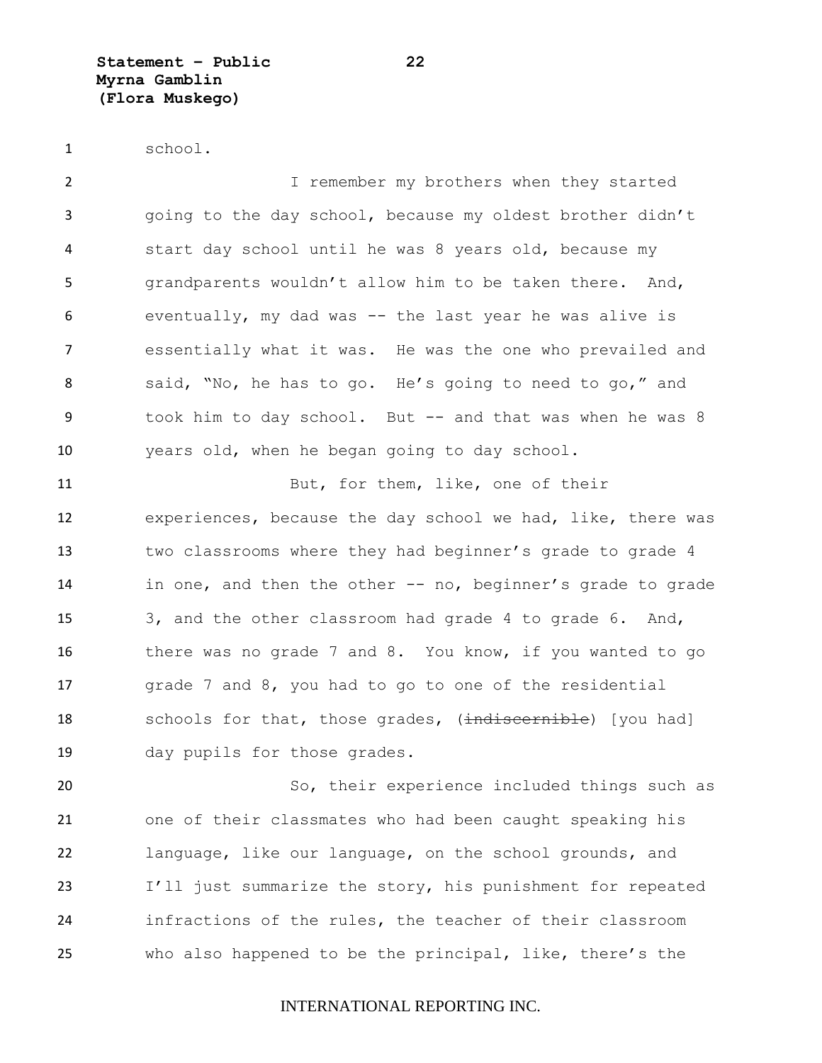school.

I remember my brothers when they started going to the day school, because my oldest brother didn't start day school until he was 8 years old, because my grandparents wouldn't allow him to be taken there. And, eventually, my dad was -- the last year he was alive is essentially what it was. He was the one who prevailed and said, "No, he has to go. He's going to need to go," and took him to day school. But -- and that was when he was 8 years old, when he began going to day school.

But, for them, like, one of their experiences, because the day school we had, like, there was two classrooms where they had beginner's grade to grade 4 in one, and then the other -- no, beginner's grade to grade 3, and the other classroom had grade 4 to grade 6. And, there was no grade 7 and 8. You know, if you wanted to go grade 7 and 8, you had to go to one of the residential schools for that, those grades, (~~indiscernible~~) [you had] day pupils for those grades.

So, their experience included things such as one of their classmates who had been caught speaking his language, like our language, on the school grounds, and I'll just summarize the story, his punishment for repeated infractions of the rules, the teacher of their classroom who also happened to be the principal, like, there's the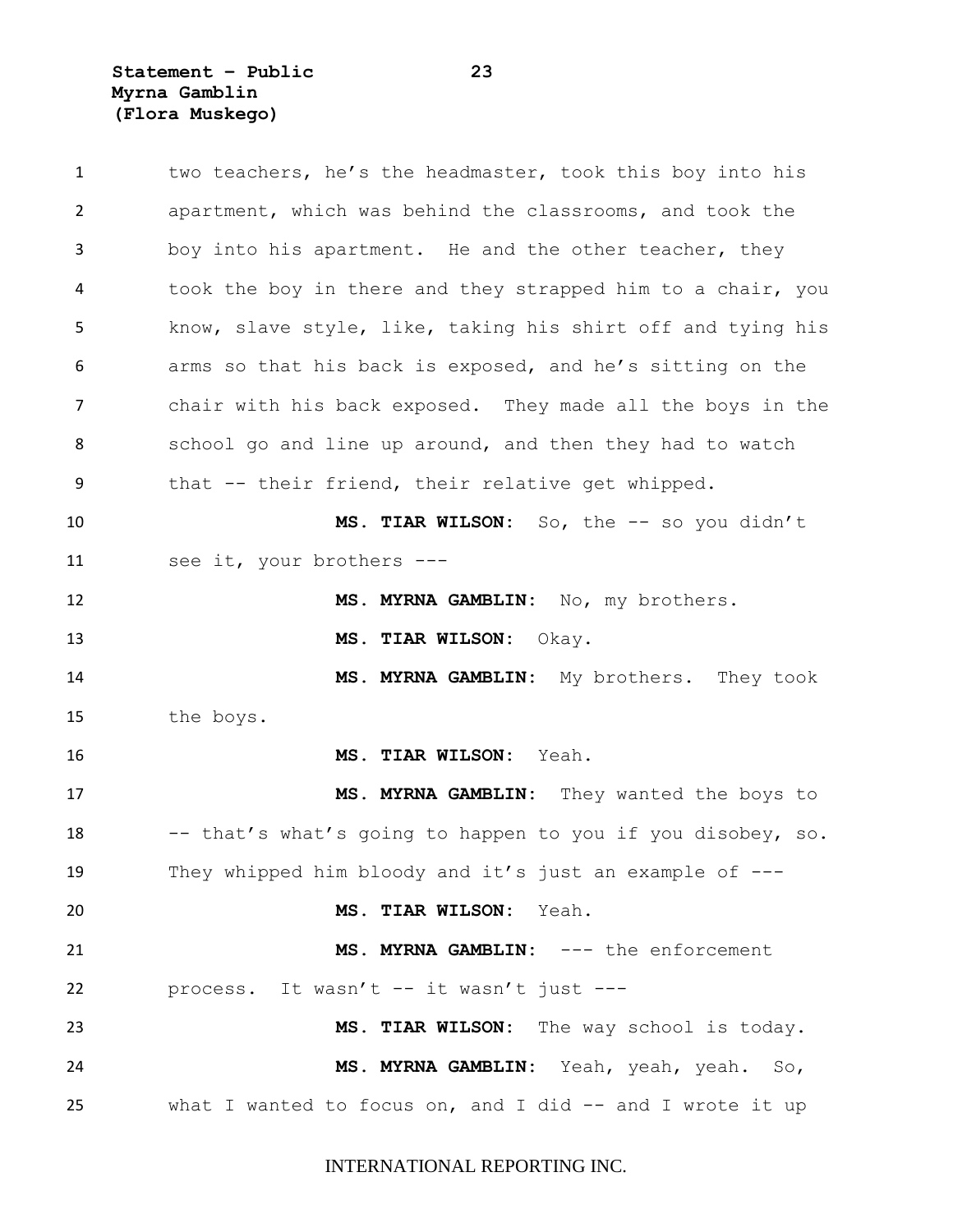two teachers, he's the headmaster, took this boy into his apartment, which was behind the classrooms, and took the boy into his apartment. He and the other teacher, they took the boy in there and they strapped him to a chair, you know, slave style, like, taking his shirt off and tying his arms so that his back is exposed, and he's sitting on the chair with his back exposed. They made all the boys in the school go and line up around, and then they had to watch that -- their friend, their relative get whipped.

**MS. TIAR WILSON:** So, the -- so you didn't see it, your brothers ---

**MS. MYRNA GAMBLIN:** No, my brothers.

**MS. TIAR WILSON:** Okay.

**MS. MYRNA GAMBLIN:** My brothers. They took the boys.

**MS. TIAR WILSON:** Yeah.

**MS. MYRNA GAMBLIN:** They wanted the boys to -- that's what's going to happen to you if you disobey, so. They whipped him bloody and it's just an example of ---

**MS. TIAR WILSON:** Yeah.

**MS. MYRNA GAMBLIN:** --- the enforcement process. It wasn't -- it wasn't just ---

**MS. TIAR WILSON:** The way school is today.

**MS. MYRNA GAMBLIN:** Yeah, yeah, yeah. So, what I wanted to focus on, and I did -- and I wrote it up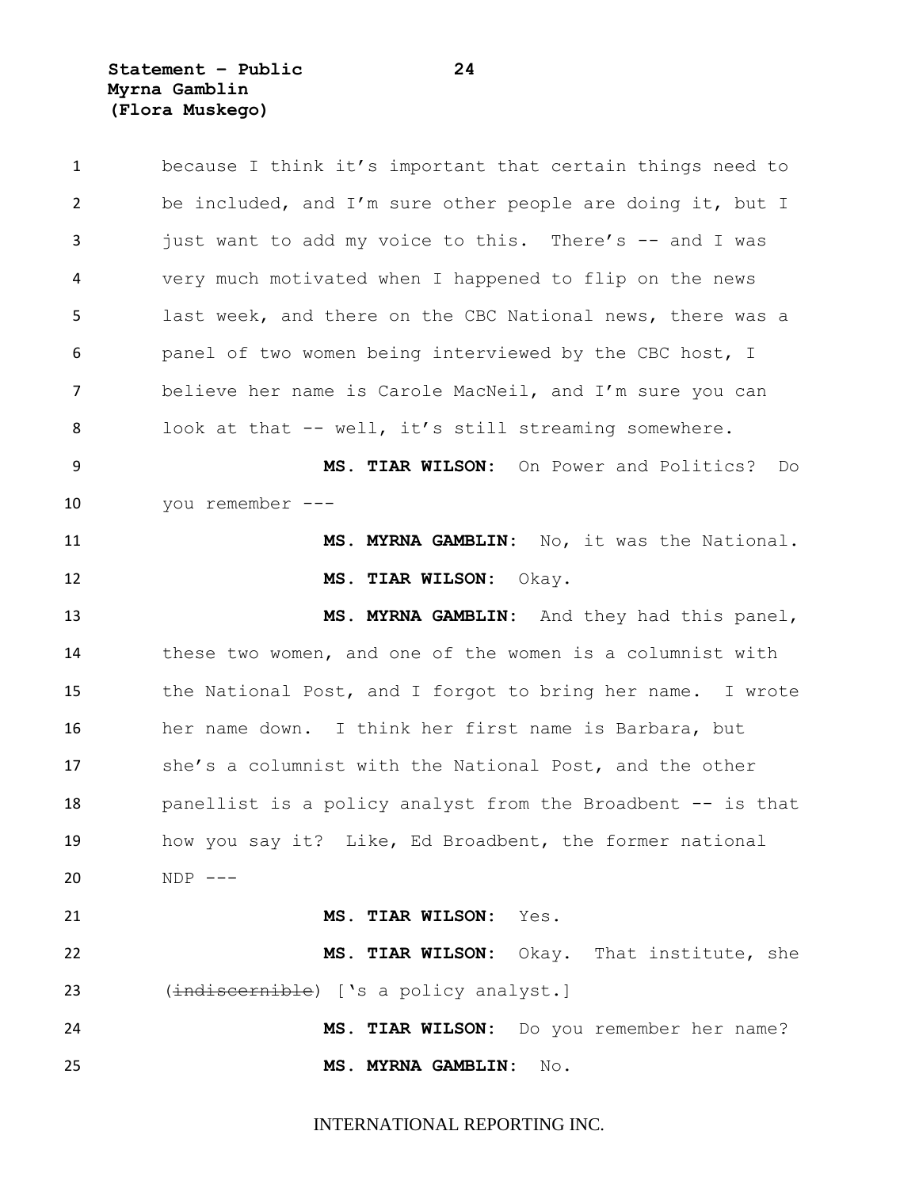because I think it's important that certain things need to be included, and I'm sure other people are doing it, but I just want to add my voice to this. There's -- and I was very much motivated when I happened to flip on the news last week, and there on the CBC National news, there was a panel of two women being interviewed by the CBC host, I believe her name is Carole MacNeil, and I'm sure you can look at that -- well, it's still streaming somewhere.

**MS. TIAR WILSON:** On Power and Politics? Do you remember ---

**MS. MYRNA GAMBLIN:** No, it was the National.

**MS. TIAR WILSON:** Okay.

**MS. MYRNA GAMBLIN:** And they had this panel, these two women, and one of the women is a columnist with the National Post, and I forgot to bring her name. I wrote her name down. I think her first name is Barbara, but she's a columnist with the National Post, and the other panellist is a policy analyst from the Broadbent -- is that how you say it? Like, Ed Broadbent, the former national NDP ---

**MS. TIAR WILSON:** Yes.

**MS. TIAR WILSON:** Okay. That institute, she ~~(indiscernible)~~ ['s a policy analyst.]

**MS. TIAR WILSON:** Do you remember her name?

**MS. MYRNA GAMBLIN:** No.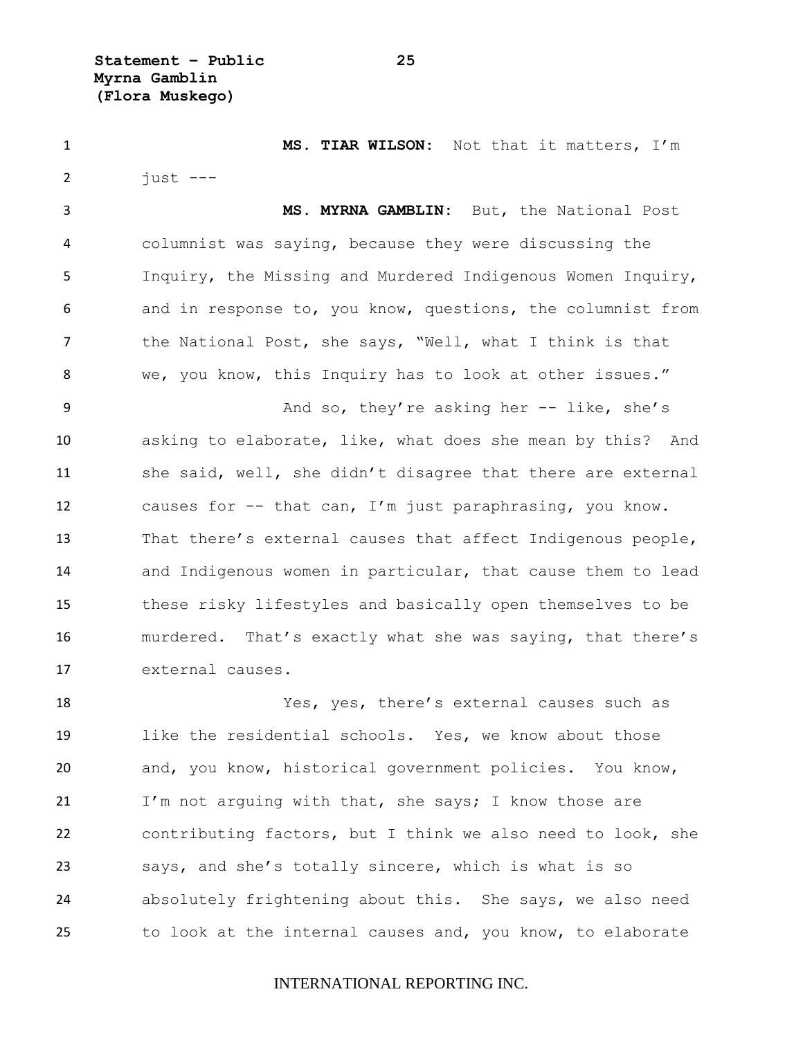**MS. TIAR WILSON:** Not that it matters, I'm just ---

**MS. MYRNA GAMBLIN:** But, the National Post columnist was saying, because they were discussing the Inquiry, the Missing and Murdered Indigenous Women Inquiry, and in response to, you know, questions, the columnist from the National Post, she says, "Well, what I think is that we, you know, this Inquiry has to look at other issues."

And so, they're asking her -- like, she's asking to elaborate, like, what does she mean by this? And she said, well, she didn't disagree that there are external causes for -- that can, I'm just paraphrasing, you know. That there's external causes that affect Indigenous people, and Indigenous women in particular, that cause them to lead these risky lifestyles and basically open themselves to be murdered. That's exactly what she was saying, that there's external causes.

Yes, yes, there's external causes such as like the residential schools. Yes, we know about those and, you know, historical government policies. You know, I'm not arguing with that, she says; I know those are contributing factors, but I think we also need to look, she says, and she's totally sincere, which is what is so absolutely frightening about this. She says, we also need to look at the internal causes and, you know, to elaborate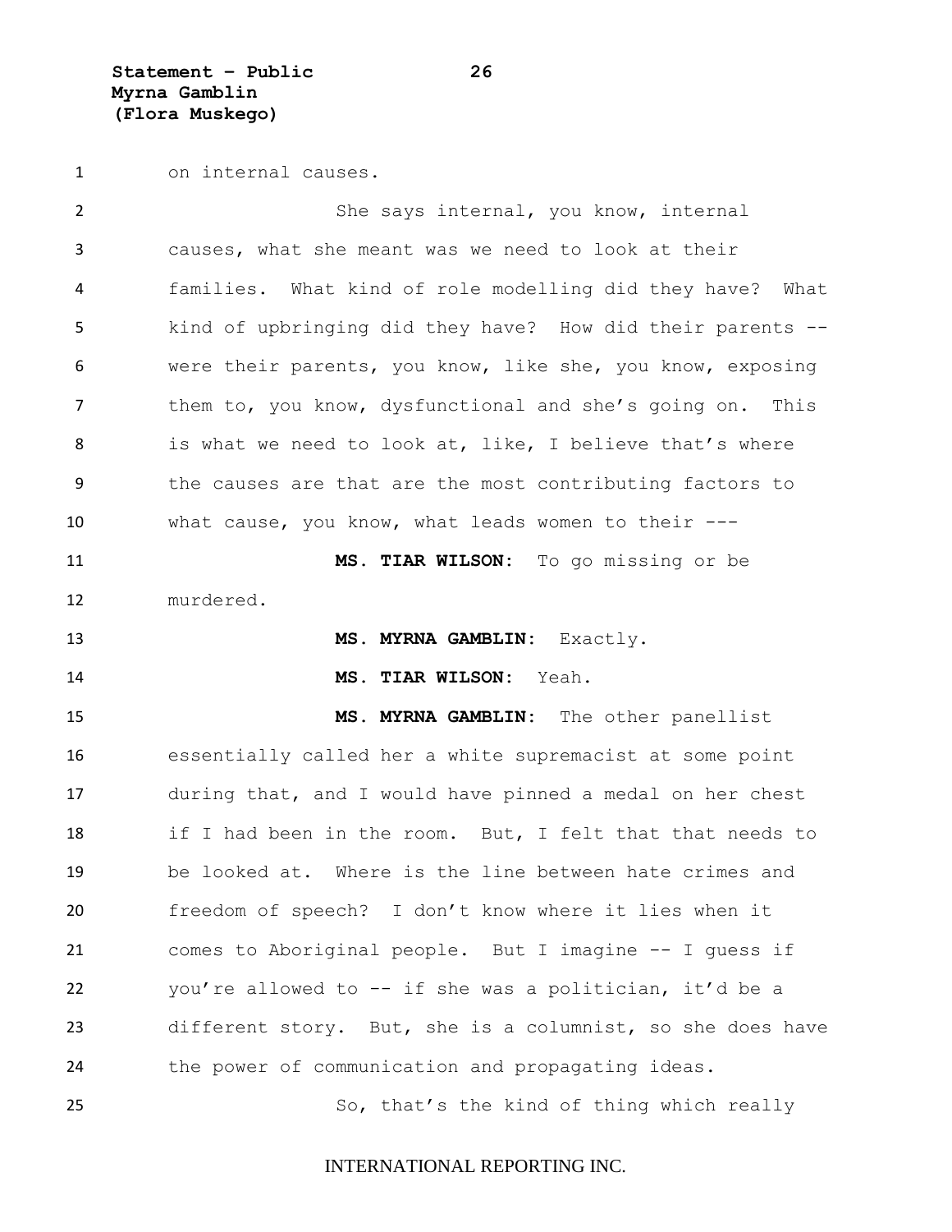on internal causes.

She says internal, you know, internal causes, what she meant was we need to look at their families. What kind of role modelling did they have? What kind of upbringing did they have? How did their parents -- were their parents, you know, like she, you know, exposing them to, you know, dysfunctional and she's going on. This is what we need to look at, like, I believe that's where the causes are that are the most contributing factors to what cause, you know, what leads women to their ---

**MS. TIAR WILSON:** To go missing or be murdered.

**MS. MYRNA GAMBLIN:** Exactly.

**MS. TIAR WILSON:** Yeah.

**MS. MYRNA GAMBLIN:** The other panellist essentially called her a white supremacist at some point during that, and I would have pinned a medal on her chest if I had been in the room. But, I felt that that needs to be looked at. Where is the line between hate crimes and freedom of speech? I don't know where it lies when it comes to Aboriginal people. But I imagine -- I guess if you're allowed to -- if she was a politician, it'd be a different story. But, she is a columnist, so she does have the power of communication and propagating ideas.

So, that's the kind of thing which really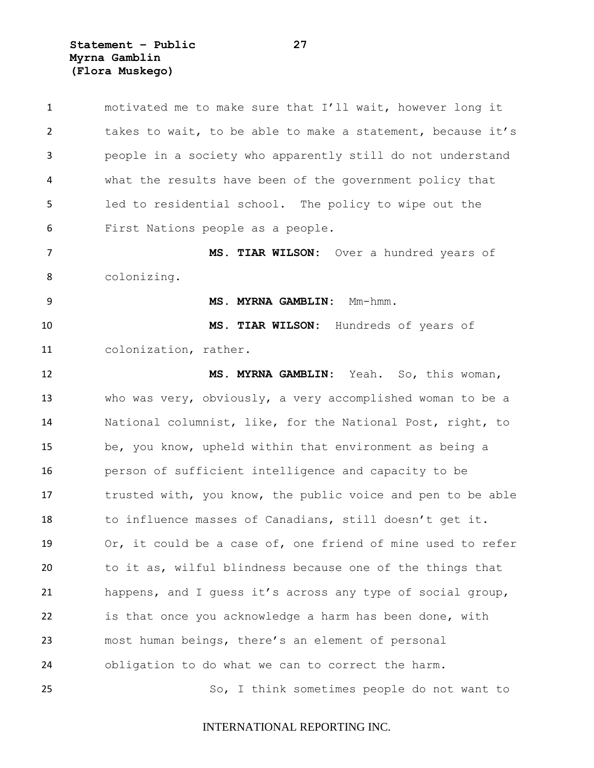motivated me to make sure that I'll wait, however long it takes to wait, to be able to make a statement, because it's people in a society who apparently still do not understand what the results have been of the government policy that led to residential school. The policy to wipe out the First Nations people as a people.

**MS. TIAR WILSON:** Over a hundred years of colonizing.

**MS. MYRNA GAMBLIN:** Mm-hmm.

**MS. TIAR WILSON:** Hundreds of years of colonization, rather.

**MS. MYRNA GAMBLIN:** Yeah. So, this woman, who was very, obviously, a very accomplished woman to be a National columnist, like, for the National Post, right, to be, you know, upheld within that environment as being a person of sufficient intelligence and capacity to be trusted with, you know, the public voice and pen to be able to influence masses of Canadians, still doesn't get it. Or, it could be a case of, one friend of mine used to refer to it as, wilful blindness because one of the things that happens, and I guess it's across any type of social group, is that once you acknowledge a harm has been done, with most human beings, there's an element of personal obligation to do what we can to correct the harm.

So, I think sometimes people do not want to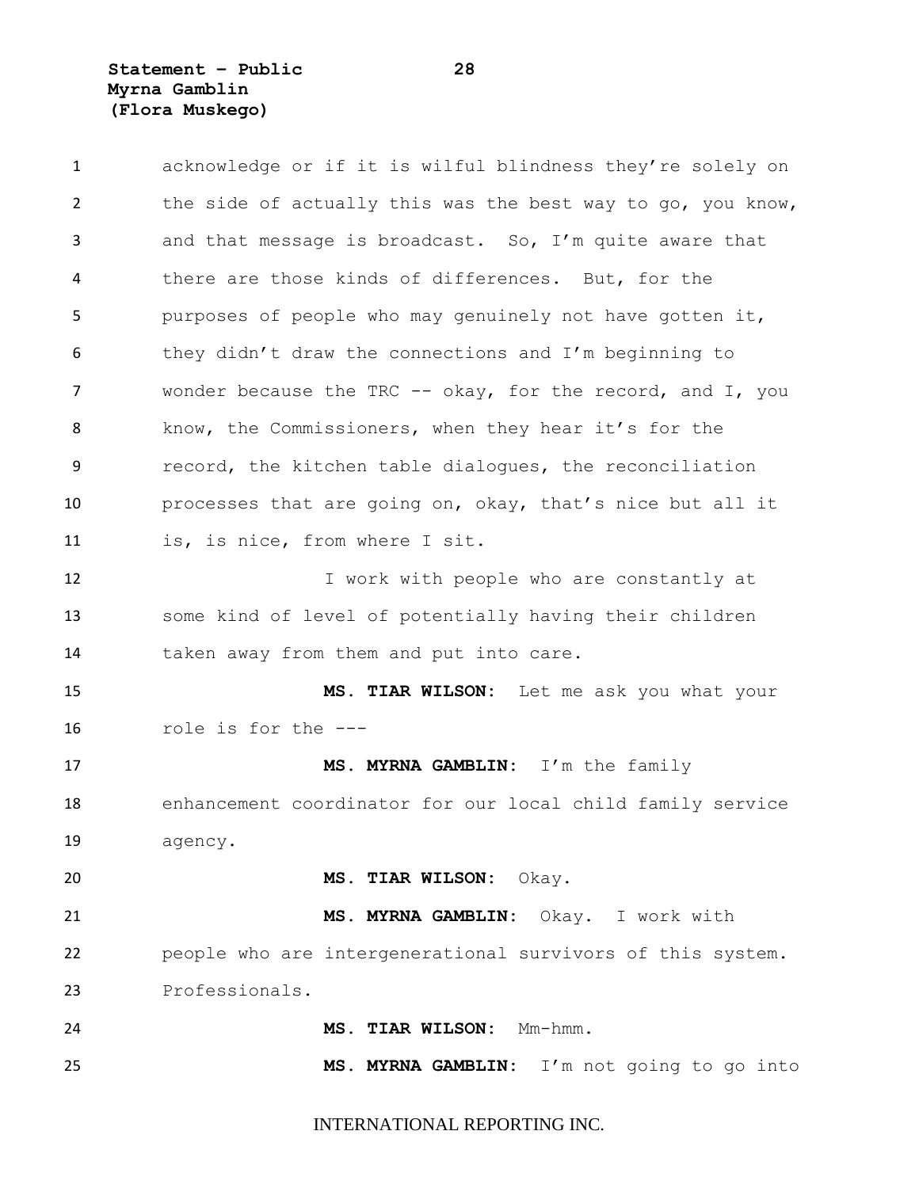acknowledge or if it is wilful blindness they're solely on the side of actually this was the best way to go, you know, and that message is broadcast. So, I'm quite aware that there are those kinds of differences. But, for the purposes of people who may genuinely not have gotten it, they didn't draw the connections and I'm beginning to wonder because the TRC -- okay, for the record, and I, you know, the Commissioners, when they hear it's for the record, the kitchen table dialogues, the reconciliation processes that are going on, okay, that's nice but all it is, is nice, from where I sit.

I work with people who are constantly at some kind of level of potentially having their children taken away from them and put into care.

**MS. TIAR WILSON:** Let me ask you what your role is for the ---

**MS. MYRNA GAMBLIN:** I'm the family enhancement coordinator for our local child family service agency.

**MS. TIAR WILSON:** Okay.

**MS. MYRNA GAMBLIN:** Okay. I work with people who are intergenerational survivors of this system. Professionals.

**MS. TIAR WILSON:** Mm-hmm.

**MS. MYRNA GAMBLIN:** I'm not going to go into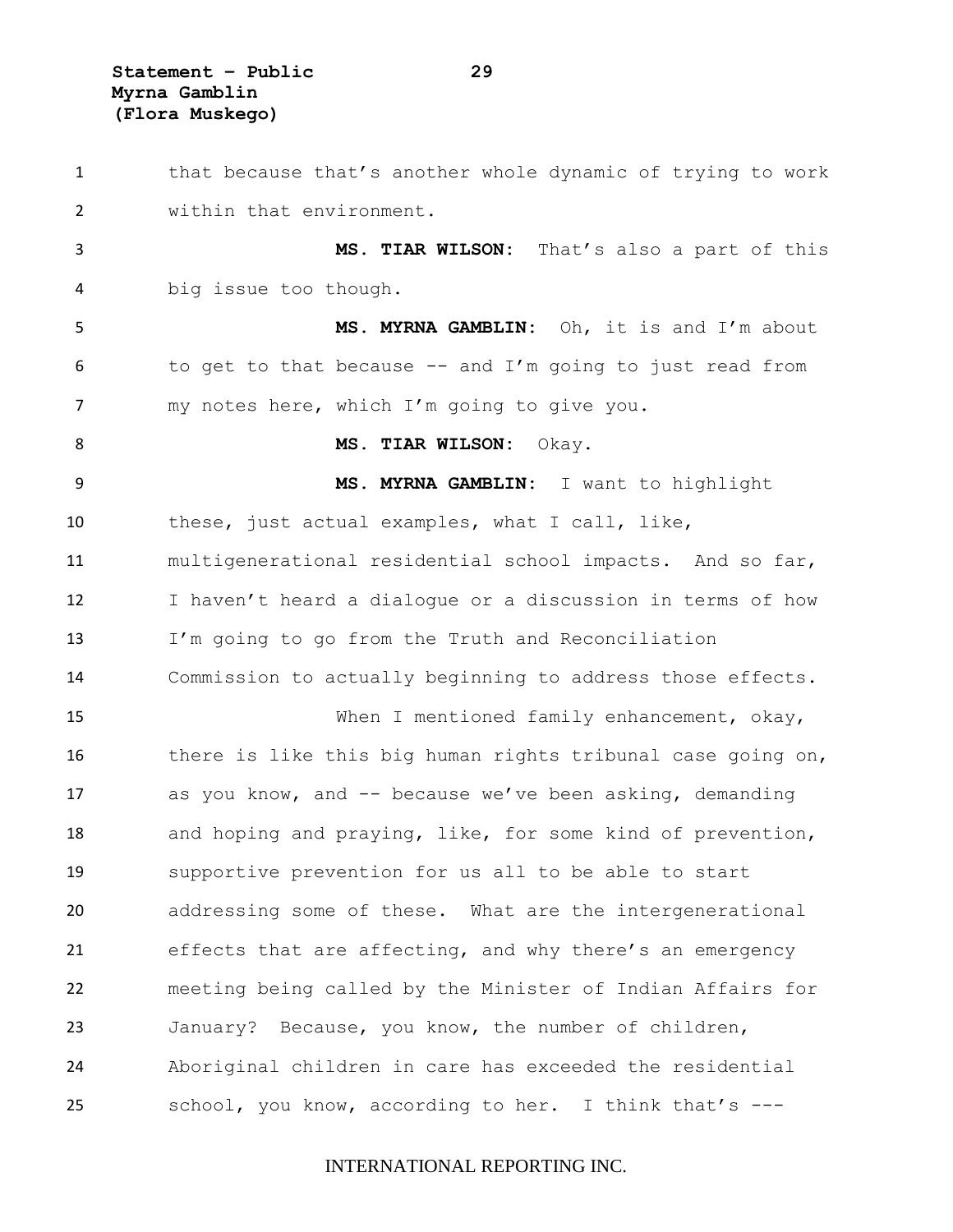that because that's another whole dynamic of trying to work within that environment.

**MS. TIAR WILSON:** That's also a part of this big issue too though.

**MS. MYRNA GAMBLIN:** Oh, it is and I'm about to get to that because -- and I'm going to just read from my notes here, which I'm going to give you.

**MS. TIAR WILSON:** Okay.

**MS. MYRNA GAMBLIN:** I want to highlight these, just actual examples, what I call, like, multigenerational residential school impacts. And so far, I haven't heard a dialogue or a discussion in terms of how I'm going to go from the Truth and Reconciliation Commission to actually beginning to address those effects.

When I mentioned family enhancement, okay, there is like this big human rights tribunal case going on, as you know, and -- because we've been asking, demanding and hoping and praying, like, for some kind of prevention, supportive prevention for us all to be able to start addressing some of these. What are the intergenerational effects that are affecting, and why there's an emergency meeting being called by the Minister of Indian Affairs for January? Because, you know, the number of children, Aboriginal children in care has exceeded the residential school, you know, according to her. I think that's ---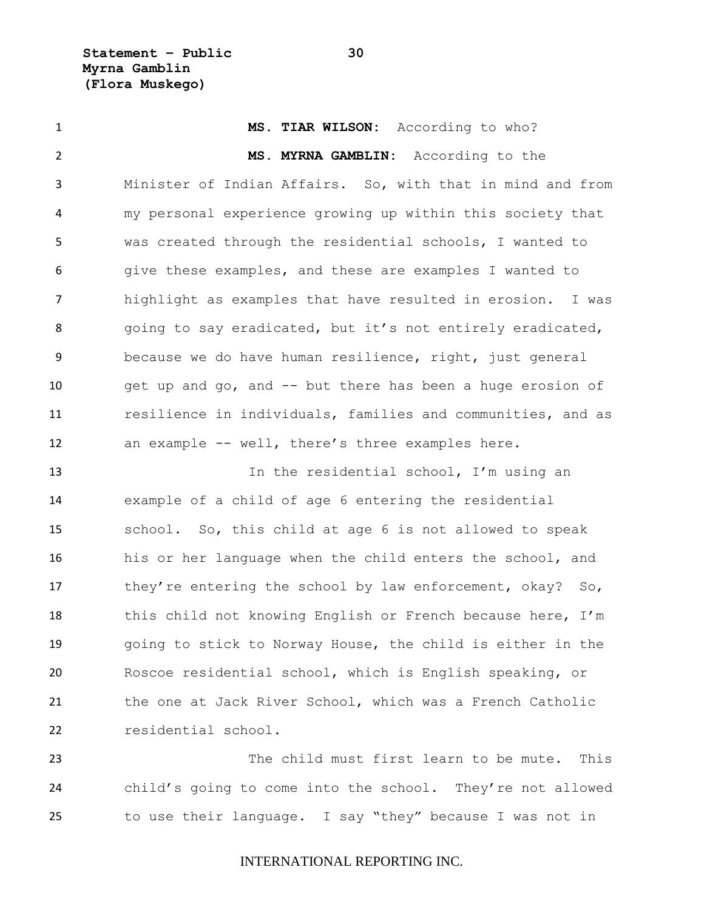**MS. TIAR WILSON:** According to who?

**MS. MYRNA GAMBLIN:** According to the Minister of Indian Affairs. So, with that in mind and from my personal experience growing up within this society that was created through the residential schools, I wanted to give these examples, and these are examples I wanted to highlight as examples that have resulted in erosion. I was going to say eradicated, but it's not entirely eradicated, because we do have human resilience, right, just general get up and go, and -- but there has been a huge erosion of resilience in individuals, families and communities, and as an example -- well, there's three examples here.

In the residential school, I'm using an example of a child of age 6 entering the residential school. So, this child at age 6 is not allowed to speak his or her language when the child enters the school, and they're entering the school by law enforcement, okay? So, this child not knowing English or French because here, I'm going to stick to Norway House, the child is either in the Roscoe residential school, which is English speaking, or the one at Jack River School, which was a French Catholic residential school.

The child must first learn to be mute. This child's going to come into the school. They're not allowed to use their language. I say "they" because I was not in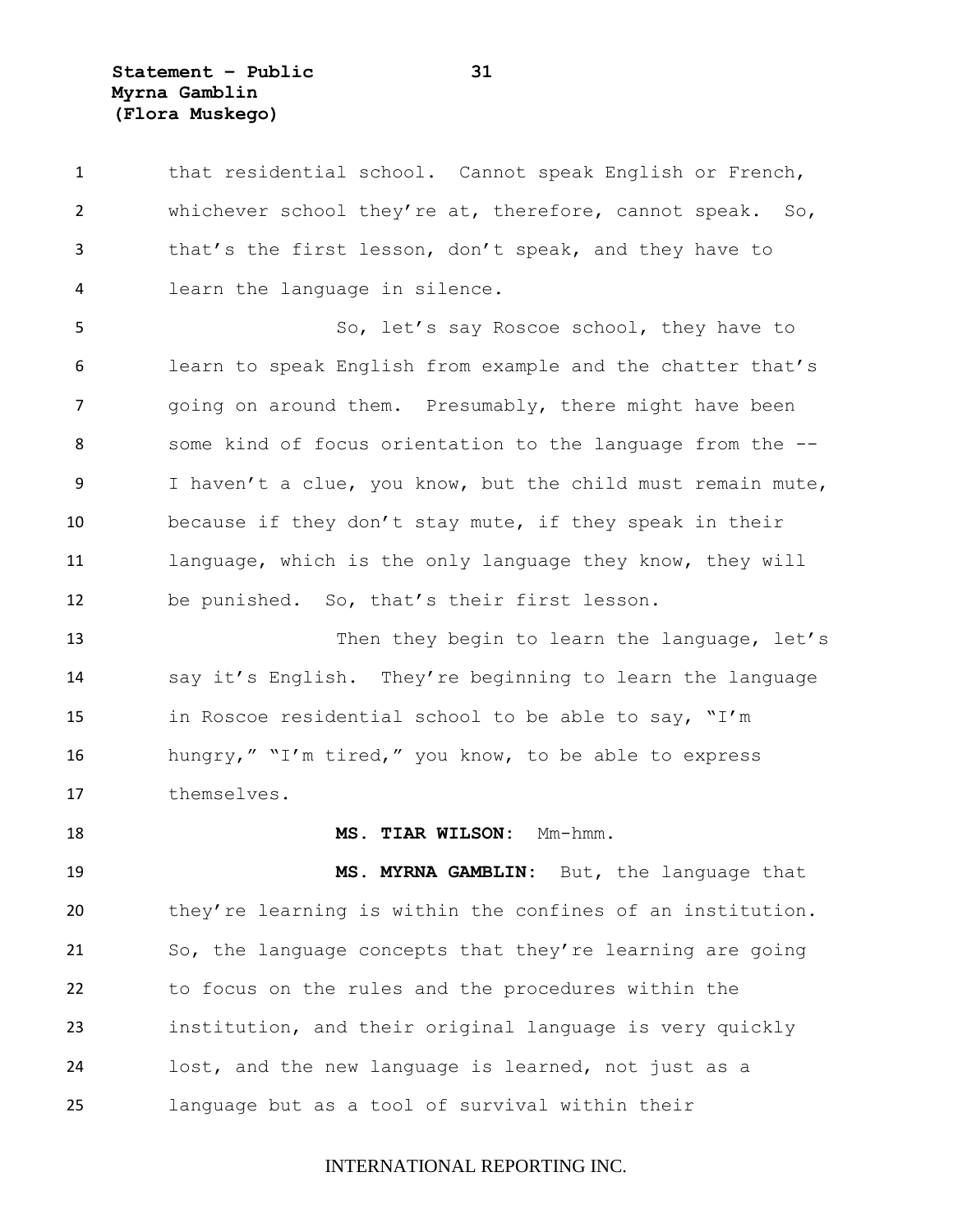that residential school. Cannot speak English or French, whichever school they're at, therefore, cannot speak. So, that's the first lesson, don't speak, and they have to learn the language in silence.

So, let's say Roscoe school, they have to learn to speak English from example and the chatter that's going on around them. Presumably, there might have been some kind of focus orientation to the language from the -- I haven't a clue, you know, but the child must remain mute, because if they don't stay mute, if they speak in their language, which is the only language they know, they will be punished. So, that's their first lesson.

Then they begin to learn the language, let's say it's English. They're beginning to learn the language in Roscoe residential school to be able to say, "I'm hungry," "I'm tired," you know, to be able to express themselves.

**MS. TIAR WILSON:** Mm-hmm.

**MS. MYRNA GAMBLIN:** But, the language that they're learning is within the confines of an institution. So, the language concepts that they're learning are going to focus on the rules and the procedures within the institution, and their original language is very quickly lost, and the new language is learned, not just as a language but as a tool of survival within their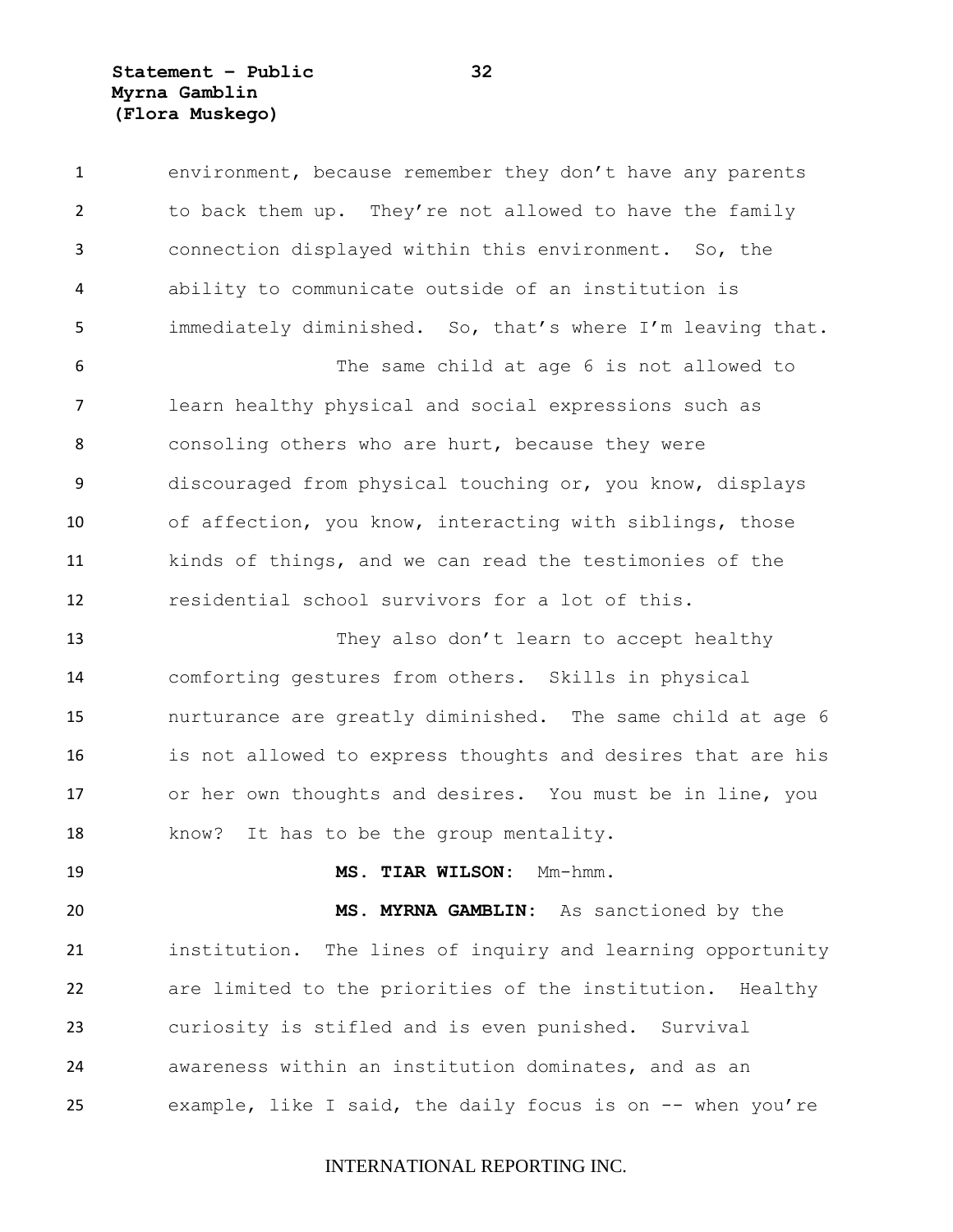environment, because remember they don't have any parents to back them up. They're not allowed to have the family connection displayed within this environment. So, the ability to communicate outside of an institution is immediately diminished. So, that's where I'm leaving that.

The same child at age 6 is not allowed to learn healthy physical and social expressions such as consoling others who are hurt, because they were discouraged from physical touching or, you know, displays of affection, you know, interacting with siblings, those kinds of things, and we can read the testimonies of the residential school survivors for a lot of this.

They also don't learn to accept healthy comforting gestures from others. Skills in physical nurturance are greatly diminished. The same child at age 6 is not allowed to express thoughts and desires that are his or her own thoughts and desires. You must be in line, you know? It has to be the group mentality.

**MS. TIAR WILSON:** Mm-hmm.

**MS. MYRNA GAMBLIN:** As sanctioned by the institution. The lines of inquiry and learning opportunity are limited to the priorities of the institution. Healthy curiosity is stifled and is even punished. Survival awareness within an institution dominates, and as an example, like I said, the daily focus is on -- when you're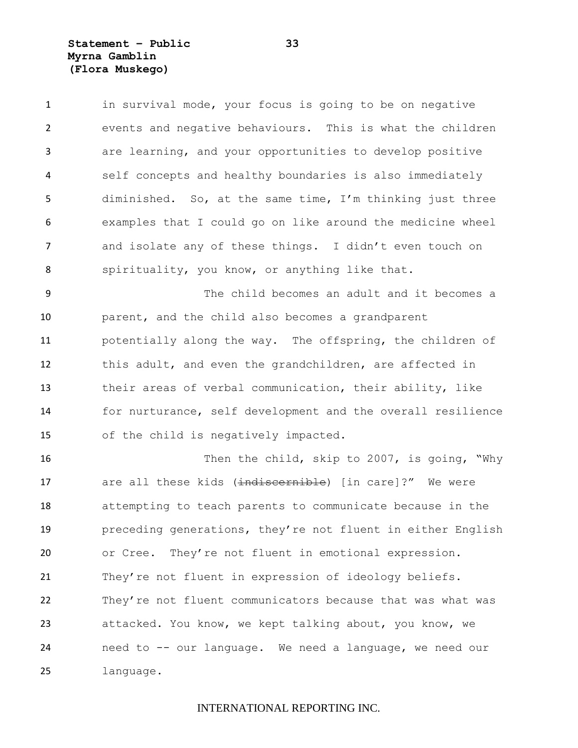in survival mode, your focus is going to be on negative events and negative behaviours. This is what the children are learning, and your opportunities to develop positive self concepts and healthy boundaries is also immediately diminished. So, at the same time, I'm thinking just three examples that I could go on like around the medicine wheel and isolate any of these things. I didn't even touch on spirituality, you know, or anything like that.

The child becomes an adult and it becomes a parent, and the child also becomes a grandparent potentially along the way. The offspring, the children of this adult, and even the grandchildren, are affected in their areas of verbal communication, their ability, like for nurturance, self development and the overall resilience of the child is negatively impacted.

Then the child, skip to 2007, is going, "Why are all these kids (~~indiscernible~~) [in care]?" We were attempting to teach parents to communicate because in the preceding generations, they're not fluent in either English or Cree. They're not fluent in emotional expression. They're not fluent in expression of ideology beliefs. They're not fluent communicators because that was what was attacked. You know, we kept talking about, you know, we need to -- our language. We need a language, we need our language.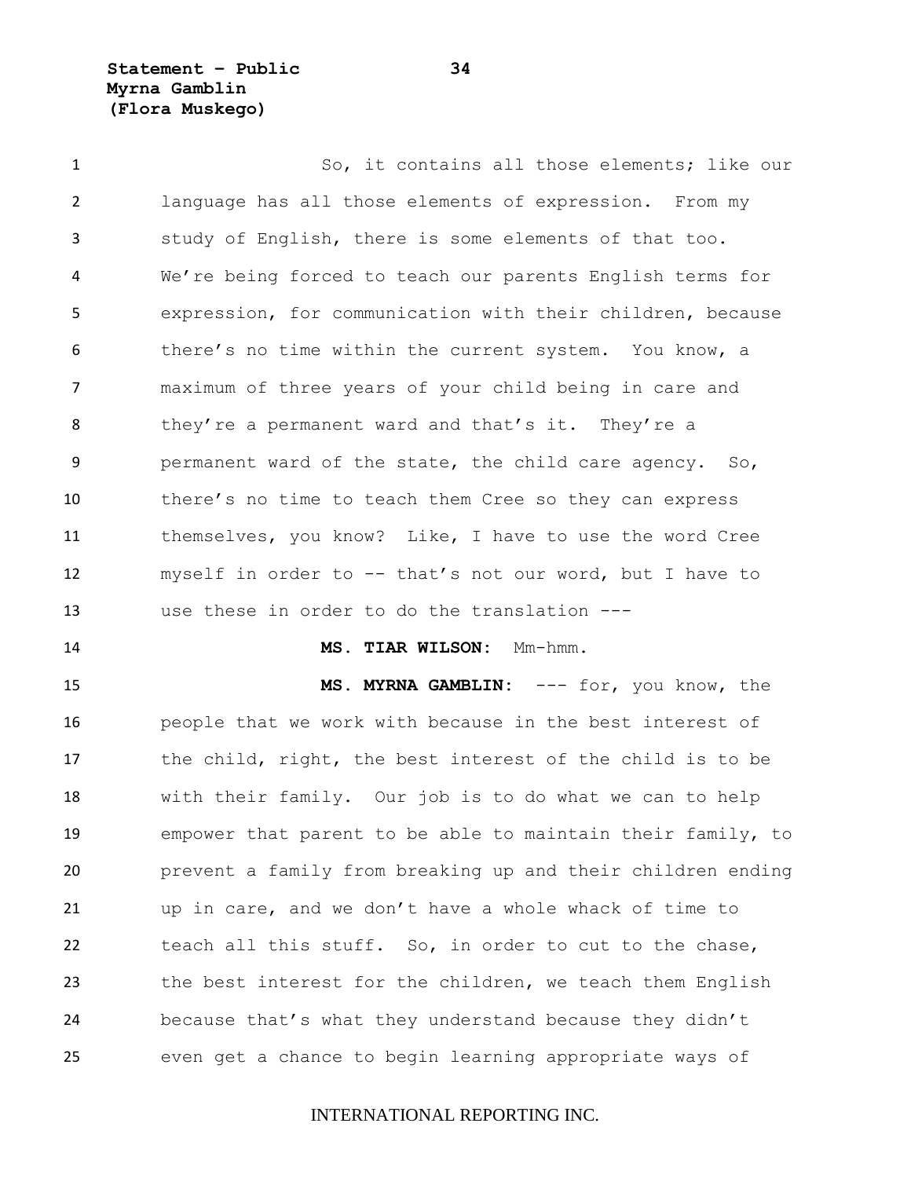So, it contains all those elements; like our language has all those elements of expression. From my study of English, there is some elements of that too. We're being forced to teach our parents English terms for expression, for communication with their children, because there's no time within the current system. You know, a maximum of three years of your child being in care and they're a permanent ward and that's it. They're a permanent ward of the state, the child care agency. So, there's no time to teach them Cree so they can express themselves, you know? Like, I have to use the word Cree myself in order to -- that's not our word, but I have to use these in order to do the translation ---

**MS. TIAR WILSON:** Mm-hmm.

**MS. MYRNA GAMBLIN:** --- for, you know, the people that we work with because in the best interest of the child, right, the best interest of the child is to be with their family. Our job is to do what we can to help empower that parent to be able to maintain their family, to prevent a family from breaking up and their children ending up in care, and we don't have a whole whack of time to teach all this stuff. So, in order to cut to the chase, the best interest for the children, we teach them English because that's what they understand because they didn't even get a chance to begin learning appropriate ways of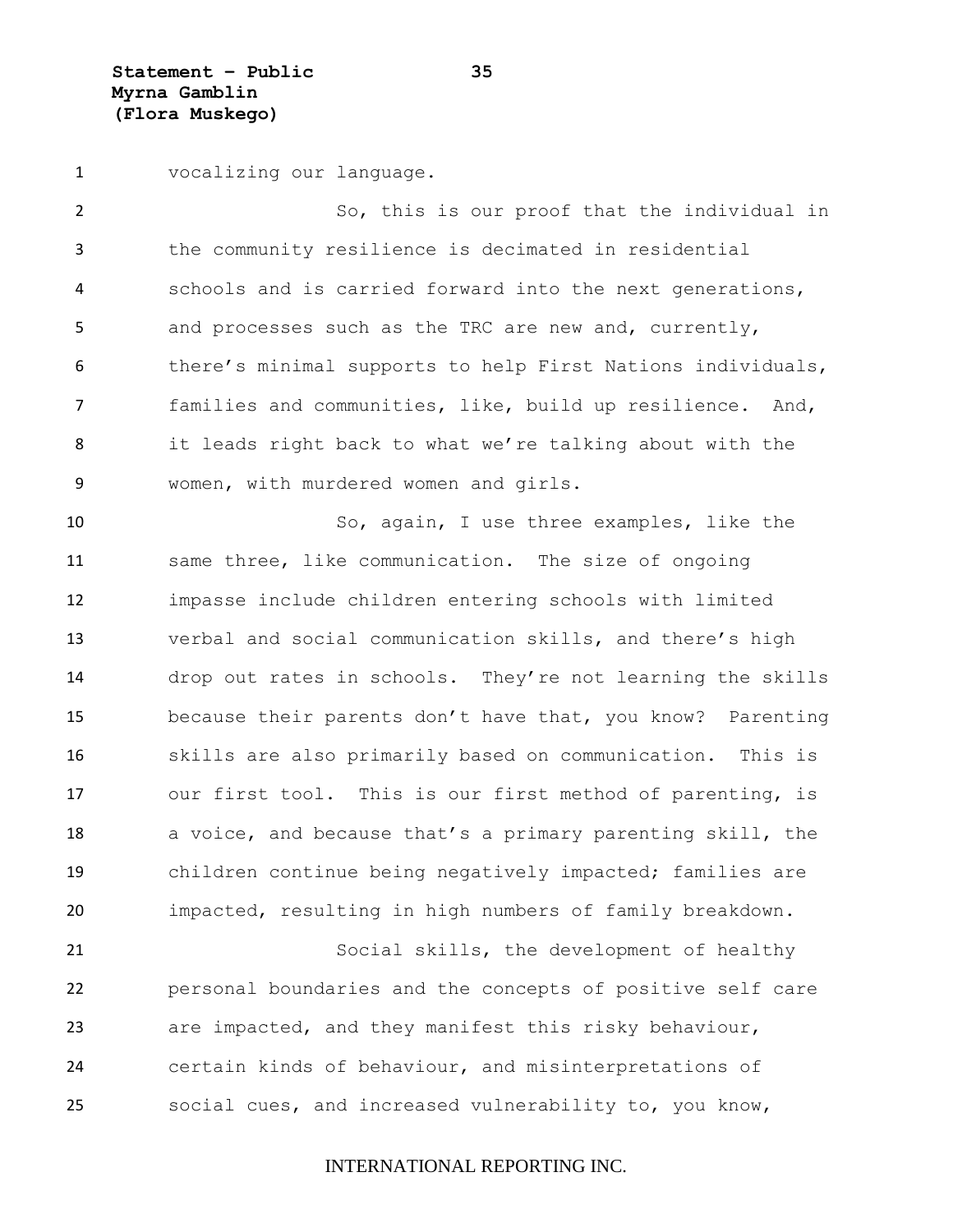vocalizing our language.

So, this is our proof that the individual in the community resilience is decimated in residential schools and is carried forward into the next generations, and processes such as the TRC are new and, currently, there's minimal supports to help First Nations individuals, families and communities, like, build up resilience. And, it leads right back to what we're talking about with the women, with murdered women and girls.

So, again, I use three examples, like the same three, like communication. The size of ongoing impasse include children entering schools with limited verbal and social communication skills, and there's high drop out rates in schools. They're not learning the skills because their parents don't have that, you know? Parenting skills are also primarily based on communication. This is our first tool. This is our first method of parenting, is a voice, and because that's a primary parenting skill, the children continue being negatively impacted; families are impacted, resulting in high numbers of family breakdown.

Social skills, the development of healthy personal boundaries and the concepts of positive self care are impacted, and they manifest this risky behaviour, certain kinds of behaviour, and misinterpretations of social cues, and increased vulnerability to, you know,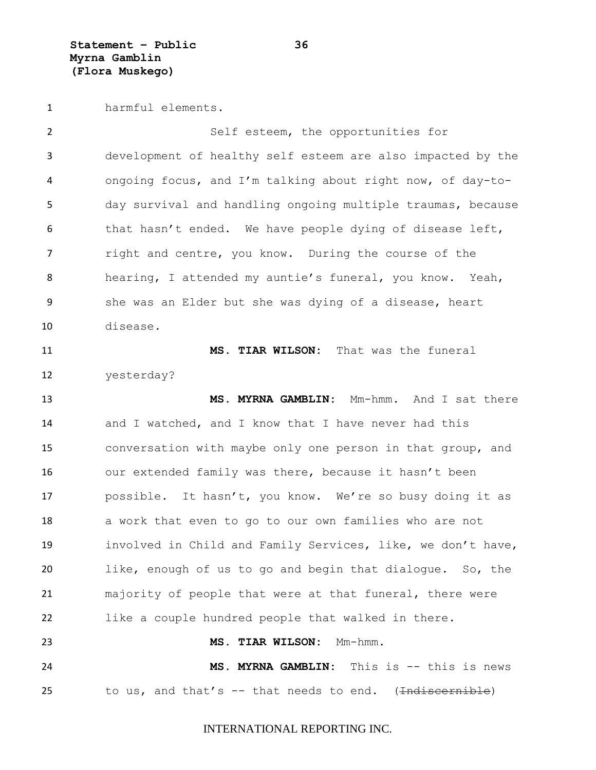harmful elements.

Self esteem, the opportunities for development of healthy self esteem are also impacted by the ongoing focus, and I'm talking about right now, of day-to-day survival and handling ongoing multiple traumas, because that hasn't ended. We have people dying of disease left, right and centre, you know. During the course of the hearing, I attended my auntie's funeral, you know. Yeah, she was an Elder but she was dying of a disease, heart disease.

**MS. TIAR WILSON:** That was the funeral yesterday?

**MS. MYRNA GAMBLIN:** Mm-hmm. And I sat there and I watched, and I know that I have never had this conversation with maybe only one person in that group, and our extended family was there, because it hasn't been possible. It hasn't, you know. We're so busy doing it as a work that even to go to our own families who are not involved in Child and Family Services, like, we don't have, like, enough of us to go and begin that dialogue. So, the majority of people that were at that funeral, there were like a couple hundred people that walked in there.

**MS. TIAR WILSON:** Mm-hmm.

**MS. MYRNA GAMBLIN:** This is -- this is news to us, and that's -- that needs to end. (~~Indiscernible~~)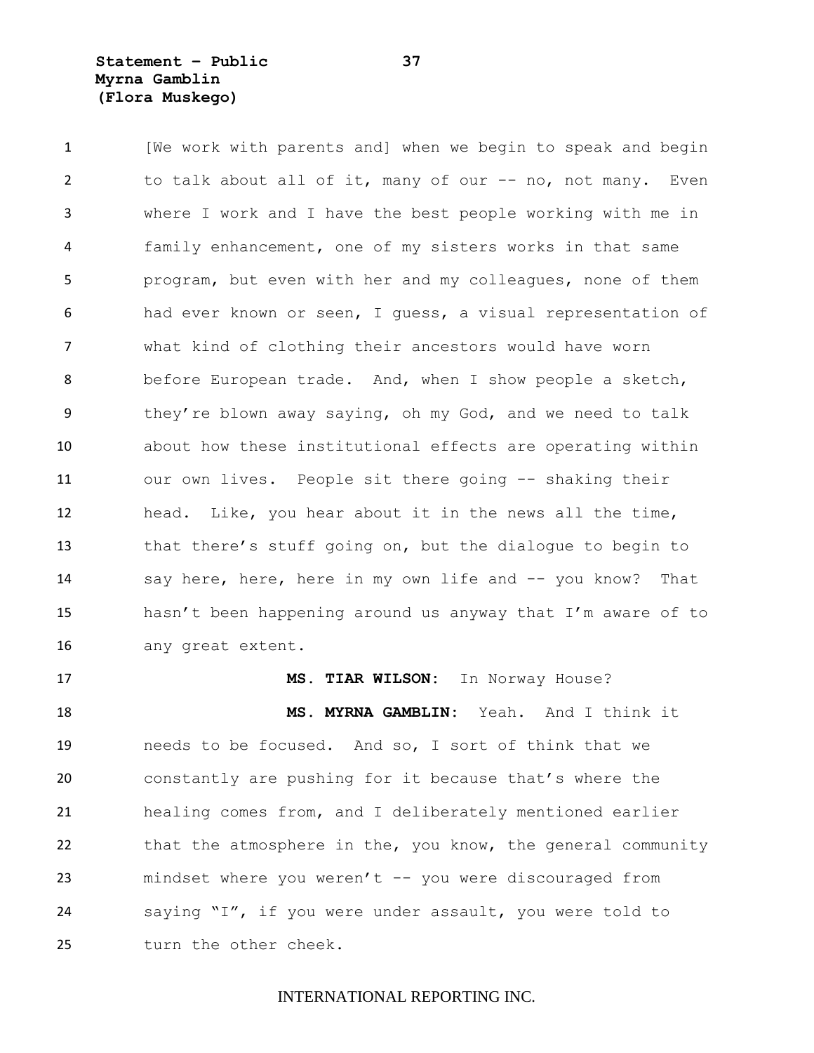[We work with parents and] when we begin to speak and begin to talk about all of it, many of our -- no, not many. Even where I work and I have the best people working with me in family enhancement, one of my sisters works in that same program, but even with her and my colleagues, none of them had ever known or seen, I guess, a visual representation of what kind of clothing their ancestors would have worn before European trade. And, when I show people a sketch, they're blown away saying, oh my God, and we need to talk about how these institutional effects are operating within our own lives. People sit there going -- shaking their head. Like, you hear about it in the news all the time, that there's stuff going on, but the dialogue to begin to say here, here, here in my own life and -- you know? That hasn't been happening around us anyway that I'm aware of to any great extent.

**MS. TIAR WILSON:** In Norway House?

**MS. MYRNA GAMBLIN:** Yeah. And I think it needs to be focused. And so, I sort of think that we constantly are pushing for it because that's where the healing comes from, and I deliberately mentioned earlier that the atmosphere in the, you know, the general community mindset where you weren't -- you were discouraged from saying "I", if you were under assault, you were told to turn the other cheek.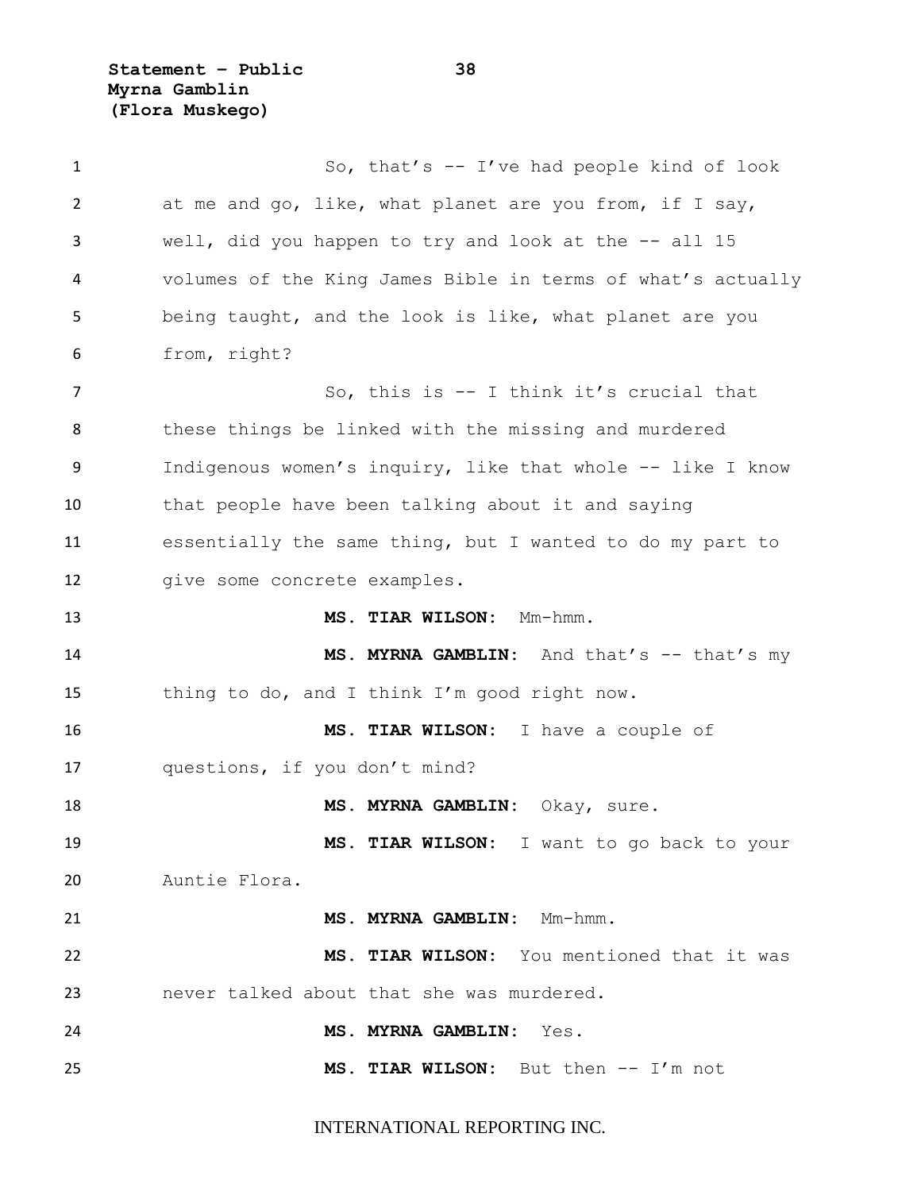So, that's -- I've had people kind of look at me and go, like, what planet are you from, if I say, well, did you happen to try and look at the -- all 15 volumes of the King James Bible in terms of what's actually being taught, and the look is like, what planet are you from, right?

So, this is -- I think it's crucial that these things be linked with the missing and murdered Indigenous women's inquiry, like that whole -- like I know that people have been talking about it and saying essentially the same thing, but I wanted to do my part to give some concrete examples.

**MS. TIAR WILSON:** Mm-hmm.

**MS. MYRNA GAMBLIN:** And that's -- that's my thing to do, and I think I'm good right now.

**MS. TIAR WILSON:** I have a couple of questions, if you don't mind?

**MS. MYRNA GAMBLIN:** Okay, sure.

**MS. TIAR WILSON:** I want to go back to your Auntie Flora.

**MS. MYRNA GAMBLIN:** Mm-hmm.

**MS. TIAR WILSON:** You mentioned that it was never talked about that she was murdered.

**MS. MYRNA GAMBLIN:** Yes.

**MS. TIAR WILSON:** But then -- I'm not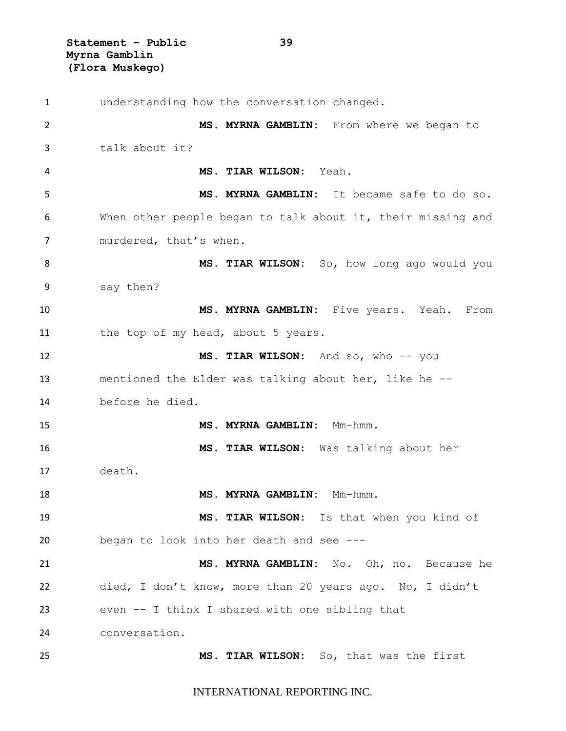understanding how the conversation changed.

**MS. MYRNA GAMBLIN:** From where we began to talk about it?

**MS. TIAR WILSON:** Yeah.

**MS. MYRNA GAMBLIN:** It became safe to do so. When other people began to talk about it, their missing and murdered, that's when.

**MS. TIAR WILSON:** So, how long ago would you say then?

**MS. MYRNA GAMBLIN:** Five years. Yeah. From the top of my head, about 5 years.

**MS. TIAR WILSON:** And so, who -- you mentioned the Elder was talking about her, like he -- before he died.

**MS. MYRNA GAMBLIN:** Mm-hmm.

**MS. TIAR WILSON:** Was talking about her death.

**MS. MYRNA GAMBLIN:** Mm-hmm.

**MS. TIAR WILSON:** Is that when you kind of began to look into her death and see ---

**MS. MYRNA GAMBLIN:** No. Oh, no. Because he died, I don't know, more than 20 years ago. No, I didn't even -- I think I shared with one sibling that conversation.

**MS. TIAR WILSON:** So, that was the first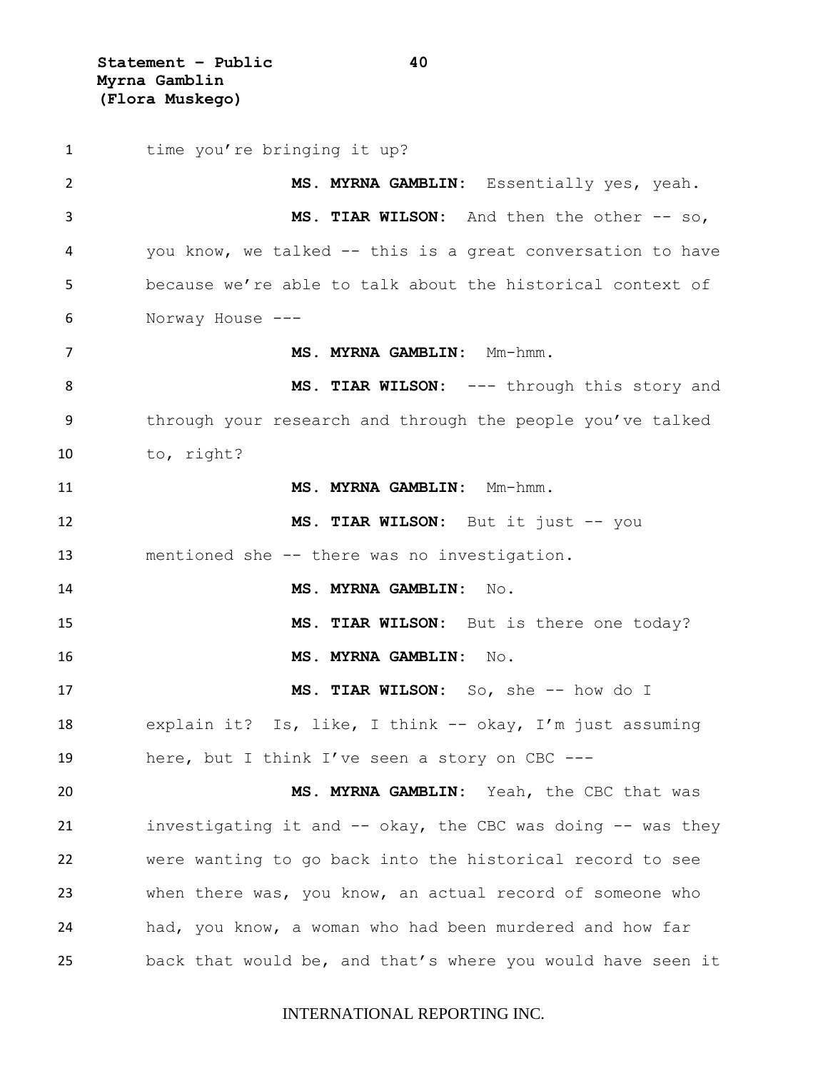time you're bringing it up?

**MS. MYRNA GAMBLIN:** Essentially yes, yeah.

**MS. TIAR WILSON:** And then the other -- so, you know, we talked -- this is a great conversation to have because we're able to talk about the historical context of Norway House ---

**MS. MYRNA GAMBLIN:** Mm-hmm.

**MS. TIAR WILSON:** --- through this story and through your research and through the people you've talked to, right?

**MS. MYRNA GAMBLIN:** Mm-hmm.

**MS. TIAR WILSON:** But it just -- you mentioned she -- there was no investigation.

**MS. MYRNA GAMBLIN:** No.

**MS. TIAR WILSON:** But is there one today?

**MS. MYRNA GAMBLIN:** No.

**MS. TIAR WILSON:** So, she -- how do I explain it? Is, like, I think -- okay, I'm just assuming here, but I think I've seen a story on CBC ---

**MS. MYRNA GAMBLIN:** Yeah, the CBC that was investigating it and -- okay, the CBC was doing -- was they were wanting to go back into the historical record to see when there was, you know, an actual record of someone who had, you know, a woman who had been murdered and how far back that would be, and that's where you would have seen it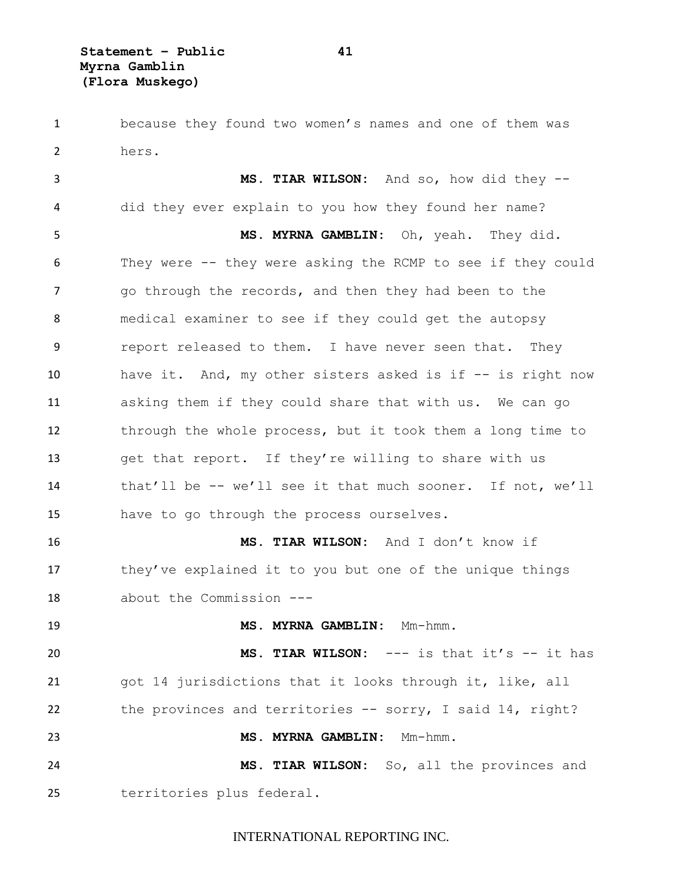because they found two women's names and one of them was hers.

**MS. TIAR WILSON:** And so, how did they -- did they ever explain to you how they found her name?

**MS. MYRNA GAMBLIN:** Oh, yeah. They did. They were -- they were asking the RCMP to see if they could go through the records, and then they had been to the medical examiner to see if they could get the autopsy report released to them. I have never seen that. They have it. And, my other sisters asked is if -- is right now asking them if they could share that with us. We can go through the whole process, but it took them a long time to get that report. If they're willing to share with us that'll be -- we'll see it that much sooner. If not, we'll have to go through the process ourselves.

**MS. TIAR WILSON:** And I don't know if they've explained it to you but one of the unique things about the Commission ---

**MS. MYRNA GAMBLIN:** Mm-hmm.

**MS. TIAR WILSON:** --- is that it's -- it has got 14 jurisdictions that it looks through it, like, all the provinces and territories -- sorry, I said 14, right?

**MS. MYRNA GAMBLIN:** Mm-hmm.

**MS. TIAR WILSON:** So, all the provinces and territories plus federal.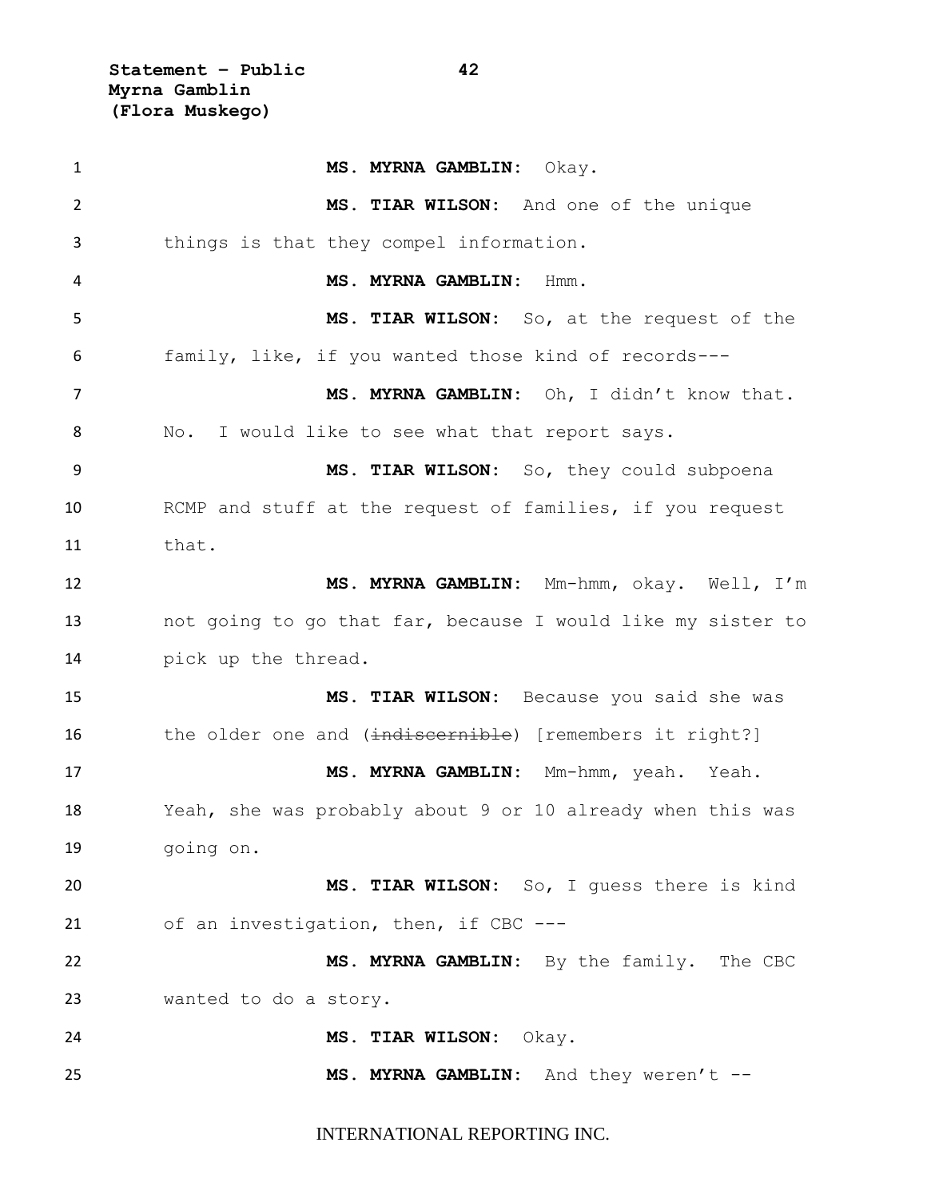**MS. MYRNA GAMBLIN:** Okay.

**MS. TIAR WILSON:** And one of the unique things is that they compel information.

**MS. MYRNA GAMBLIN:** Hmm.

**MS. TIAR WILSON:** So, at the request of the family, like, if you wanted those kind of records---

**MS. MYRNA GAMBLIN:** Oh, I didn't know that. No. I would like to see what that report says.

**MS. TIAR WILSON:** So, they could subpoena RCMP and stuff at the request of families, if you request that.

**MS. MYRNA GAMBLIN:** Mm-hmm, okay. Well, I'm not going to go that far, because I would like my sister to pick up the thread.

**MS. TIAR WILSON:** Because you said she was the older one and (~~indiscernible~~) [remembers it right?]

**MS. MYRNA GAMBLIN:** Mm-hmm, yeah. Yeah. Yeah, she was probably about 9 or 10 already when this was going on.

**MS. TIAR WILSON:** So, I guess there is kind of an investigation, then, if CBC ---

**MS. MYRNA GAMBLIN:** By the family. The CBC wanted to do a story.

**MS. TIAR WILSON:** Okay.

**MS. MYRNA GAMBLIN:** And they weren't --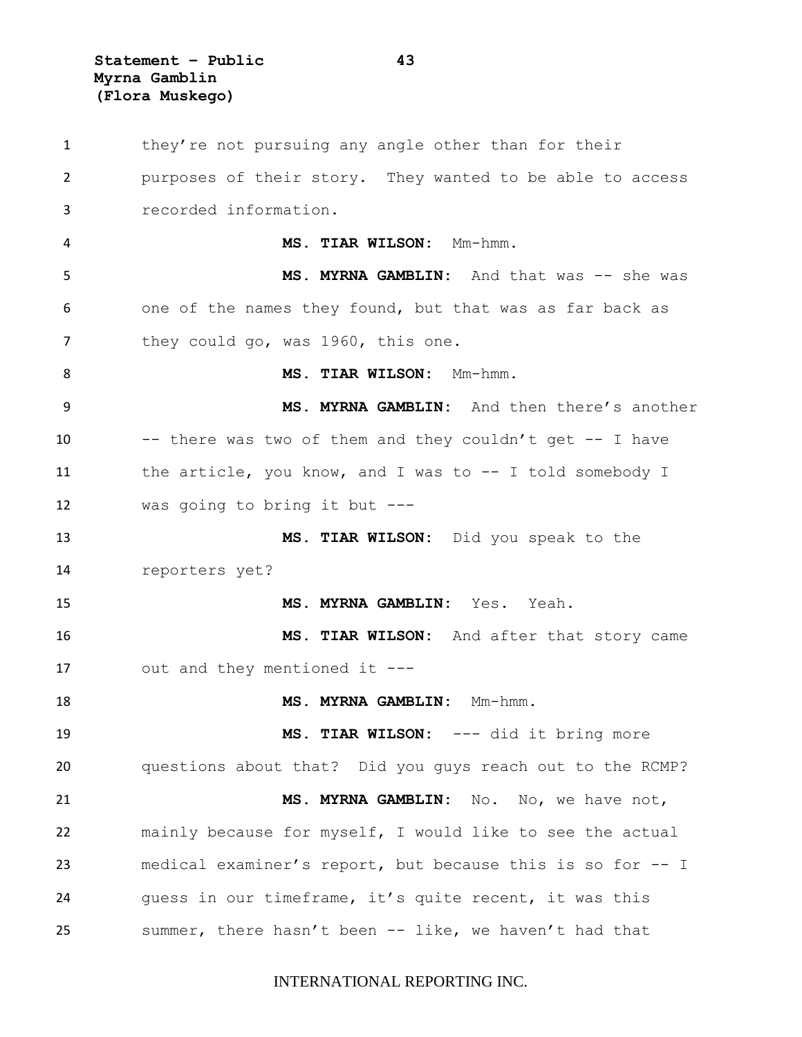they're not pursuing any angle other than for their purposes of their story. They wanted to be able to access recorded information.

**MS. TIAR WILSON:** Mm-hmm.

**MS. MYRNA GAMBLIN:** And that was -- she was one of the names they found, but that was as far back as they could go, was 1960, this one.

**MS. TIAR WILSON:** Mm-hmm.

**MS. MYRNA GAMBLIN:** And then there's another -- there was two of them and they couldn't get -- I have the article, you know, and I was to -- I told somebody I was going to bring it but ---

**MS. TIAR WILSON:** Did you speak to the reporters yet?

**MS. MYRNA GAMBLIN:** Yes. Yeah.

**MS. TIAR WILSON:** And after that story came out and they mentioned it ---

**MS. MYRNA GAMBLIN:** Mm-hmm.

**MS. TIAR WILSON:** --- did it bring more questions about that? Did you guys reach out to the RCMP?

**MS. MYRNA GAMBLIN:** No. No, we have not, mainly because for myself, I would like to see the actual medical examiner's report, but because this is so for -- I guess in our timeframe, it's quite recent, it was this summer, there hasn't been -- like, we haven't had that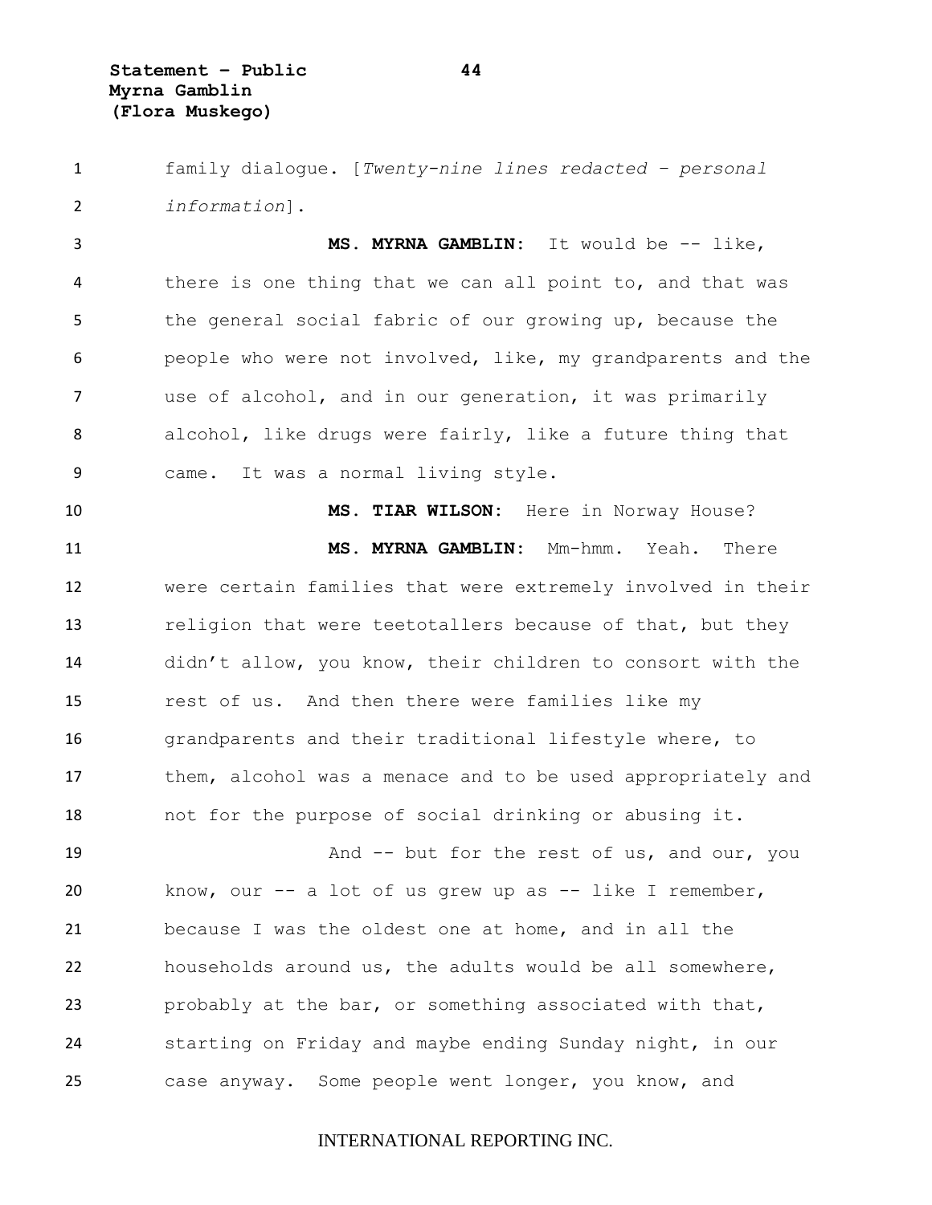family dialogue. [*Twenty-nine lines redacted – personal information*].

**MS. MYRNA GAMBLIN:** It would be -- like, there is one thing that we can all point to, and that was the general social fabric of our growing up, because the people who were not involved, like, my grandparents and the use of alcohol, and in our generation, it was primarily alcohol, like drugs were fairly, like a future thing that came. It was a normal living style.

**MS. TIAR WILSON:** Here in Norway House?

**MS. MYRNA GAMBLIN:** Mm-hmm. Yeah. There were certain families that were extremely involved in their religion that were teetotallers because of that, but they didn't allow, you know, their children to consort with the rest of us. And then there were families like my grandparents and their traditional lifestyle where, to them, alcohol was a menace and to be used appropriately and not for the purpose of social drinking or abusing it.

And -- but for the rest of us, and our, you know, our -- a lot of us grew up as -- like I remember, because I was the oldest one at home, and in all the households around us, the adults would be all somewhere, probably at the bar, or something associated with that, starting on Friday and maybe ending Sunday night, in our case anyway. Some people went longer, you know, and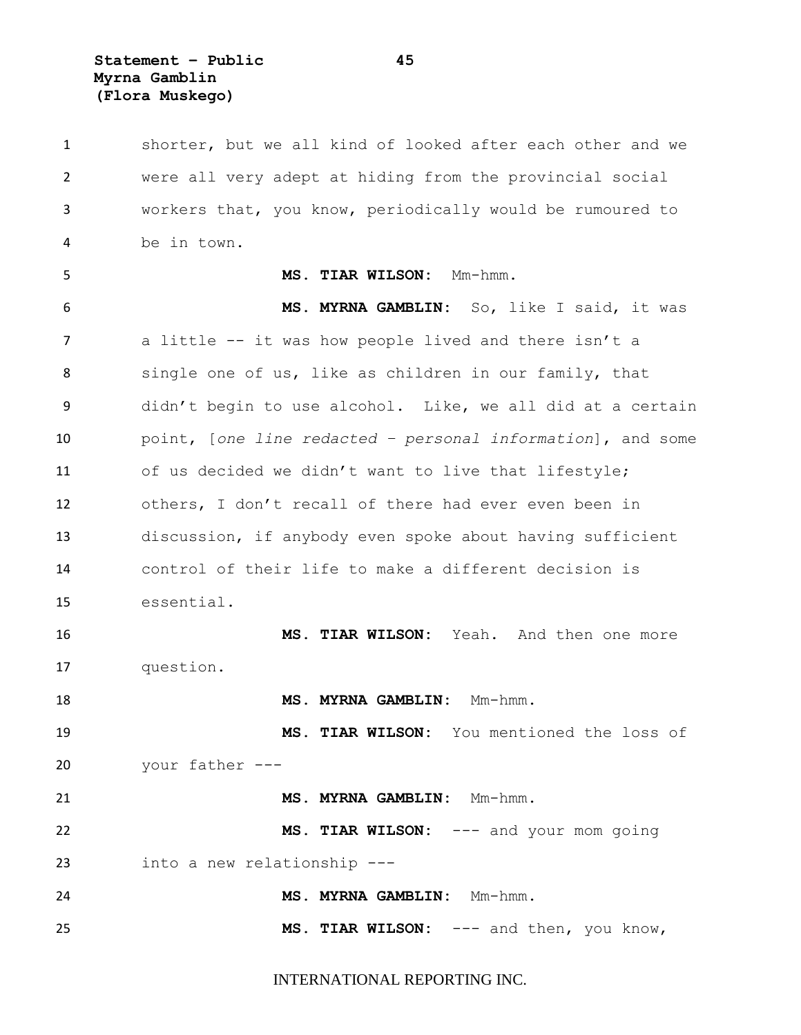shorter, but we all kind of looked after each other and we were all very adept at hiding from the provincial social workers that, you know, periodically would be rumoured to be in town.

**MS. TIAR WILSON:** Mm-hmm.

**MS. MYRNA GAMBLIN:** So, like I said, it was a little -- it was how people lived and there isn't a single one of us, like as children in our family, that didn't begin to use alcohol. Like, we all did at a certain point, [*one line redacted – personal information*], and some of us decided we didn't want to live that lifestyle; others, I don't recall of there had ever even been in discussion, if anybody even spoke about having sufficient control of their life to make a different decision is essential.

**MS. TIAR WILSON:** Yeah. And then one more question.

**MS. MYRNA GAMBLIN:** Mm-hmm.

**MS. TIAR WILSON:** You mentioned the loss of your father ---

**MS. MYRNA GAMBLIN:** Mm-hmm.

**MS. TIAR WILSON:** --- and your mom going into a new relationship ---

**MS. MYRNA GAMBLIN:** Mm-hmm.

**MS. TIAR WILSON:** --- and then, you know,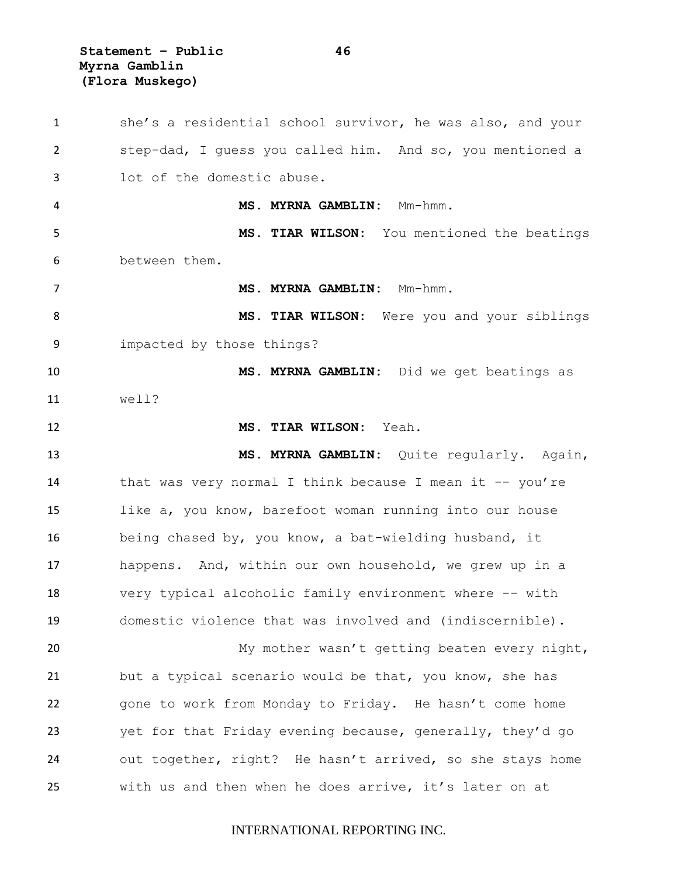she's a residential school survivor, he was also, and your step-dad, I guess you called him. And so, you mentioned a lot of the domestic abuse.

**MS. MYRNA GAMBLIN:** Mm-hmm.

**MS. TIAR WILSON:** You mentioned the beatings between them.

**MS. MYRNA GAMBLIN:** Mm-hmm.

**MS. TIAR WILSON:** Were you and your siblings impacted by those things?

**MS. MYRNA GAMBLIN:** Did we get beatings as well?

**MS. TIAR WILSON:** Yeah.

**MS. MYRNA GAMBLIN:** Quite regularly. Again, that was very normal I think because I mean it -- you're like a, you know, barefoot woman running into our house being chased by, you know, a bat-wielding husband, it happens. And, within our own household, we grew up in a very typical alcoholic family environment where -- with domestic violence that was involved and (indiscernible).

My mother wasn't getting beaten every night, but a typical scenario would be that, you know, she has gone to work from Monday to Friday. He hasn't come home yet for that Friday evening because, generally, they'd go out together, right? He hasn't arrived, so she stays home with us and then when he does arrive, it's later on at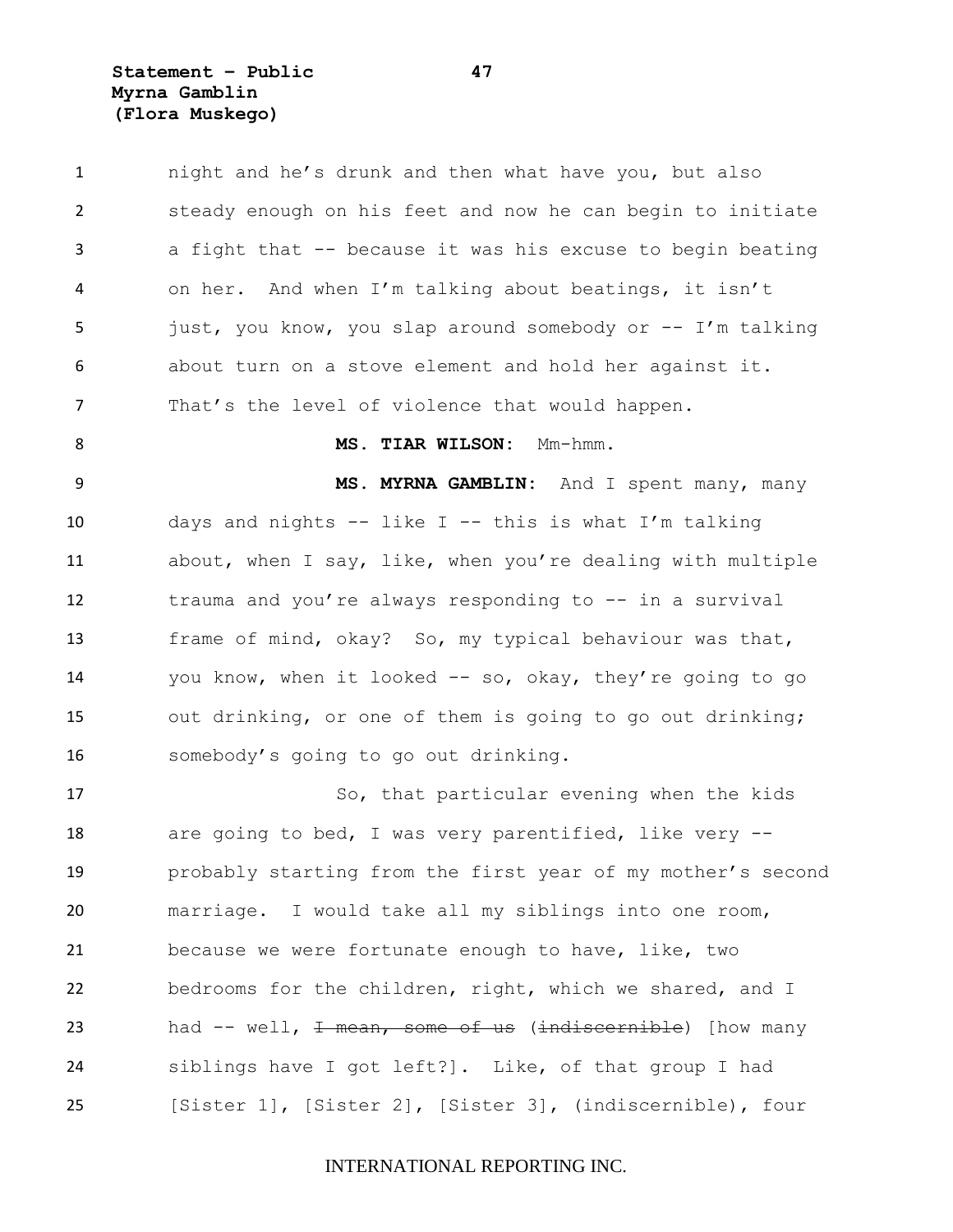night and he's drunk and then what have you, but also steady enough on his feet and now he can begin to initiate a fight that -- because it was his excuse to begin beating on her. And when I'm talking about beatings, it isn't just, you know, you slap around somebody or -- I'm talking about turn on a stove element and hold her against it. That's the level of violence that would happen.

**MS. TIAR WILSON:** Mm-hmm.

**MS. MYRNA GAMBLIN:** And I spent many, many days and nights -- like I -- this is what I'm talking about, when I say, like, when you're dealing with multiple trauma and you're always responding to -- in a survival frame of mind, okay? So, my typical behaviour was that, you know, when it looked -- so, okay, they're going to go out drinking, or one of them is going to go out drinking; somebody's going to go out drinking.

So, that particular evening when the kids are going to bed, I was very parentified, like very -- probably starting from the first year of my mother's second marriage. I would take all my siblings into one room, because we were fortunate enough to have, like, two bedrooms for the children, right, which we shared, and I had -- well, ~~I mean, some of us~~ (~~indiscernible~~) [how many siblings have I got left?]. Like, of that group I had [Sister 1], [Sister 2], [Sister 3], (indiscernible), four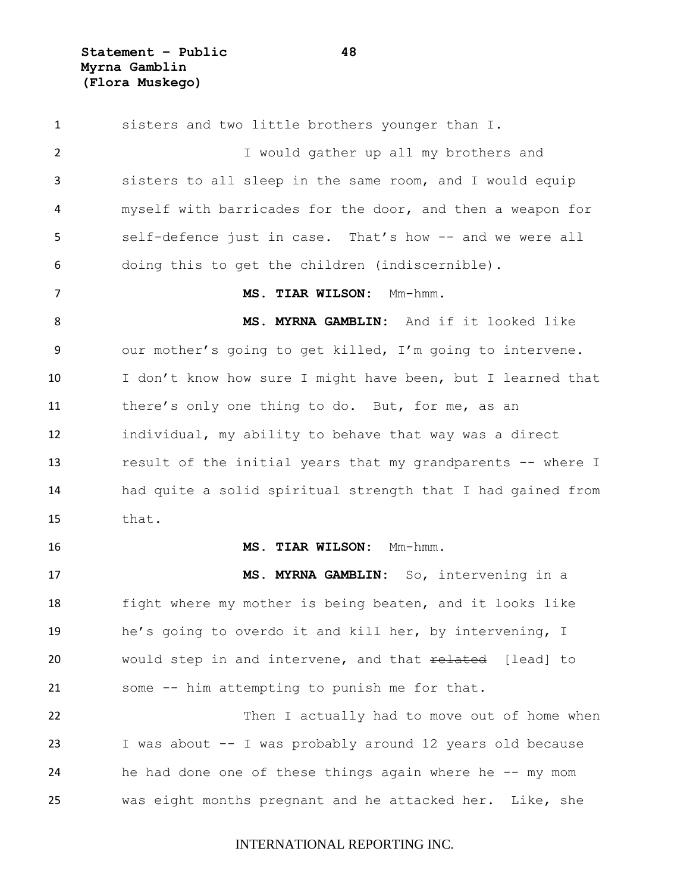sisters and two little brothers younger than I.

I would gather up all my brothers and sisters to all sleep in the same room, and I would equip myself with barricades for the door, and then a weapon for self-defence just in case. That's how -- and we were all doing this to get the children (indiscernible).

**MS. TIAR WILSON:** Mm-hmm.

**MS. MYRNA GAMBLIN:** And if it looked like our mother's going to get killed, I'm going to intervene. I don't know how sure I might have been, but I learned that there's only one thing to do. But, for me, as an individual, my ability to behave that way was a direct result of the initial years that my grandparents -- where I had quite a solid spiritual strength that I had gained from that.

**MS. TIAR WILSON:** Mm-hmm.

**MS. MYRNA GAMBLIN:** So, intervening in a fight where my mother is being beaten, and it looks like he's going to overdo it and kill her, by intervening, I would step in and intervene, and that ~~related~~ [lead] to some -- him attempting to punish me for that.

Then I actually had to move out of home when I was about -- I was probably around 12 years old because he had done one of these things again where he -- my mom was eight months pregnant and he attacked her. Like, she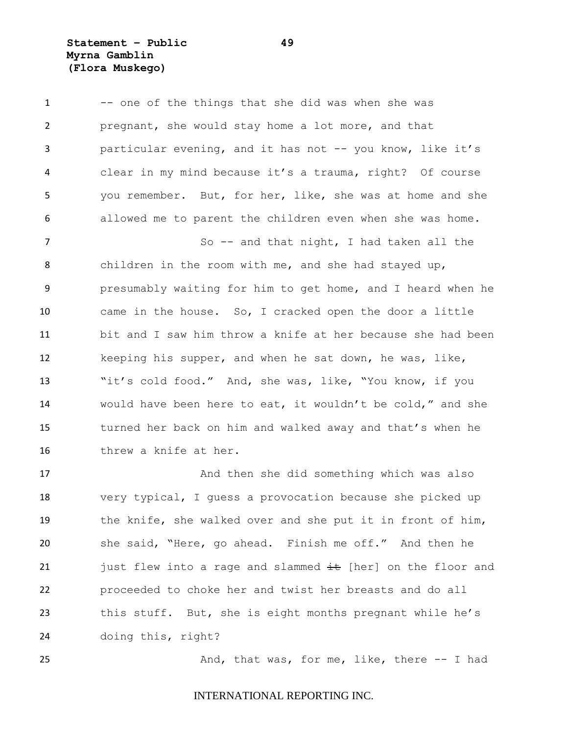-- one of the things that she did was when she was pregnant, she would stay home a lot more, and that particular evening, and it has not -- you know, like it's clear in my mind because it's a trauma, right? Of course you remember. But, for her, like, she was at home and she allowed me to parent the children even when she was home.

So -- and that night, I had taken all the children in the room with me, and she had stayed up, presumably waiting for him to get home, and I heard when he came in the house. So, I cracked open the door a little bit and I saw him throw a knife at her because she had been keeping his supper, and when he sat down, he was, like, "it's cold food." And, she was, like, "You know, if you would have been here to eat, it wouldn't be cold," and she turned her back on him and walked away and that's when he threw a knife at her.

And then she did something which was also very typical, I guess a provocation because she picked up the knife, she walked over and she put it in front of him, she said, "Here, go ahead. Finish me off." And then he just flew into a rage and slammed ~~it~~ [her] on the floor and proceeded to choke her and twist her breasts and do all this stuff. But, she is eight months pregnant while he's doing this, right?

And, that was, for me, like, there -- I had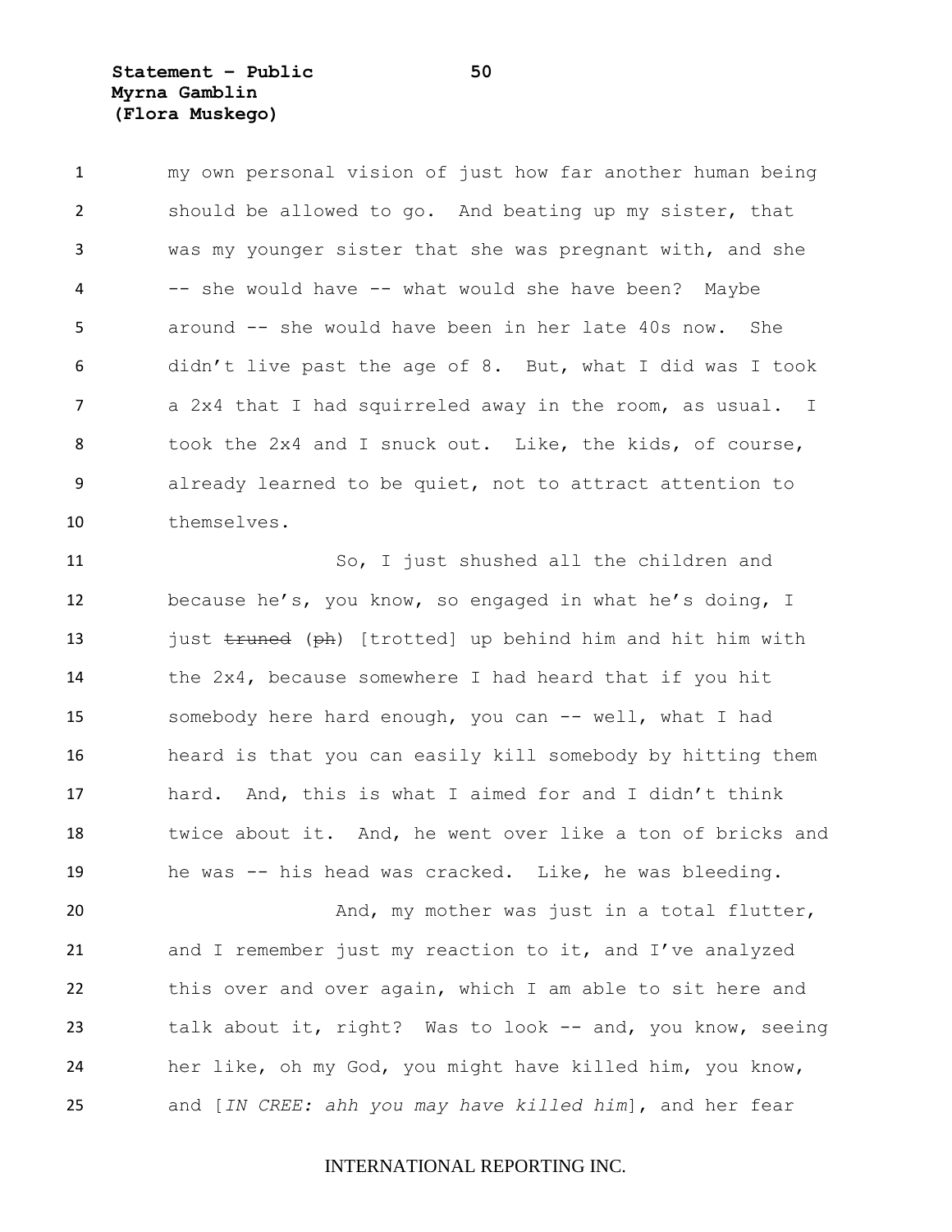my own personal vision of just how far another human being should be allowed to go. And beating up my sister, that was my younger sister that she was pregnant with, and she -- she would have -- what would she have been? Maybe around -- she would have been in her late 40s now. She didn't live past the age of 8. But, what I did was I took a 2x4 that I had squirreled away in the room, as usual. I took the 2x4 and I snuck out. Like, the kids, of course, already learned to be quiet, not to attract attention to themselves.

So, I just shushed all the children and because he's, you know, so engaged in what he's doing, I just ~~truned~~ (~~ph~~) [trotted] up behind him and hit him with the 2x4, because somewhere I had heard that if you hit somebody here hard enough, you can -- well, what I had heard is that you can easily kill somebody by hitting them hard. And, this is what I aimed for and I didn't think twice about it. And, he went over like a ton of bricks and he was -- his head was cracked. Like, he was bleeding.

And, my mother was just in a total flutter, and I remember just my reaction to it, and I've analyzed this over and over again, which I am able to sit here and talk about it, right? Was to look -- and, you know, seeing her like, oh my God, you might have killed him, you know, and [*IN CREE: ahh you may have killed him*], and her fear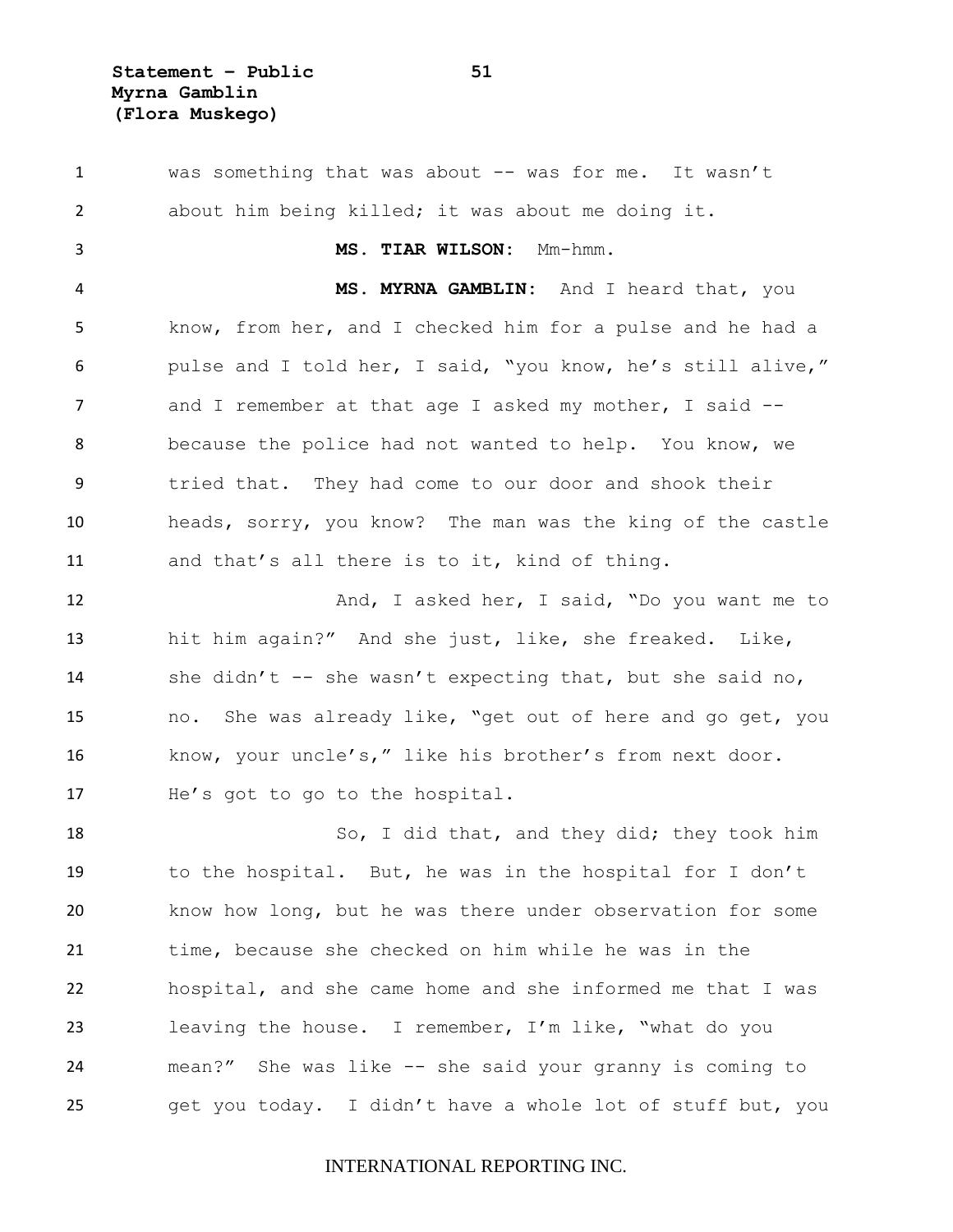was something that was about -- was for me. It wasn't about him being killed; it was about me doing it.

**MS. TIAR WILSON:** Mm-hmm.

**MS. MYRNA GAMBLIN:** And I heard that, you know, from her, and I checked him for a pulse and he had a pulse and I told her, I said, "you know, he's still alive," and I remember at that age I asked my mother, I said -- because the police had not wanted to help. You know, we tried that. They had come to our door and shook their heads, sorry, you know? The man was the king of the castle and that's all there is to it, kind of thing.

And, I asked her, I said, "Do you want me to hit him again?" And she just, like, she freaked. Like, she didn't -- she wasn't expecting that, but she said no, no. She was already like, "get out of here and go get, you know, your uncle's," like his brother's from next door. He's got to go to the hospital.

So, I did that, and they did; they took him to the hospital. But, he was in the hospital for I don't know how long, but he was there under observation for some time, because she checked on him while he was in the hospital, and she came home and she informed me that I was leaving the house. I remember, I'm like, "what do you mean?" She was like -- she said your granny is coming to get you today. I didn't have a whole lot of stuff but, you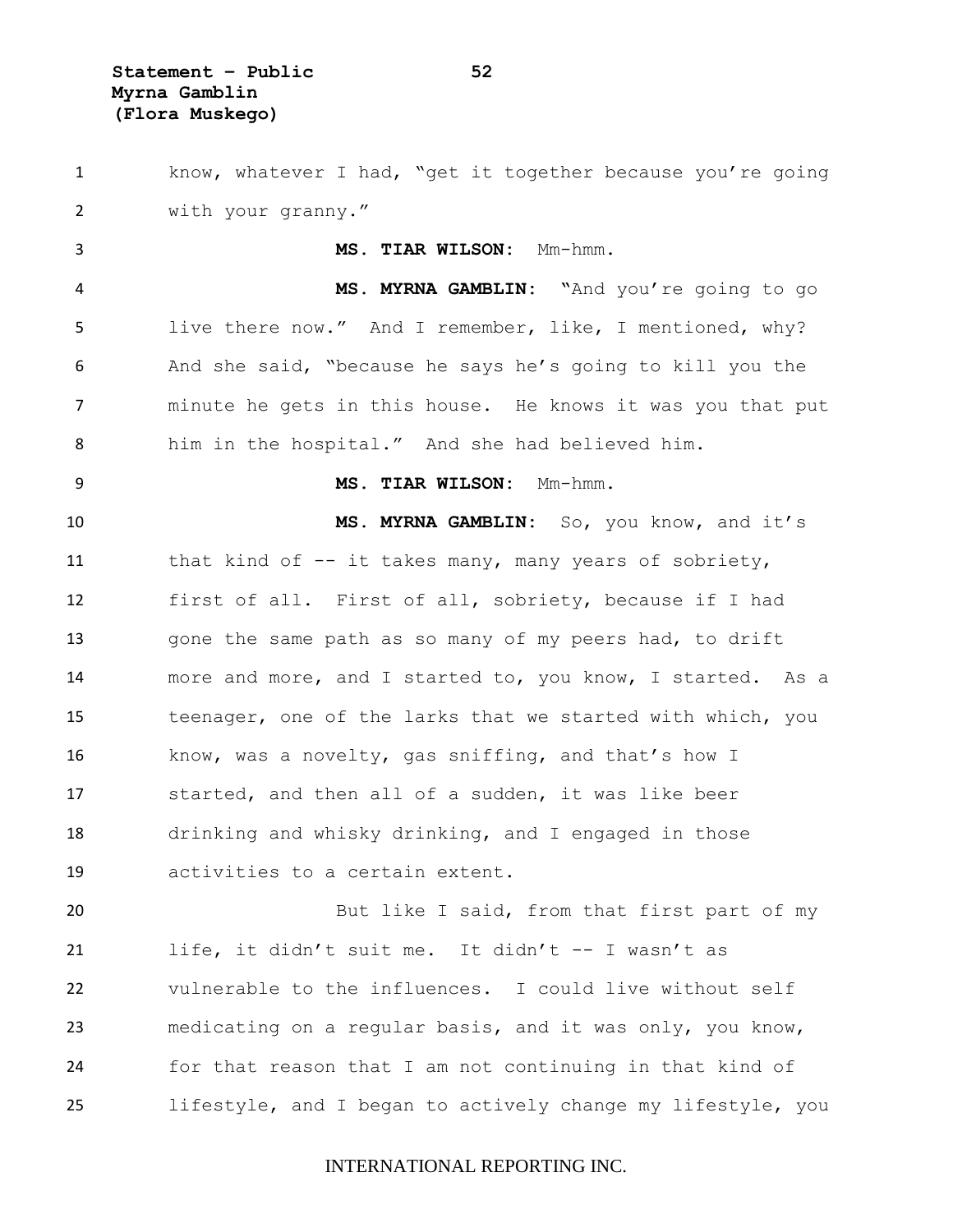know, whatever I had, "get it together because you're going with your granny."

**MS. TIAR WILSON:** Mm-hmm.

**MS. MYRNA GAMBLIN:** "And you're going to go live there now." And I remember, like, I mentioned, why? And she said, "because he says he's going to kill you the minute he gets in this house. He knows it was you that put him in the hospital." And she had believed him.

**MS. TIAR WILSON:** Mm-hmm.

**MS. MYRNA GAMBLIN:** So, you know, and it's that kind of -- it takes many, many years of sobriety, first of all. First of all, sobriety, because if I had gone the same path as so many of my peers had, to drift more and more, and I started to, you know, I started. As a teenager, one of the larks that we started with which, you know, was a novelty, gas sniffing, and that's how I started, and then all of a sudden, it was like beer drinking and whisky drinking, and I engaged in those activities to a certain extent.

But like I said, from that first part of my life, it didn't suit me. It didn't -- I wasn't as vulnerable to the influences. I could live without self medicating on a regular basis, and it was only, you know, for that reason that I am not continuing in that kind of lifestyle, and I began to actively change my lifestyle, you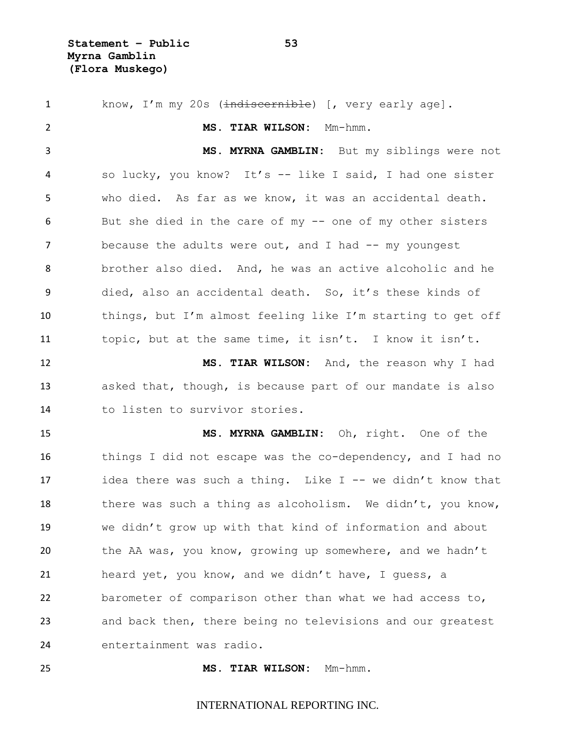know, I'm my 20s (~~indiscernible~~) [, very early age].

**MS. TIAR WILSON:** Mm-hmm.

**MS. MYRNA GAMBLIN:** But my siblings were not so lucky, you know? It's -- like I said, I had one sister who died. As far as we know, it was an accidental death. But she died in the care of my -- one of my other sisters because the adults were out, and I had -- my youngest brother also died. And, he was an active alcoholic and he died, also an accidental death. So, it's these kinds of things, but I'm almost feeling like I'm starting to get off topic, but at the same time, it isn't. I know it isn't.

**MS. TIAR WILSON:** And, the reason why I had asked that, though, is because part of our mandate is also to listen to survivor stories.

**MS. MYRNA GAMBLIN:** Oh, right. One of the things I did not escape was the co-dependency, and I had no idea there was such a thing. Like I -- we didn't know that there was such a thing as alcoholism. We didn't, you know, we didn't grow up with that kind of information and about the AA was, you know, growing up somewhere, and we hadn't heard yet, you know, and we didn't have, I guess, a barometer of comparison other than what we had access to, and back then, there being no televisions and our greatest entertainment was radio.

**MS. TIAR WILSON:** Mm-hmm.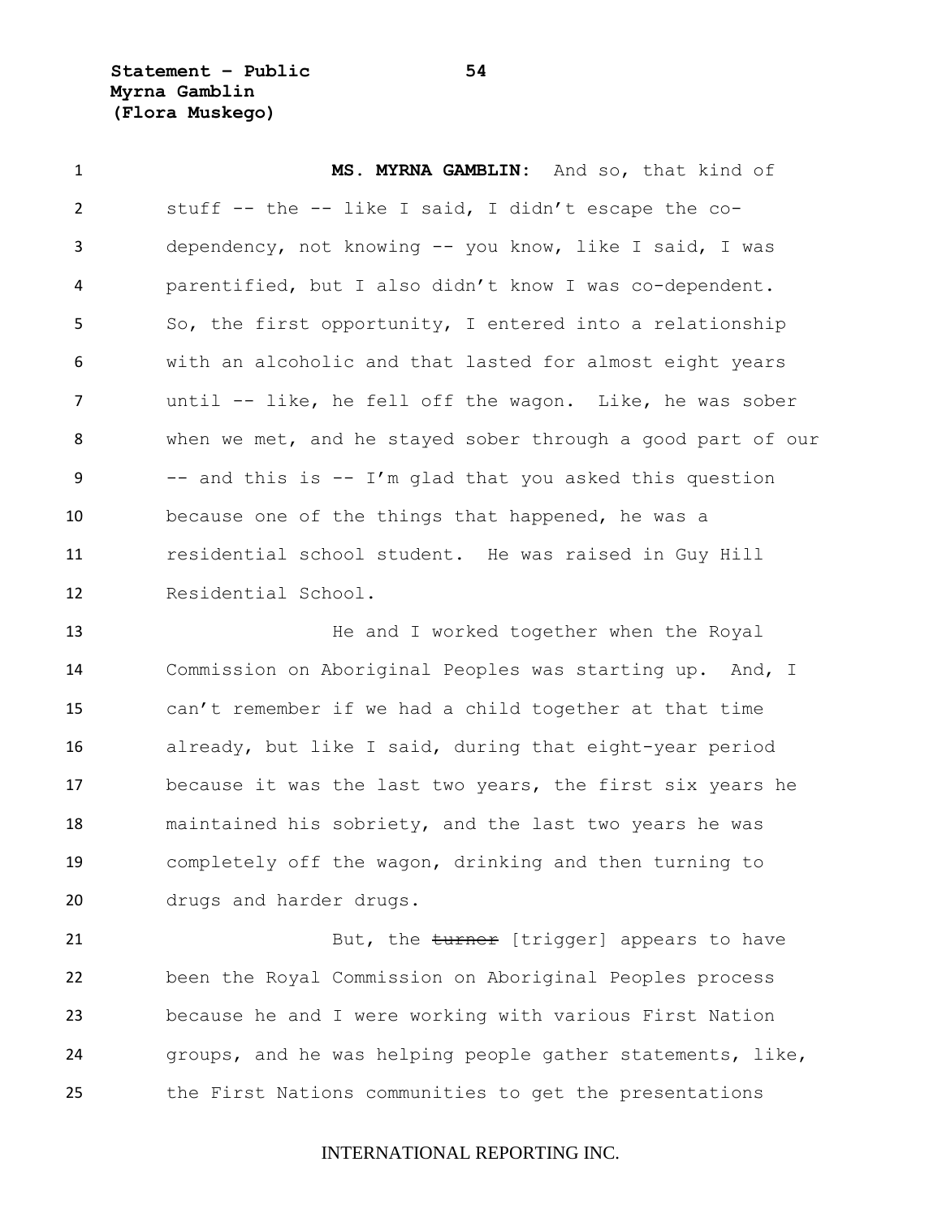**MS. MYRNA GAMBLIN:** And so, that kind of stuff -- the -- like I said, I didn't escape the co-dependency, not knowing -- you know, like I said, I was parentified, but I also didn't know I was co-dependent. So, the first opportunity, I entered into a relationship with an alcoholic and that lasted for almost eight years until -- like, he fell off the wagon. Like, he was sober when we met, and he stayed sober through a good part of our -- and this is -- I'm glad that you asked this question because one of the things that happened, he was a residential school student. He was raised in Guy Hill Residential School.

He and I worked together when the Royal Commission on Aboriginal Peoples was starting up. And, I can't remember if we had a child together at that time already, but like I said, during that eight-year period because it was the last two years, the first six years he maintained his sobriety, and the last two years he was completely off the wagon, drinking and then turning to drugs and harder drugs.

But, the ~~turner~~ [trigger] appears to have been the Royal Commission on Aboriginal Peoples process because he and I were working with various First Nation groups, and he was helping people gather statements, like, the First Nations communities to get the presentations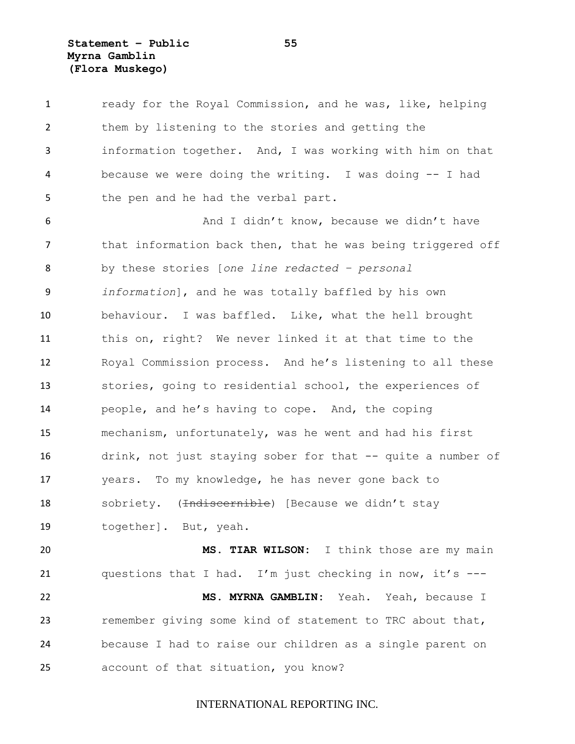ready for the Royal Commission, and he was, like, helping them by listening to the stories and getting the information together. And, I was working with him on that because we were doing the writing. I was doing -- I had the pen and he had the verbal part.

And I didn't know, because we didn't have that information back then, that he was being triggered off by these stories [*one line redacted – personal information*], and he was totally baffled by his own behaviour. I was baffled. Like, what the hell brought this on, right? We never linked it at that time to the Royal Commission process. And he's listening to all these stories, going to residential school, the experiences of people, and he's having to cope. And, the coping mechanism, unfortunately, was he went and had his first drink, not just staying sober for that -- quite a number of years. To my knowledge, he has never gone back to sobriety. (~~Indiscernible~~) [Because we didn't stay together]. But, yeah.

**MS. TIAR WILSON:** I think those are my main questions that I had. I'm just checking in now, it's ---

**MS. MYRNA GAMBLIN:** Yeah. Yeah, because I remember giving some kind of statement to TRC about that, because I had to raise our children as a single parent on account of that situation, you know?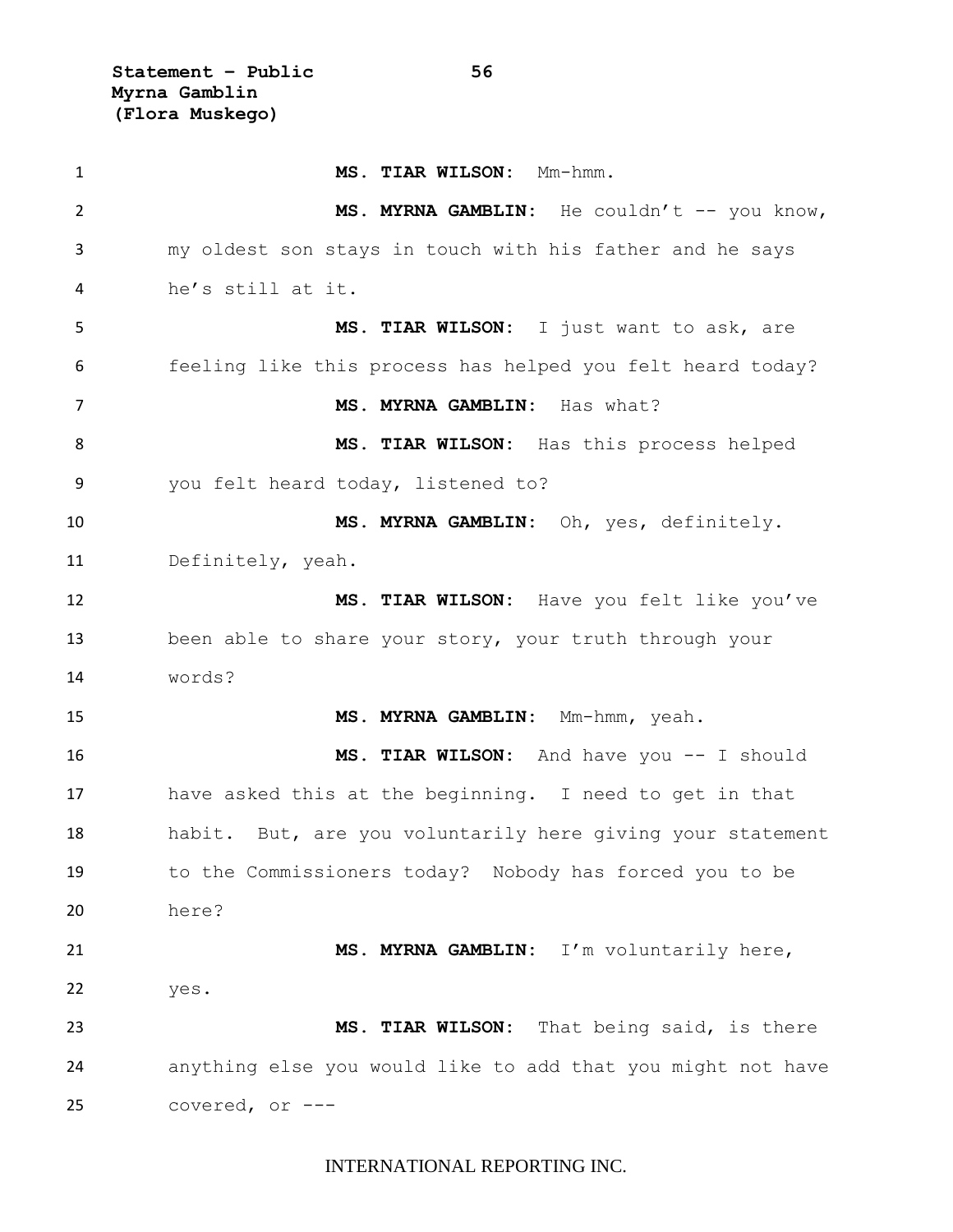**MS. TIAR WILSON:** Mm-hmm.

**MS. MYRNA GAMBLIN:** He couldn't -- you know, my oldest son stays in touch with his father and he says he's still at it.

**MS. TIAR WILSON:** I just want to ask, are feeling like this process has helped you felt heard today?

**MS. MYRNA GAMBLIN:** Has what?

**MS. TIAR WILSON:** Has this process helped you felt heard today, listened to?

**MS. MYRNA GAMBLIN:** Oh, yes, definitely. Definitely, yeah.

**MS. TIAR WILSON:** Have you felt like you've been able to share your story, your truth through your words?

**MS. MYRNA GAMBLIN:** Mm-hmm, yeah.

**MS. TIAR WILSON:** And have you -- I should have asked this at the beginning. I need to get in that habit. But, are you voluntarily here giving your statement to the Commissioners today? Nobody has forced you to be here?

**MS. MYRNA GAMBLIN:** I'm voluntarily here, yes.

**MS. TIAR WILSON:** That being said, is there anything else you would like to add that you might not have covered, or ---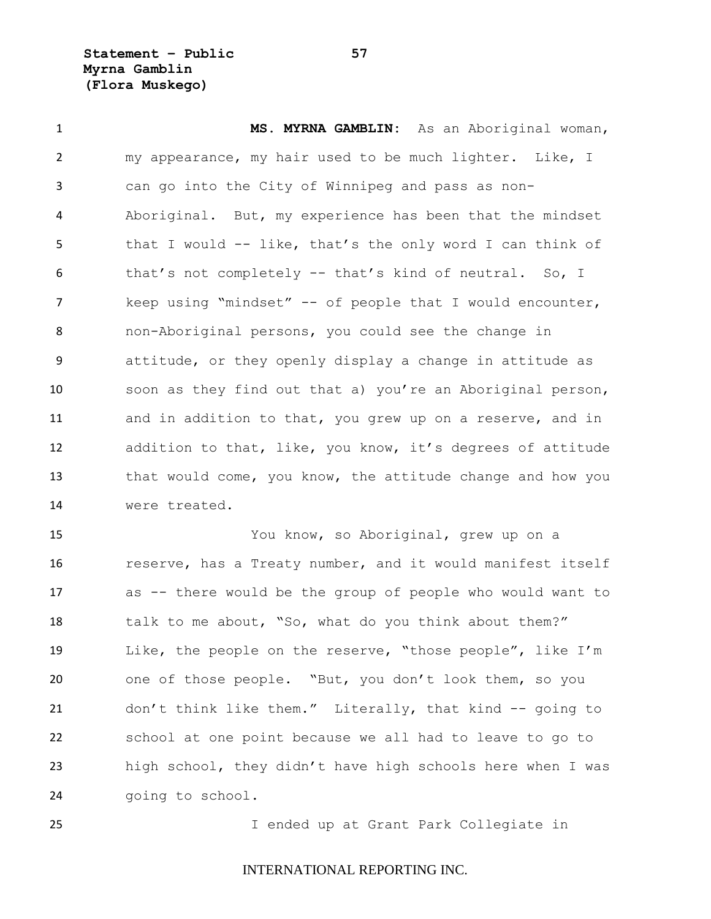**MS. MYRNA GAMBLIN:** As an Aboriginal woman, my appearance, my hair used to be much lighter. Like, I can go into the City of Winnipeg and pass as non-Aboriginal. But, my experience has been that the mindset that I would -- like, that's the only word I can think of that's not completely -- that's kind of neutral. So, I keep using "mindset" -- of people that I would encounter, non-Aboriginal persons, you could see the change in attitude, or they openly display a change in attitude as soon as they find out that a) you're an Aboriginal person, and in addition to that, you grew up on a reserve, and in addition to that, like, you know, it's degrees of attitude that would come, you know, the attitude change and how you were treated.

You know, so Aboriginal, grew up on a reserve, has a Treaty number, and it would manifest itself as -- there would be the group of people who would want to talk to me about, "So, what do you think about them?" Like, the people on the reserve, "those people", like I'm one of those people. "But, you don't look them, so you don't think like them." Literally, that kind -- going to school at one point because we all had to leave to go to high school, they didn't have high schools here when I was going to school.

I ended up at Grant Park Collegiate in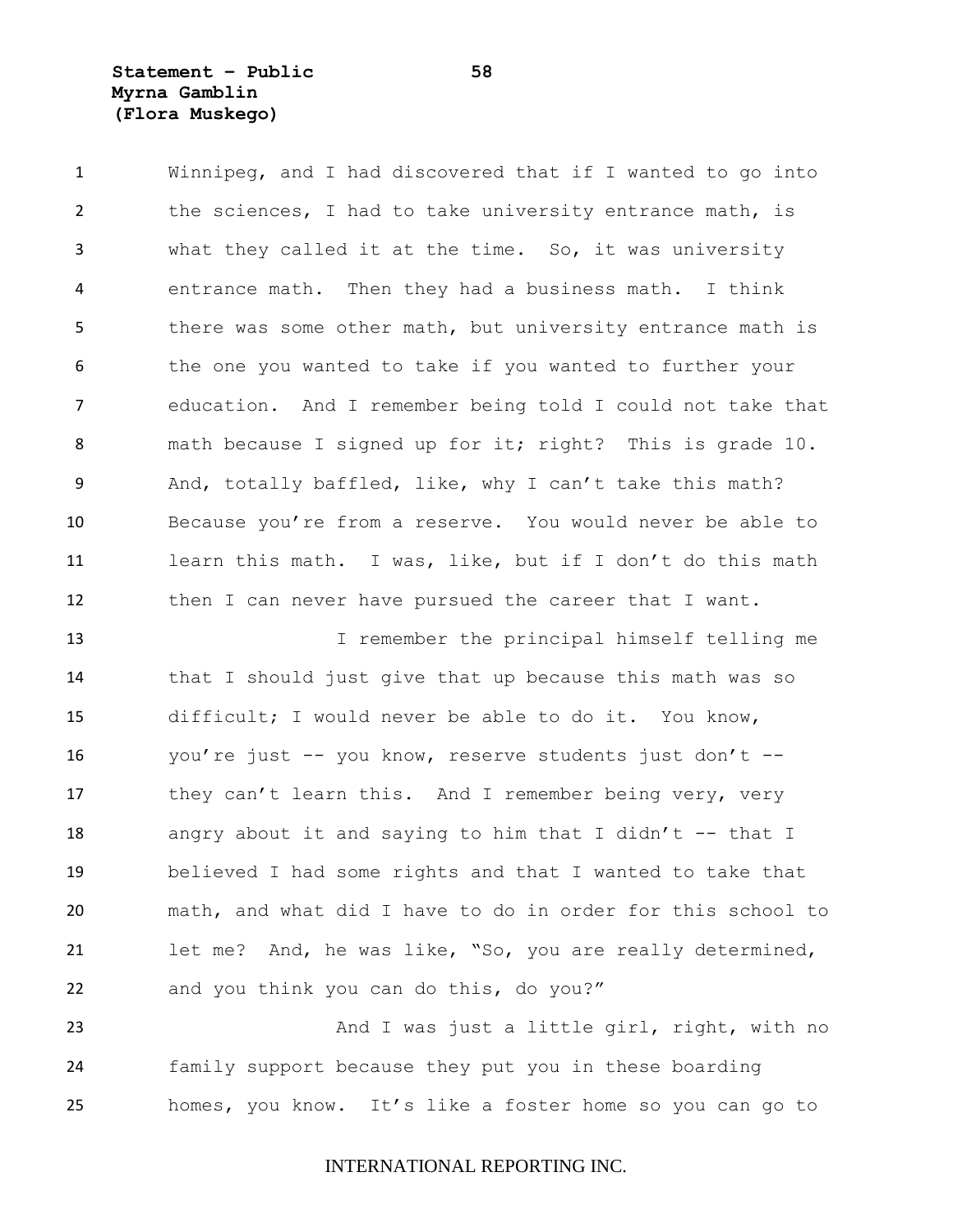Winnipeg, and I had discovered that if I wanted to go into the sciences, I had to take university entrance math, is what they called it at the time. So, it was university entrance math. Then they had a business math. I think there was some other math, but university entrance math is the one you wanted to take if you wanted to further your education. And I remember being told I could not take that math because I signed up for it; right? This is grade 10. And, totally baffled, like, why I can't take this math? Because you're from a reserve. You would never be able to learn this math. I was, like, but if I don't do this math then I can never have pursued the career that I want.

I remember the principal himself telling me that I should just give that up because this math was so difficult; I would never be able to do it. You know, you're just -- you know, reserve students just don't -- they can't learn this. And I remember being very, very angry about it and saying to him that I didn't -- that I believed I had some rights and that I wanted to take that math, and what did I have to do in order for this school to let me? And, he was like, "So, you are really determined, and you think you can do this, do you?"

And I was just a little girl, right, with no family support because they put you in these boarding homes, you know. It's like a foster home so you can go to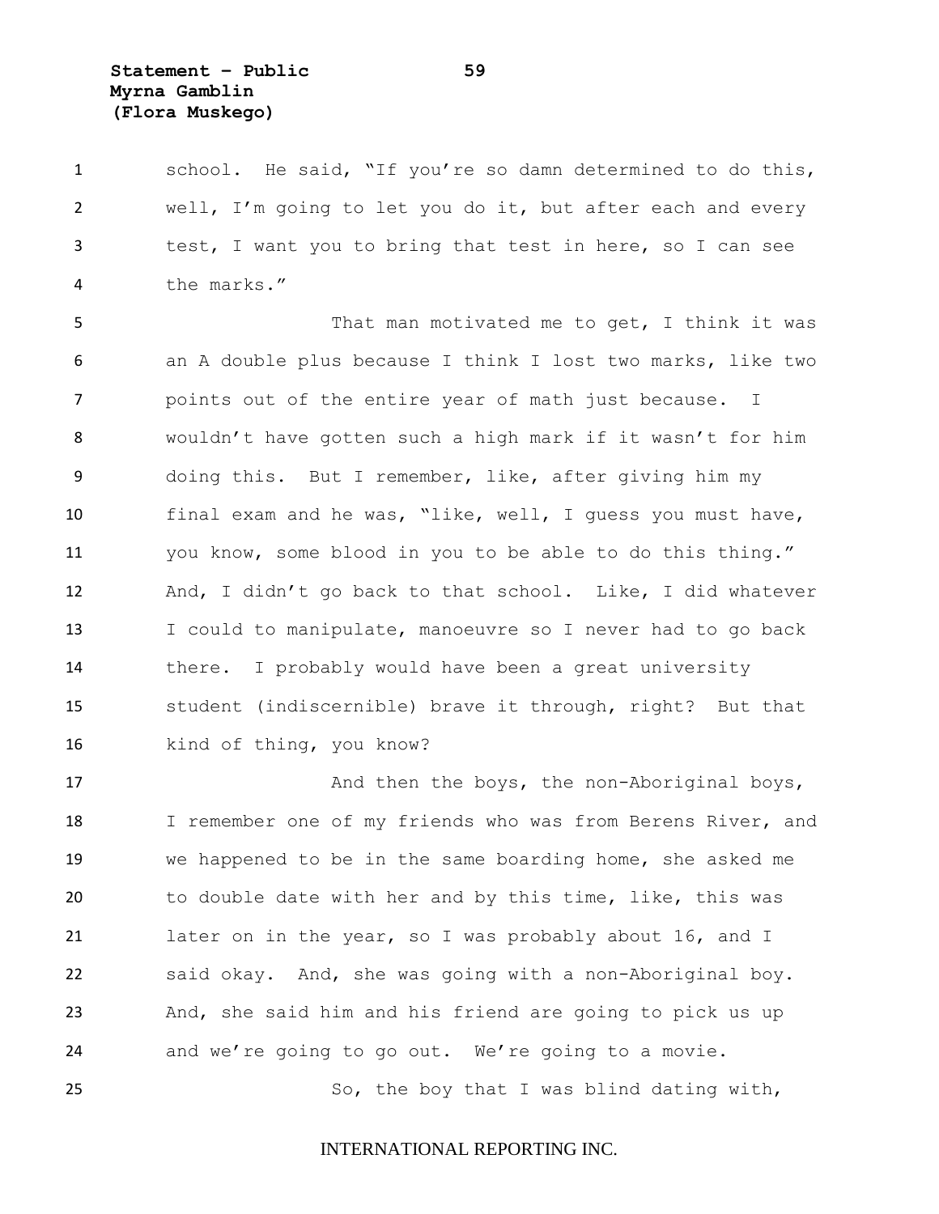school. He said, "If you're so damn determined to do this, well, I'm going to let you do it, but after each and every test, I want you to bring that test in here, so I can see the marks."

That man motivated me to get, I think it was an A double plus because I think I lost two marks, like two points out of the entire year of math just because. I wouldn't have gotten such a high mark if it wasn't for him doing this. But I remember, like, after giving him my final exam and he was, "like, well, I guess you must have, you know, some blood in you to be able to do this thing." And, I didn't go back to that school. Like, I did whatever I could to manipulate, manoeuvre so I never had to go back there. I probably would have been a great university student (indiscernible) brave it through, right? But that kind of thing, you know?

And then the boys, the non-Aboriginal boys, I remember one of my friends who was from Berens River, and we happened to be in the same boarding home, she asked me to double date with her and by this time, like, this was later on in the year, so I was probably about 16, and I said okay. And, she was going with a non-Aboriginal boy. And, she said him and his friend are going to pick us up and we're going to go out. We're going to a movie.

So, the boy that I was blind dating with,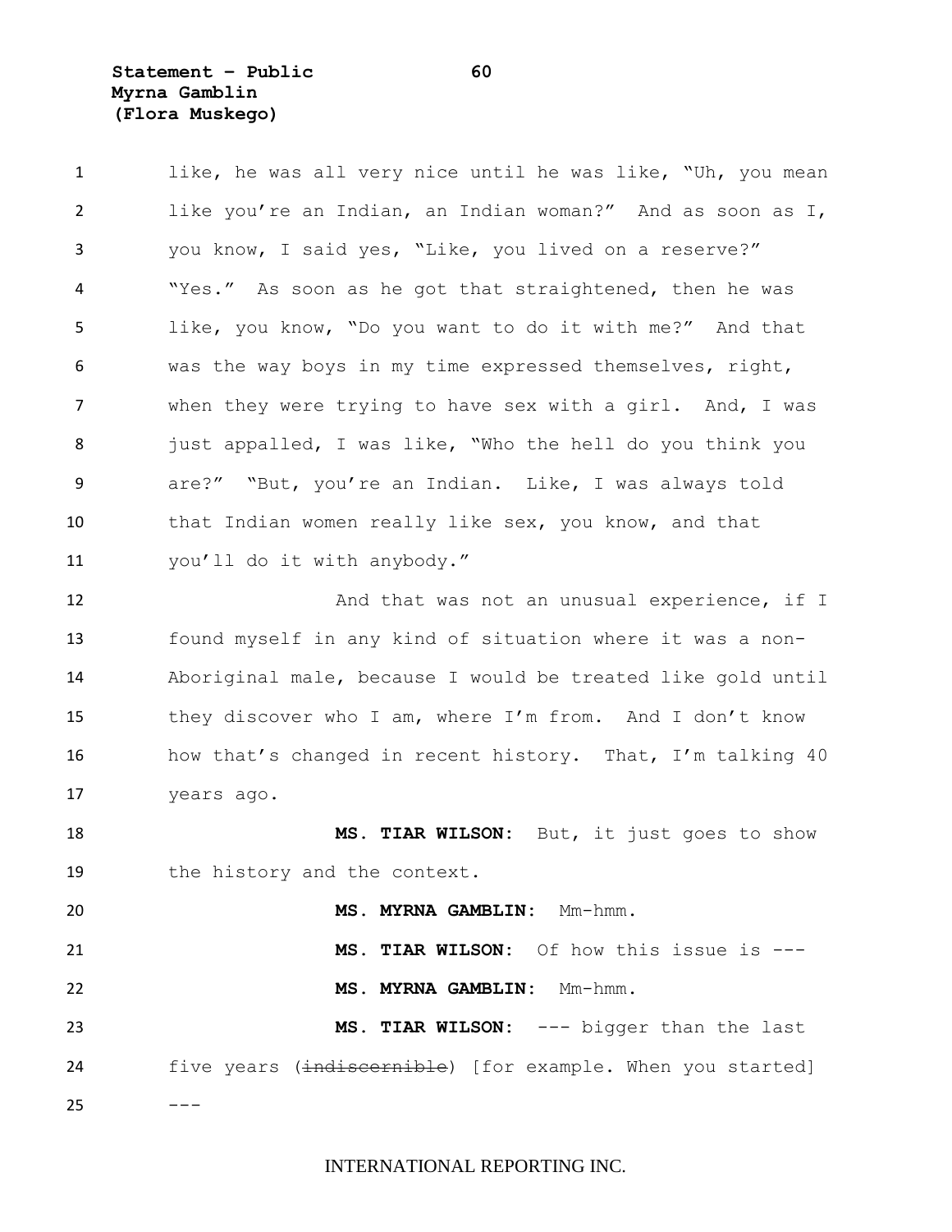like, he was all very nice until he was like, "Uh, you mean like you're an Indian, an Indian woman?" And as soon as I, you know, I said yes, "Like, you lived on a reserve?" "Yes." As soon as he got that straightened, then he was like, you know, "Do you want to do it with me?" And that was the way boys in my time expressed themselves, right, when they were trying to have sex with a girl. And, I was just appalled, I was like, "Who the hell do you think you are?" "But, you're an Indian. Like, I was always told that Indian women really like sex, you know, and that you'll do it with anybody."

And that was not an unusual experience, if I found myself in any kind of situation where it was a non-Aboriginal male, because I would be treated like gold until they discover who I am, where I'm from. And I don't know how that's changed in recent history. That, I'm talking 40 years ago.

**MS. TIAR WILSON:** But, it just goes to show the history and the context.

**MS. MYRNA GAMBLIN:** Mm-hmm.

**MS. TIAR WILSON:** Of how this issue is ---

**MS. MYRNA GAMBLIN:** Mm-hmm.

**MS. TIAR WILSON:** --- bigger than the last five years (~~indiscernible~~) [for example. When you started] ---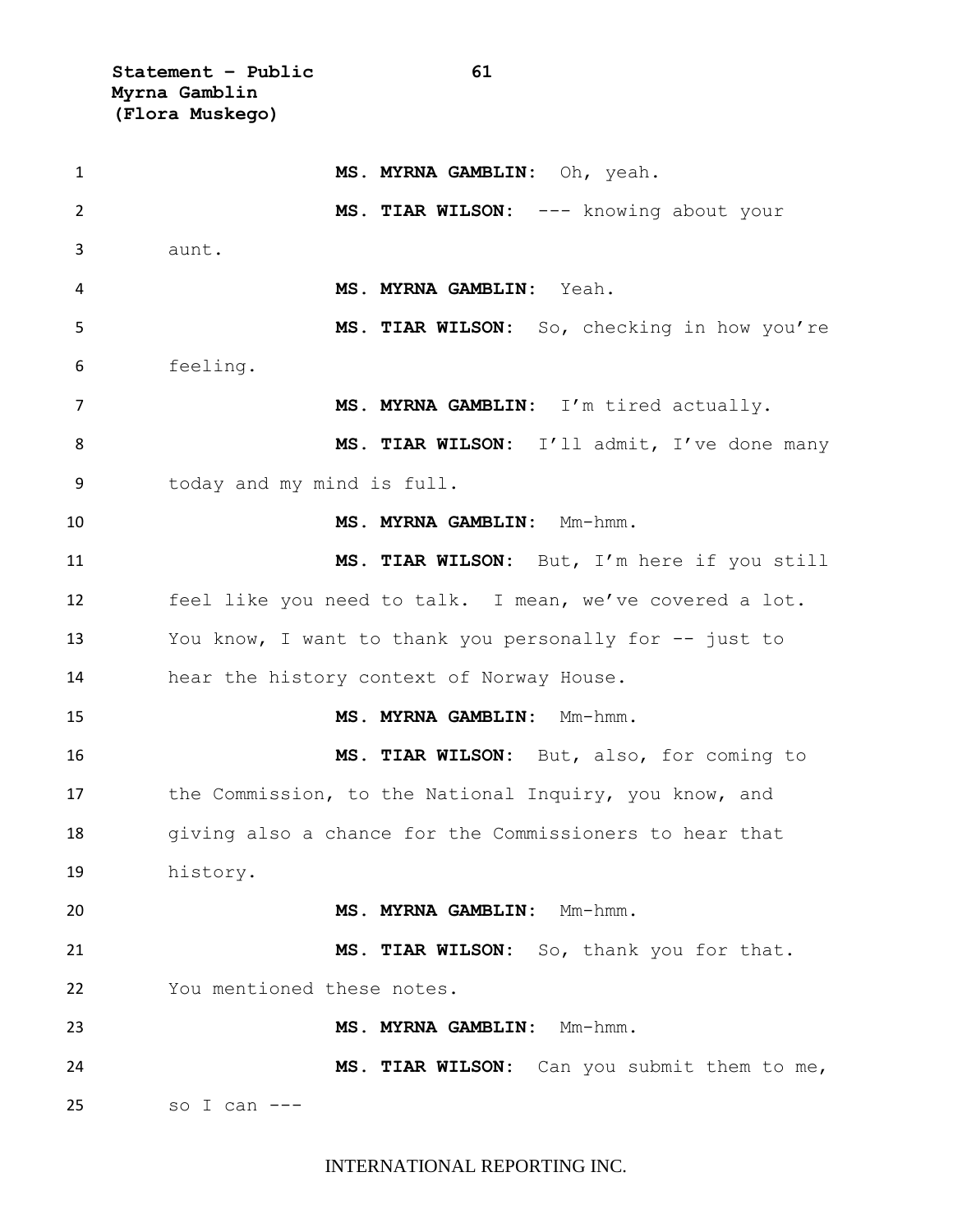**MS. MYRNA GAMBLIN:** Oh, yeah.

**MS. TIAR WILSON:** --- knowing about your aunt.

**MS. MYRNA GAMBLIN:** Yeah.

**MS. TIAR WILSON:** So, checking in how you're feeling.

**MS. MYRNA GAMBLIN:** I'm tired actually.

**MS. TIAR WILSON:** I'll admit, I've done many today and my mind is full.

**MS. MYRNA GAMBLIN:** Mm-hmm.

**MS. TIAR WILSON:** But, I'm here if you still feel like you need to talk. I mean, we've covered a lot. You know, I want to thank you personally for -- just to hear the history context of Norway House.

**MS. MYRNA GAMBLIN:** Mm-hmm.

**MS. TIAR WILSON:** But, also, for coming to the Commission, to the National Inquiry, you know, and giving also a chance for the Commissioners to hear that history.

**MS. MYRNA GAMBLIN:** Mm-hmm.

**MS. TIAR WILSON:** So, thank you for that. You mentioned these notes.

**MS. MYRNA GAMBLIN:** Mm-hmm.

**MS. TIAR WILSON:** Can you submit them to me, so I can ---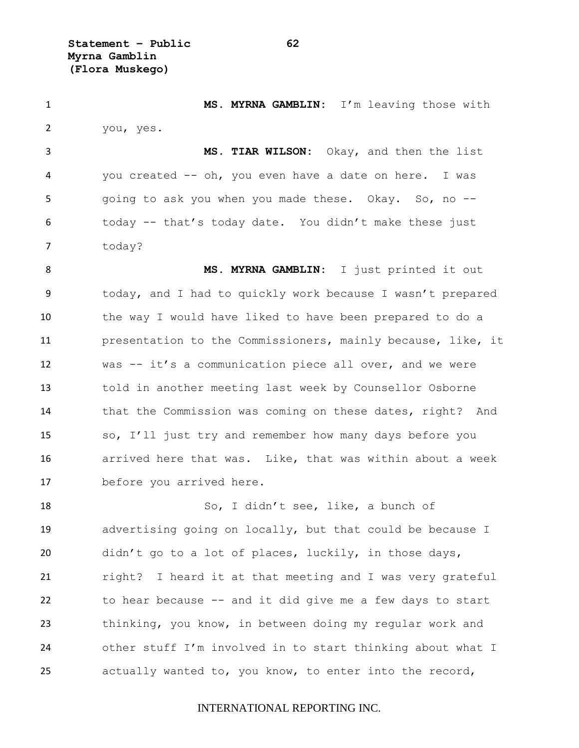**MS. MYRNA GAMBLIN:** I'm leaving those with you, yes.

**MS. TIAR WILSON:** Okay, and then the list you created -- oh, you even have a date on here. I was going to ask you when you made these. Okay. So, no -- today -- that's today date. You didn't make these just today?

**MS. MYRNA GAMBLIN:** I just printed it out today, and I had to quickly work because I wasn't prepared the way I would have liked to have been prepared to do a presentation to the Commissioners, mainly because, like, it was -- it's a communication piece all over, and we were told in another meeting last week by Counsellor Osborne that the Commission was coming on these dates, right? And so, I'll just try and remember how many days before you arrived here that was. Like, that was within about a week before you arrived here.

So, I didn't see, like, a bunch of advertising going on locally, but that could be because I didn't go to a lot of places, luckily, in those days, right? I heard it at that meeting and I was very grateful to hear because -- and it did give me a few days to start thinking, you know, in between doing my regular work and other stuff I'm involved in to start thinking about what I actually wanted to, you know, to enter into the record,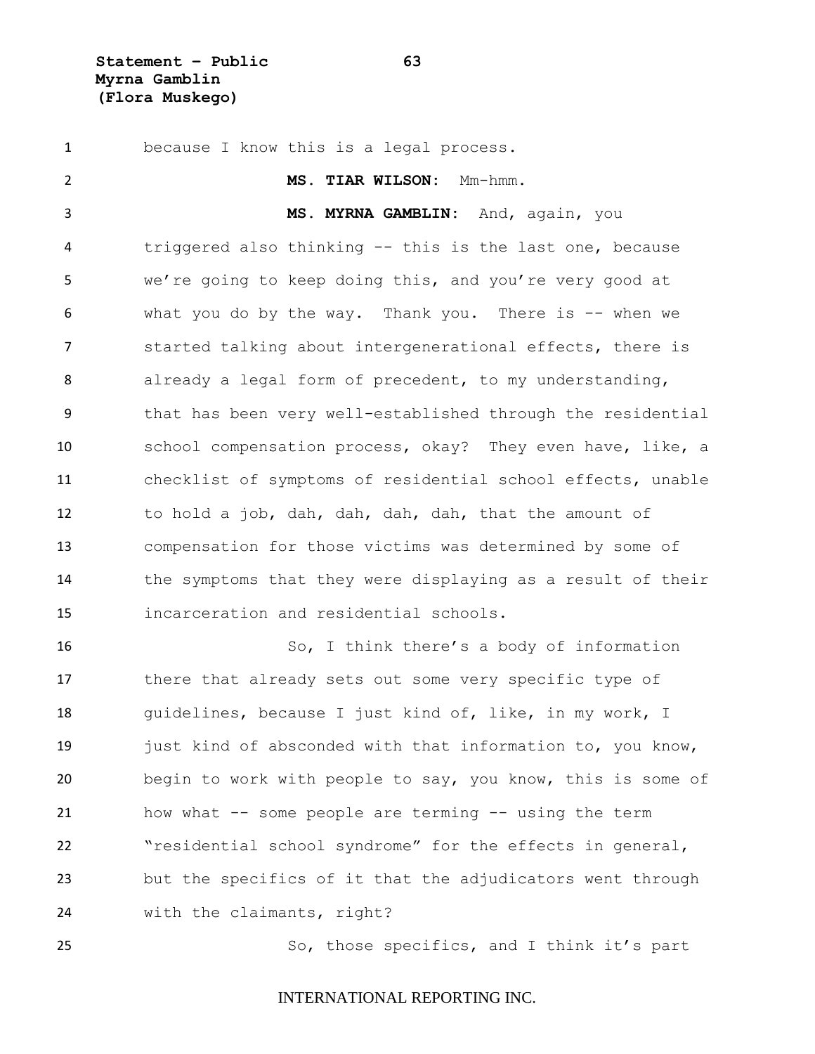because I know this is a legal process.

**MS. TIAR WILSON:** Mm-hmm.

**MS. MYRNA GAMBLIN:** And, again, you triggered also thinking -- this is the last one, because we're going to keep doing this, and you're very good at what you do by the way. Thank you. There is -- when we started talking about intergenerational effects, there is already a legal form of precedent, to my understanding, that has been very well-established through the residential school compensation process, okay? They even have, like, a checklist of symptoms of residential school effects, unable to hold a job, dah, dah, dah, dah, that the amount of compensation for those victims was determined by some of the symptoms that they were displaying as a result of their incarceration and residential schools.

So, I think there's a body of information there that already sets out some very specific type of guidelines, because I just kind of, like, in my work, I just kind of absconded with that information to, you know, begin to work with people to say, you know, this is some of how what -- some people are terming -- using the term "residential school syndrome" for the effects in general, but the specifics of it that the adjudicators went through with the claimants, right?

So, those specifics, and I think it's part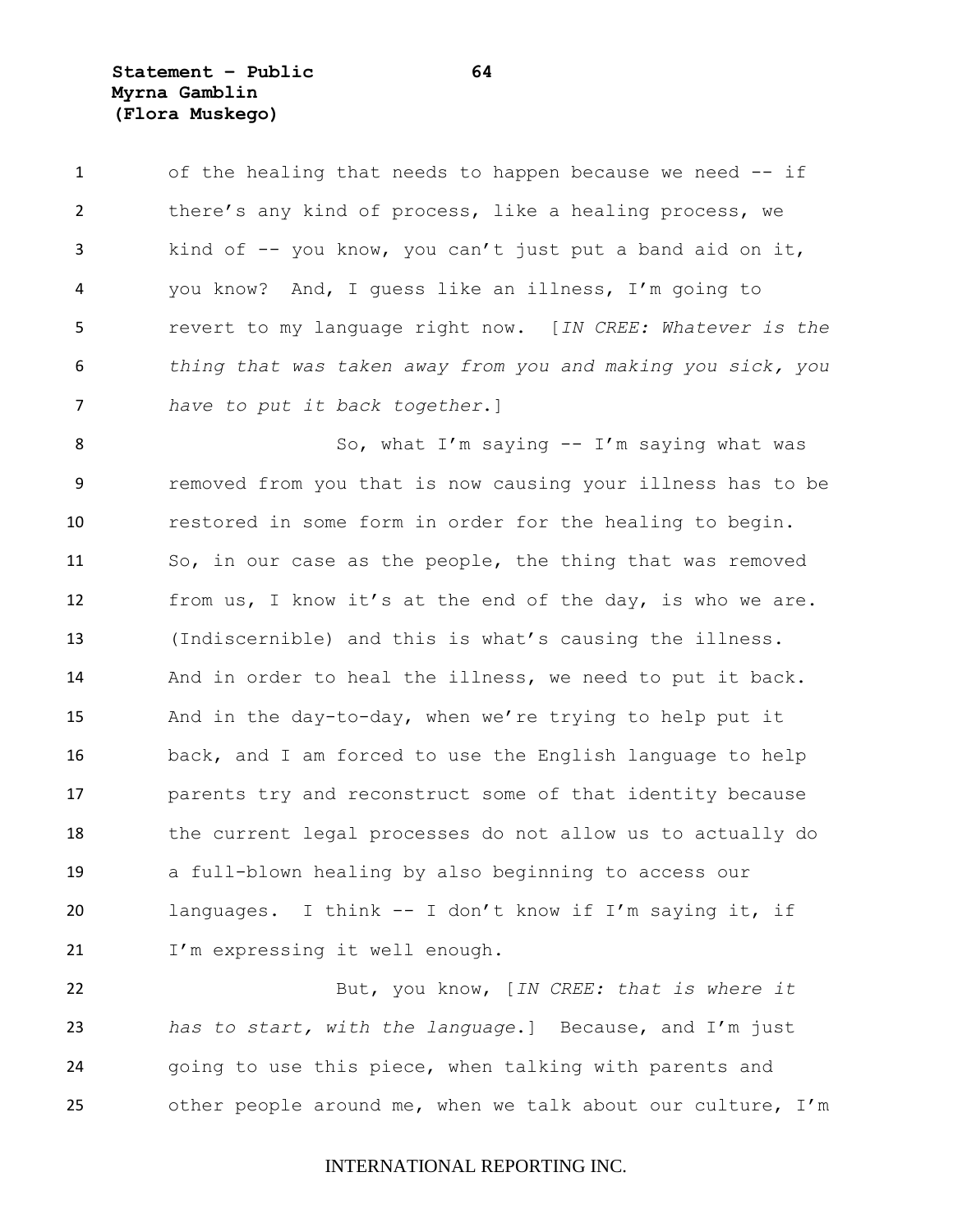of the healing that needs to happen because we need -- if there's any kind of process, like a healing process, we kind of -- you know, you can't just put a band aid on it, you know? And, I guess like an illness, I'm going to revert to my language right now. [*IN CREE: Whatever is the thing that was taken away from you and making you sick, you have to put it back together*.]

So, what I'm saying -- I'm saying what was removed from you that is now causing your illness has to be restored in some form in order for the healing to begin. So, in our case as the people, the thing that was removed from us, I know it's at the end of the day, is who we are. (Indiscernible) and this is what's causing the illness. And in order to heal the illness, we need to put it back. And in the day-to-day, when we're trying to help put it back, and I am forced to use the English language to help parents try and reconstruct some of that identity because the current legal processes do not allow us to actually do a full-blown healing by also beginning to access our languages. I think -- I don't know if I'm saying it, if I'm expressing it well enough.

But, you know, [*IN CREE: that is where it has to start, with the language*.] Because, and I'm just going to use this piece, when talking with parents and other people around me, when we talk about our culture, I'm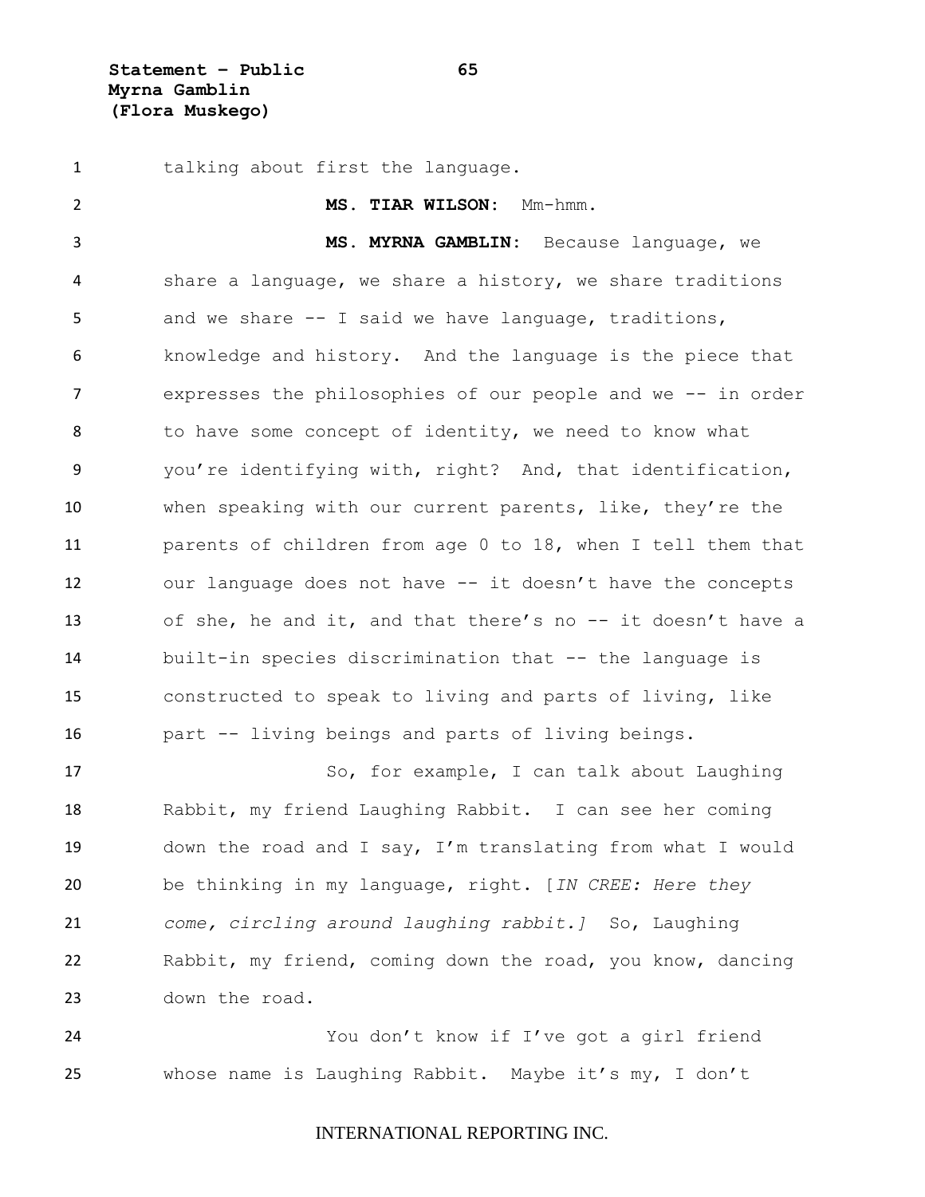talking about first the language.

**MS. TIAR WILSON:** Mm-hmm.

**MS. MYRNA GAMBLIN:** Because language, we share a language, we share a history, we share traditions and we share -- I said we have language, traditions, knowledge and history. And the language is the piece that expresses the philosophies of our people and we -- in order to have some concept of identity, we need to know what you're identifying with, right? And, that identification, when speaking with our current parents, like, they're the parents of children from age 0 to 18, when I tell them that our language does not have -- it doesn't have the concepts of she, he and it, and that there's no -- it doesn't have a built-in species discrimination that -- the language is constructed to speak to living and parts of living, like part -- living beings and parts of living beings.

So, for example, I can talk about Laughing Rabbit, my friend Laughing Rabbit. I can see her coming down the road and I say, I'm translating from what I would be thinking in my language, right. [*IN CREE: Here they come, circling around laughing rabbit.]* So, Laughing Rabbit, my friend, coming down the road, you know, dancing down the road.

You don't know if I've got a girl friend whose name is Laughing Rabbit. Maybe it's my, I don't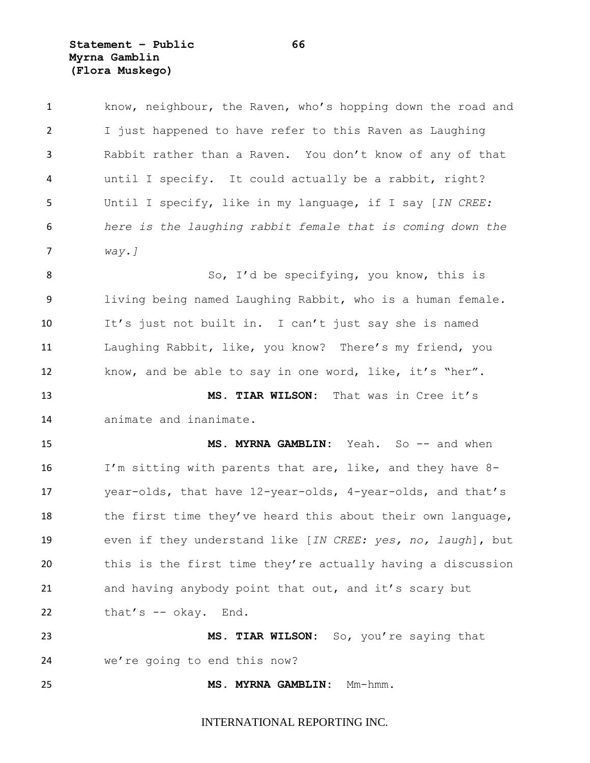know, neighbour, the Raven, who's hopping down the road and I just happened to have refer to this Raven as Laughing Rabbit rather than a Raven. You don't know of any of that until I specify. It could actually be a rabbit, right? Until I specify, like in my language, if I say [*IN CREE: here is the laughing rabbit female that is coming down the way.*]

So, I'd be specifying, you know, this is living being named Laughing Rabbit, who is a human female. It's just not built in. I can't just say she is named Laughing Rabbit, like, you know? There's my friend, you know, and be able to say in one word, like, it's "her".

**MS. TIAR WILSON:** That was in Cree it's animate and inanimate.

**MS. MYRNA GAMBLIN:** Yeah. So -- and when I'm sitting with parents that are, like, and they have 8-year-olds, that have 12-year-olds, 4-year-olds, and that's the first time they've heard this about their own language, even if they understand like [*IN CREE: yes, no, laugh*], but this is the first time they're actually having a discussion and having anybody point that out, and it's scary but that's -- okay. End.

**MS. TIAR WILSON:** So, you're saying that we're going to end this now?

**MS. MYRNA GAMBLIN:** Mm-hmm.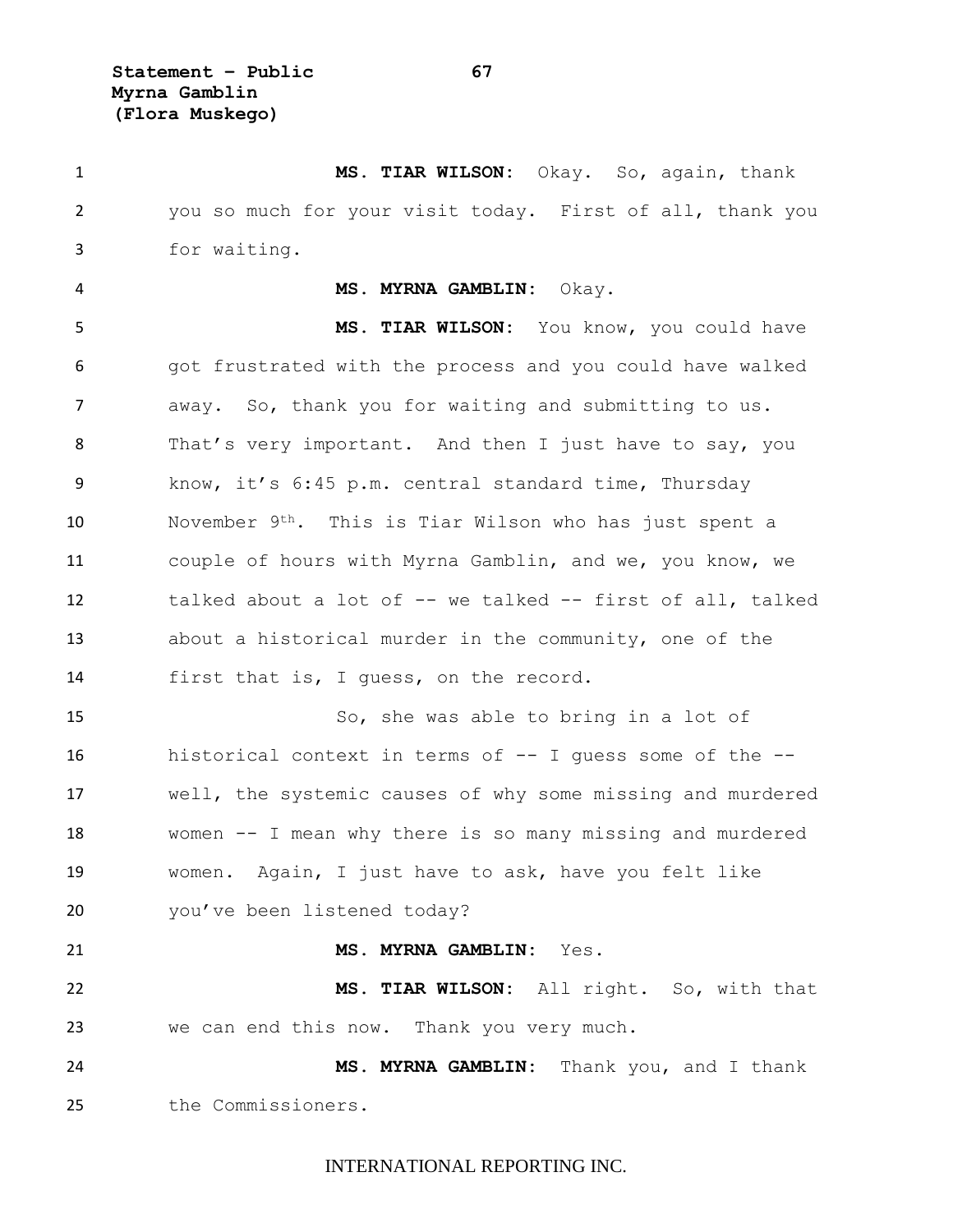**MS. TIAR WILSON:** Okay. So, again, thank you so much for your visit today. First of all, thank you for waiting.

**MS. MYRNA GAMBLIN:** Okay.

**MS. TIAR WILSON:** You know, you could have got frustrated with the process and you could have walked away. So, thank you for waiting and submitting to us. That's very important. And then I just have to say, you know, it's 6:45 p.m. central standard time, Thursday November 9th. This is Tiar Wilson who has just spent a couple of hours with Myrna Gamblin, and we, you know, we talked about a lot of -- we talked -- first of all, talked about a historical murder in the community, one of the first that is, I guess, on the record.

So, she was able to bring in a lot of historical context in terms of -- I guess some of the -- well, the systemic causes of why some missing and murdered women -- I mean why there is so many missing and murdered women. Again, I just have to ask, have you felt like you've been listened today?

**MS. MYRNA GAMBLIN:** Yes.

**MS. TIAR WILSON:** All right. So, with that we can end this now. Thank you very much.

**MS. MYRNA GAMBLIN:** Thank you, and I thank the Commissioners.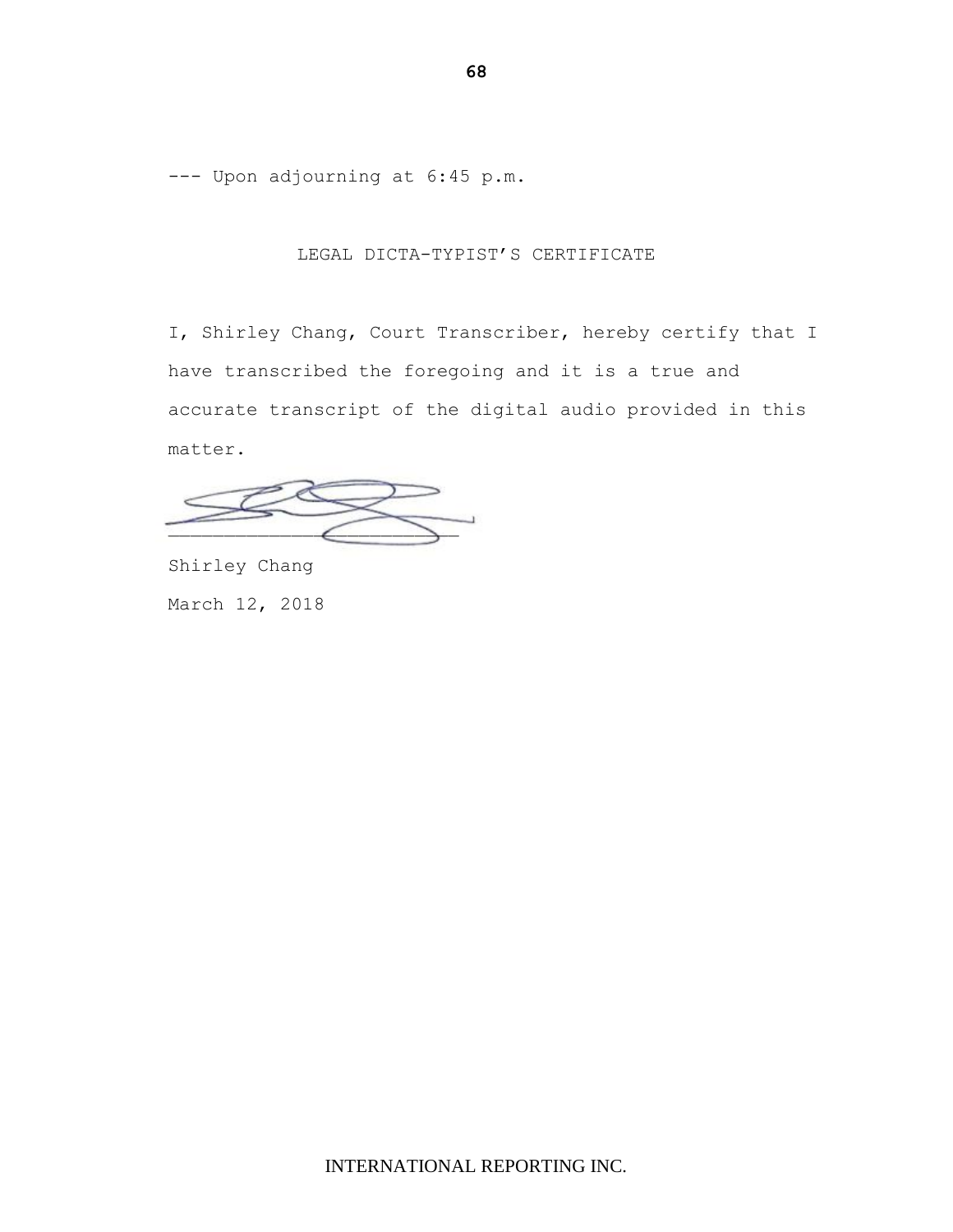--- Upon adjourning at 6:45 p.m.

LEGAL DICTA-TYPIST'S CERTIFICATE

I, Shirley Chang, Court Transcriber, hereby certify that I have transcribed the foregoing and it is a true and accurate transcript of the digital audio provided in this matter.

___________________________

Shirley Chang

March 12, 2018